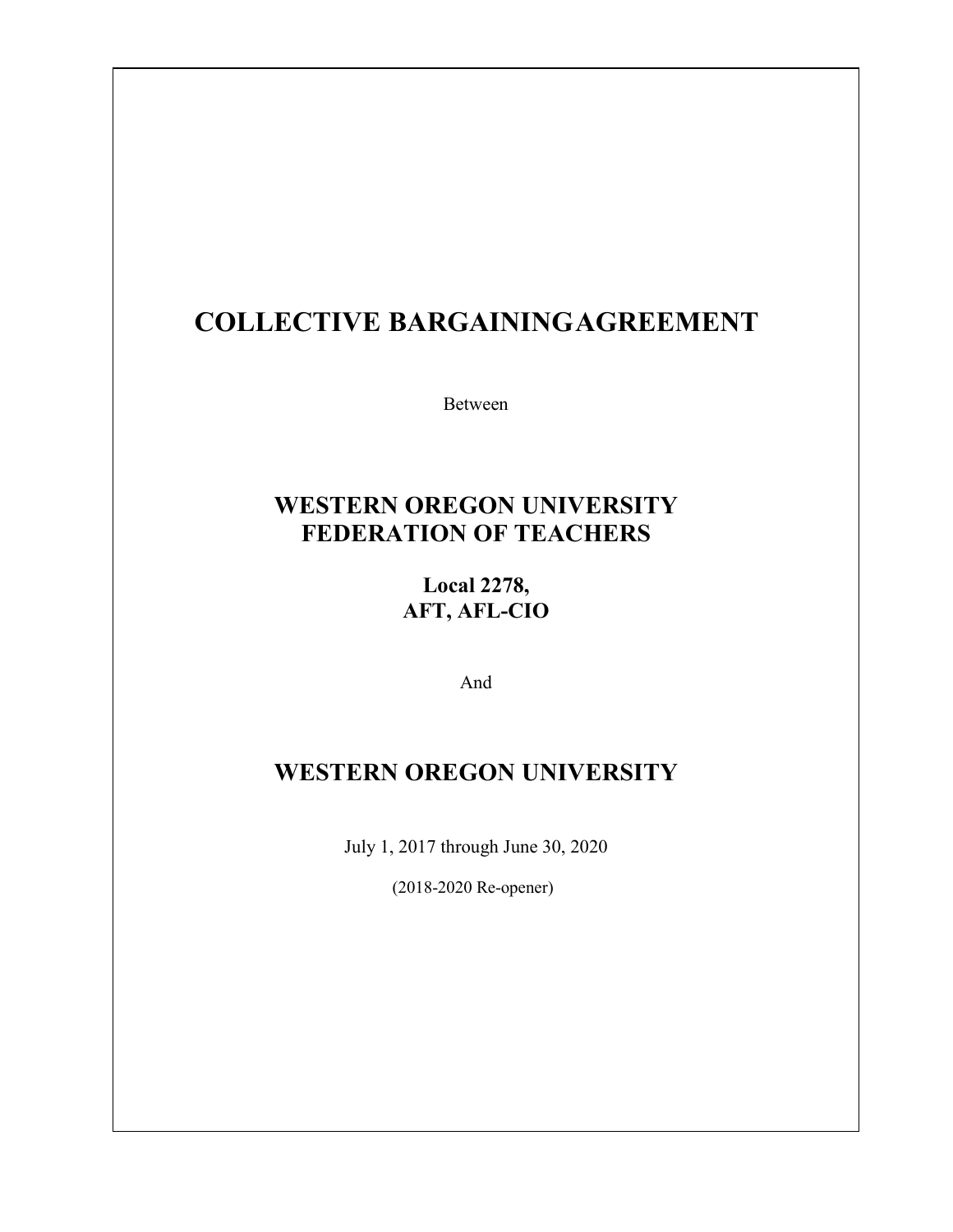# COLLECTIVE BARGAININGAGREEMENT

Between

## WESTERN OREGON UNIVERSITY FEDERATION OF TEACHERS

### Local 2278, AFT, AFL-CIO

And

## WESTERN OREGON UNIVERSITY

July 1, 2017 through June 30, 2020

(2018-2020 Re-opener)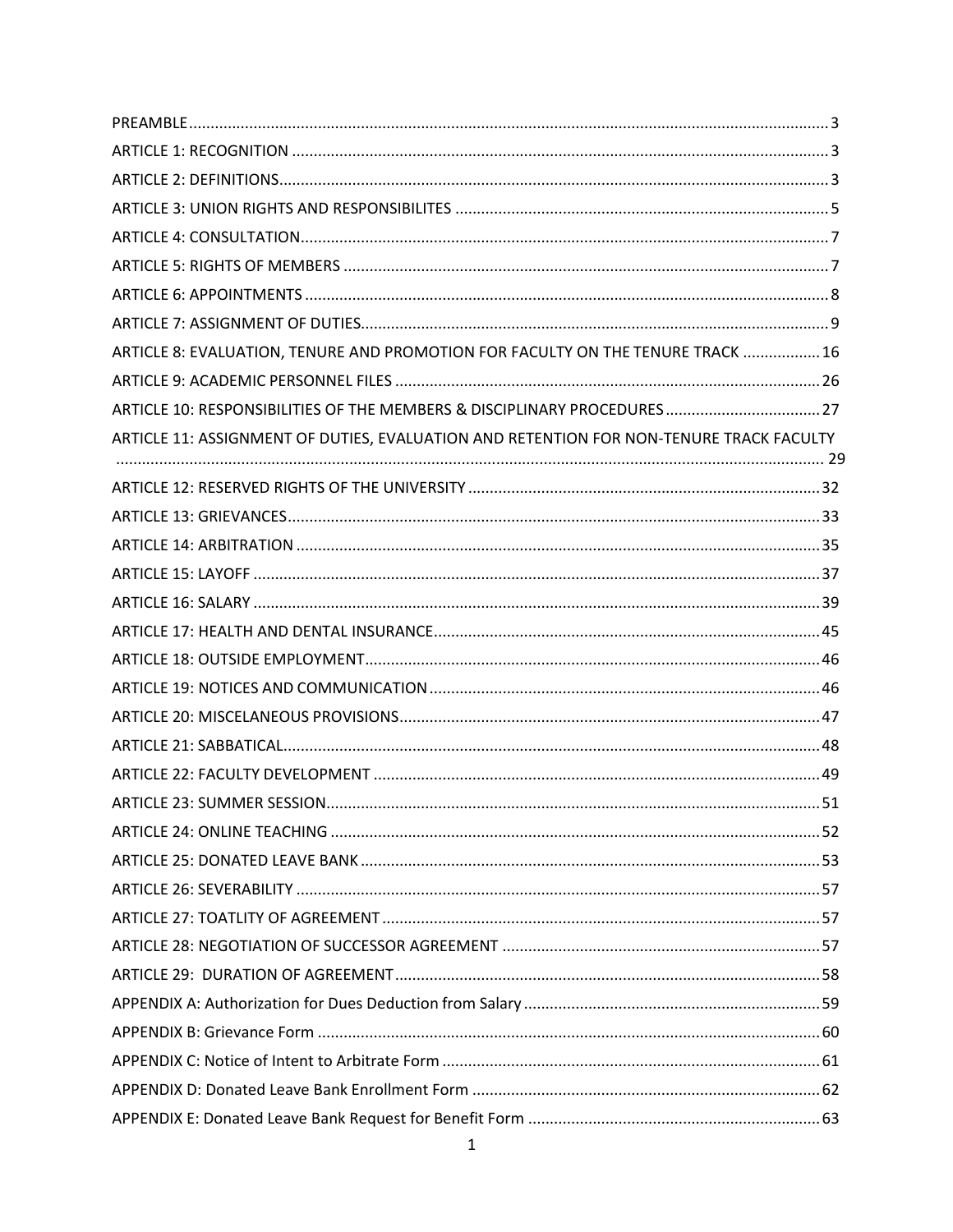PREAMBLE .......... 3

ARTICLE 1: RECOGNITION .......... 3

ARTICLE 2: DEFINITIONS .......... 3

ARTICLE 3: UNION RIGHTS AND RESPONSIBILITES .......... 5

ARTICLE 4: CONSULTATION .......... 7

ARTICLE 5: RIGHTS OF MEMBERS .......... 7

ARTICLE 6: APPOINTMENTS .......... 8

ARTICLE 7: ASSIGNMENT OF DUTIES .......... 9

ARTICLE 8: EVALUATION, TENURE AND PROMOTION FOR FACULTY ON THE TENURE TRACK .......... 16

ARTICLE 9: ACADEMIC PERSONNEL FILES .......... 26

ARTICLE 10: RESPONSIBILITIES OF THE MEMBERS & DISCIPLINARY PROCEDURES .......... 27

ARTICLE 11: ASSIGNMENT OF DUTIES, EVALUATION AND RETENTION FOR NON-TENURE TRACK FACULTY .......... 29

ARTICLE 12: RESERVED RIGHTS OF THE UNIVERSITY .......... 32

ARTICLE 13: GRIEVANCES .......... 33

ARTICLE 14: ARBITRATION .......... 35

ARTICLE 15: LAYOFF .......... 37

ARTICLE 16: SALARY .......... 39

ARTICLE 17: HEALTH AND DENTAL INSURANCE .......... 45

ARTICLE 18: OUTSIDE EMPLOYMENT .......... 46

ARTICLE 19: NOTICES AND COMMUNICATION .......... 46

ARTICLE 20: MISCELANEOUS PROVISIONS .......... 47

ARTICLE 21: SABBATICAL .......... 48

ARTICLE 22: FACULTY DEVELOPMENT .......... 49

ARTICLE 23: SUMMER SESSION .......... 51

ARTICLE 24: ONLINE TEACHING .......... 52

ARTICLE 25: DONATED LEAVE BANK .......... 53

ARTICLE 26: SEVERABILITY .......... 57

ARTICLE 27: TOATLITY OF AGREEMENT .......... 57

ARTICLE 28: NEGOTIATION OF SUCCESSOR AGREEMENT .......... 57

ARTICLE 29: DURATION OF AGREEMENT .......... 58

APPENDIX A: Authorization for Dues Deduction from Salary .......... 59

APPENDIX B: Grievance Form .......... 60

APPENDIX C: Notice of Intent to Arbitrate Form .......... 61

APPENDIX D: Donated Leave Bank Enrollment Form .......... 62

APPENDIX E: Donated Leave Bank Request for Benefit Form .......... 63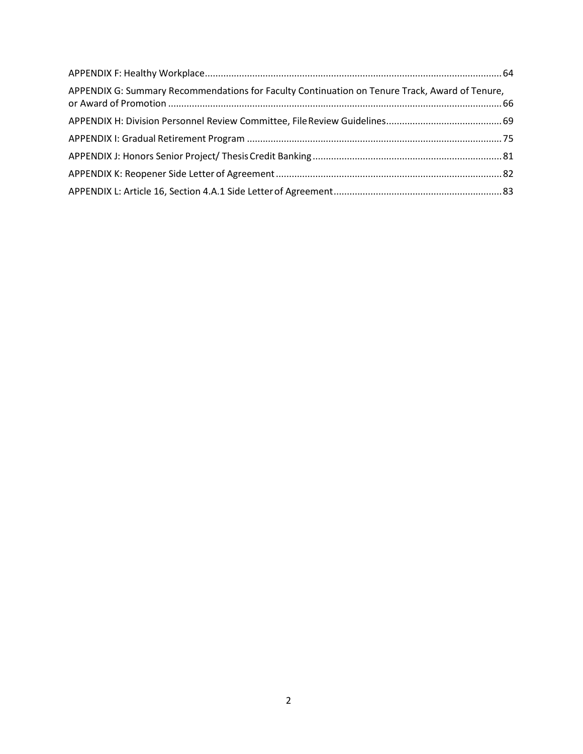APPENDIX F: Healthy Workplace ... 64

APPENDIX G: Summary Recommendations for Faculty Continuation on Tenure Track, Award of Tenure, or Award of Promotion ... 66

APPENDIX H: Division Personnel Review Committee, File Review Guidelines ... 69

APPENDIX I: Gradual Retirement Program ... 75

APPENDIX J: Honors Senior Project/ Thesis Credit Banking ... 81

APPENDIX K: Reopener Side Letter of Agreement ... 82

APPENDIX L: Article 16, Section 4.A.1 Side Letter of Agreement ... 83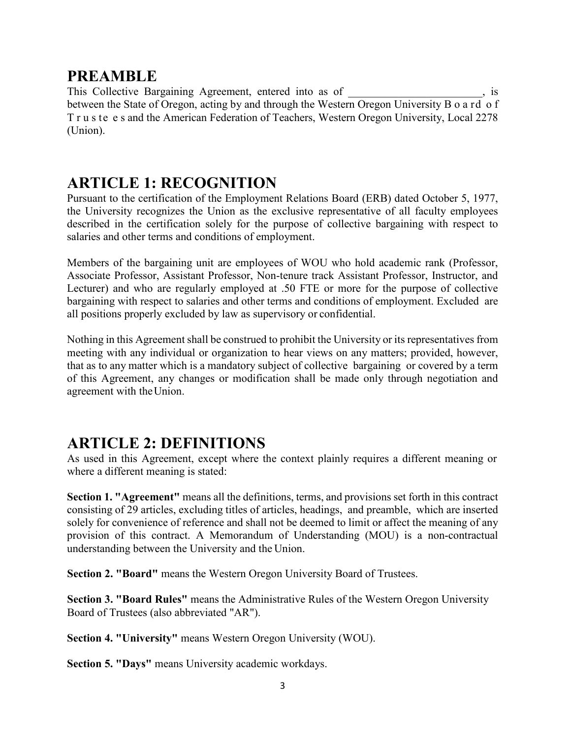## PREAMBLE

This Collective Bargaining Agreement, entered into as of \_\_\_\_\_\_\_\_\_\_\_\_\_\_\_\_\_\_\_\_\_\_\_, is between the State of Oregon, acting by and through the Western Oregon University Board of Trustees and the American Federation of Teachers, Western Oregon University, Local 2278 (Union).

## ARTICLE 1: RECOGNITION

Pursuant to the certification of the Employment Relations Board (ERB) dated October 5, 1977, the University recognizes the Union as the exclusive representative of all faculty employees described in the certification solely for the purpose of collective bargaining with respect to salaries and other terms and conditions of employment.

Members of the bargaining unit are employees of WOU who hold academic rank (Professor, Associate Professor, Assistant Professor, Non-tenure track Assistant Professor, Instructor, and Lecturer) and who are regularly employed at .50 FTE or more for the purpose of collective bargaining with respect to salaries and other terms and conditions of employment. Excluded are all positions properly excluded by law as supervisory or confidential.

Nothing in this Agreement shall be construed to prohibit the University or its representatives from meeting with any individual or organization to hear views on any matters; provided, however, that as to any matter which is a mandatory subject of collective bargaining or covered by a term of this Agreement, any changes or modification shall be made only through negotiation and agreement with the Union.

## ARTICLE 2: DEFINITIONS

As used in this Agreement, except where the context plainly requires a different meaning or where a different meaning is stated:

**Section 1. "Agreement"** means all the definitions, terms, and provisions set forth in this contract consisting of 29 articles, excluding titles of articles, headings, and preamble, which are inserted solely for convenience of reference and shall not be deemed to limit or affect the meaning of any provision of this contract. A Memorandum of Understanding (MOU) is a non-contractual understanding between the University and the Union.

**Section 2. "Board"** means the Western Oregon University Board of Trustees.

**Section 3. "Board Rules"** means the Administrative Rules of the Western Oregon University Board of Trustees (also abbreviated "AR").

**Section 4. "University"** means Western Oregon University (WOU).

**Section 5. "Days"** means University academic workdays.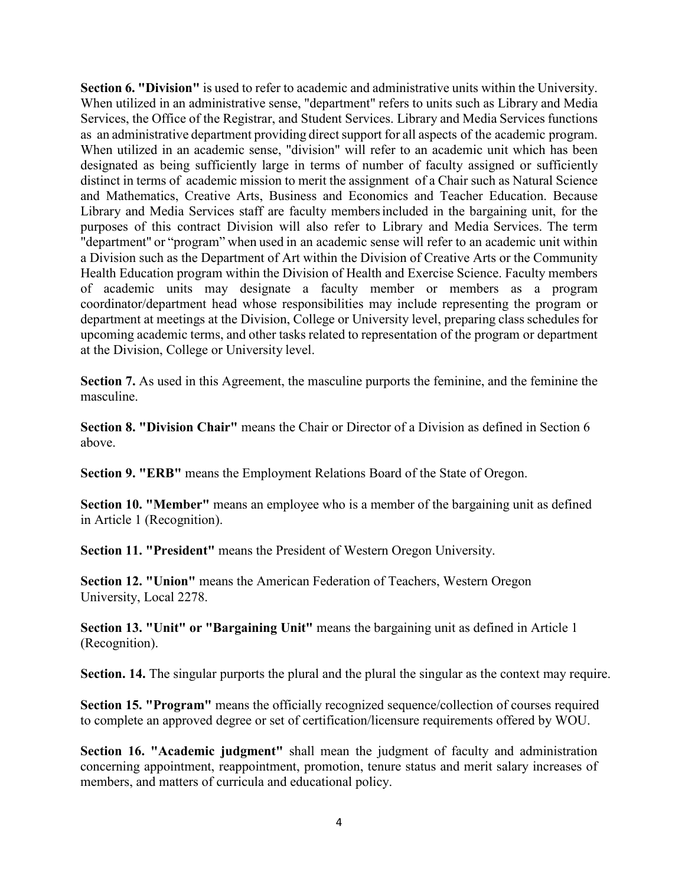**Section 6. "Division"** is used to refer to academic and administrative units within the University. When utilized in an administrative sense, "department" refers to units such as Library and Media Services, the Office of the Registrar, and Student Services. Library and Media Services functions as an administrative department providing direct support for all aspects of the academic program. When utilized in an academic sense, "division" will refer to an academic unit which has been designated as being sufficiently large in terms of number of faculty assigned or sufficiently distinct in terms of academic mission to merit the assignment of a Chair such as Natural Science and Mathematics, Creative Arts, Business and Economics and Teacher Education. Because Library and Media Services staff are faculty members included in the bargaining unit, for the purposes of this contract Division will also refer to Library and Media Services. The term "department" or "program" when used in an academic sense will refer to an academic unit within a Division such as the Department of Art within the Division of Creative Arts or the Community Health Education program within the Division of Health and Exercise Science. Faculty members of academic units may designate a faculty member or members as a program coordinator/department head whose responsibilities may include representing the program or department at meetings at the Division, College or University level, preparing class schedules for upcoming academic terms, and other tasks related to representation of the program or department at the Division, College or University level.

**Section 7.** As used in this Agreement, the masculine purports the feminine, and the feminine the masculine.

**Section 8. "Division Chair"** means the Chair or Director of a Division as defined in Section 6 above.

**Section 9. "ERB"** means the Employment Relations Board of the State of Oregon.

**Section 10. "Member"** means an employee who is a member of the bargaining unit as defined in Article 1 (Recognition).

**Section 11. "President"** means the President of Western Oregon University.

**Section 12. "Union"** means the American Federation of Teachers, Western Oregon University, Local 2278.

**Section 13. "Unit" or "Bargaining Unit"** means the bargaining unit as defined in Article 1 (Recognition).

**Section. 14.** The singular purports the plural and the plural the singular as the context may require.

**Section 15. "Program"** means the officially recognized sequence/collection of courses required to complete an approved degree or set of certification/licensure requirements offered by WOU.

**Section 16. "Academic judgment"** shall mean the judgment of faculty and administration concerning appointment, reappointment, promotion, tenure status and merit salary increases of members, and matters of curricula and educational policy.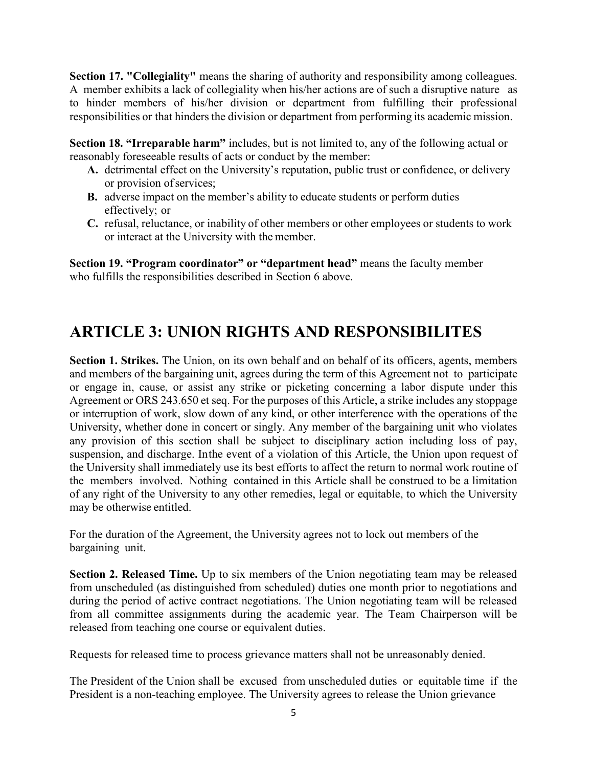**Section 17. "Collegiality"** means the sharing of authority and responsibility among colleagues. A member exhibits a lack of collegiality when his/her actions are of such a disruptive nature as to hinder members of his/her division or department from fulfilling their professional responsibilities or that hinders the division or department from performing its academic mission.

**Section 18. "Irreparable harm"** includes, but is not limited to, any of the following actual or reasonably foreseeable results of acts or conduct by the member:

- **A.** detrimental effect on the University's reputation, public trust or confidence, or delivery or provision of services;
- **B.** adverse impact on the member's ability to educate students or perform duties effectively; or
- **C.** refusal, reluctance, or inability of other members or other employees or students to work or interact at the University with the member.

**Section 19. "Program coordinator" or "department head"** means the faculty member who fulfills the responsibilities described in Section 6 above.

# ARTICLE 3: UNION RIGHTS AND RESPONSIBILITES

**Section 1. Strikes.** The Union, on its own behalf and on behalf of its officers, agents, members and members of the bargaining unit, agrees during the term of this Agreement not to participate or engage in, cause, or assist any strike or picketing concerning a labor dispute under this Agreement or ORS 243.650 et seq. For the purposes of this Article, a strike includes any stoppage or interruption of work, slow down of any kind, or other interference with the operations of the University, whether done in concert or singly. Any member of the bargaining unit who violates any provision of this section shall be subject to disciplinary action including loss of pay, suspension, and discharge. Inthe event of a violation of this Article, the Union upon request of the University shall immediately use its best efforts to affect the return to normal work routine of the members involved. Nothing contained in this Article shall be construed to be a limitation of any right of the University to any other remedies, legal or equitable, to which the University may be otherwise entitled.

For the duration of the Agreement, the University agrees not to lock out members of the bargaining unit.

**Section 2. Released Time.** Up to six members of the Union negotiating team may be released from unscheduled (as distinguished from scheduled) duties one month prior to negotiations and during the period of active contract negotiations. The Union negotiating team will be released from all committee assignments during the academic year. The Team Chairperson will be released from teaching one course or equivalent duties.

Requests for released time to process grievance matters shall not be unreasonably denied.

The President of the Union shall be excused from unscheduled duties or equitable time if the President is a non-teaching employee. The University agrees to release the Union grievance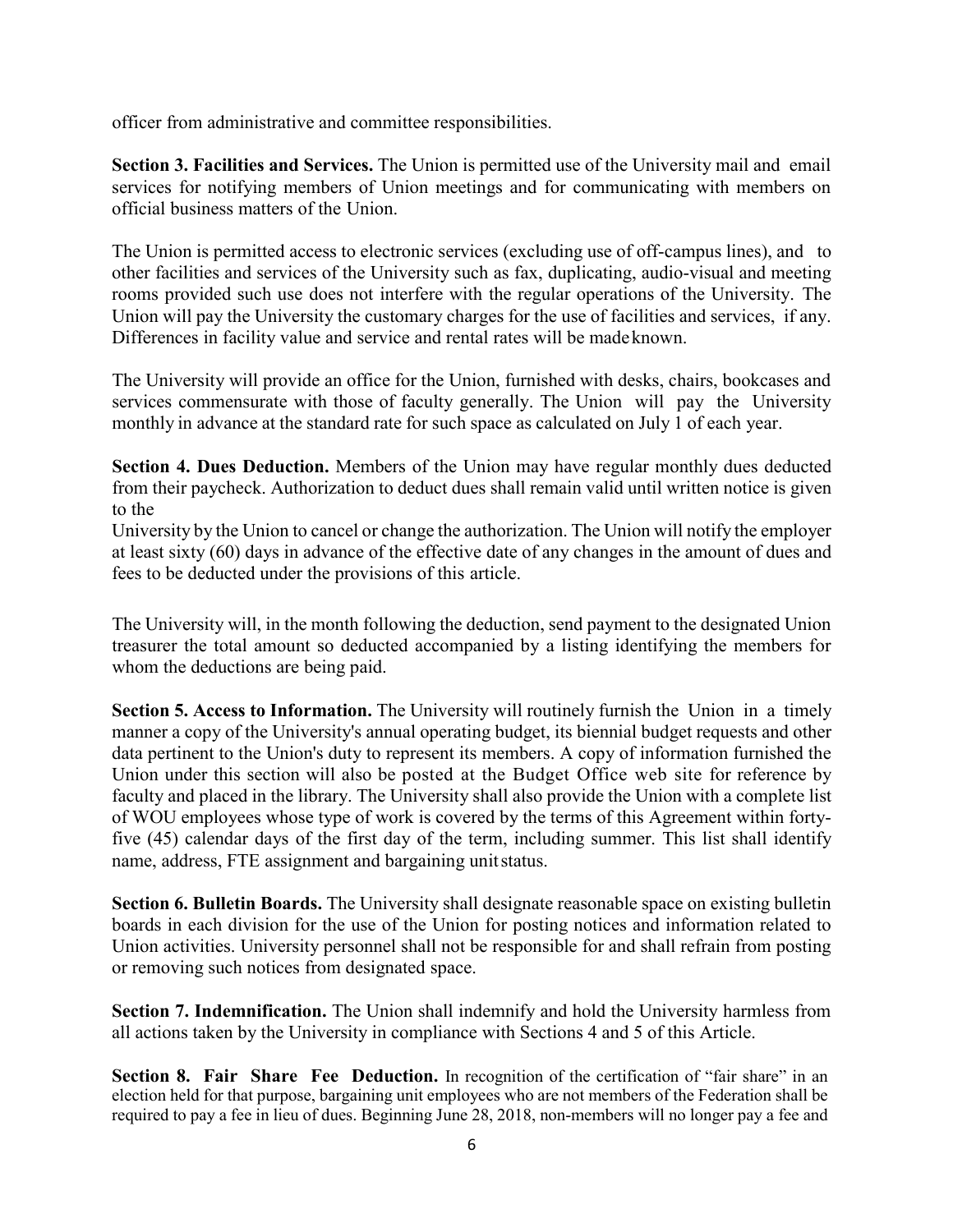officer from administrative and committee responsibilities.

**Section 3. Facilities and Services.** The Union is permitted use of the University mail and email services for notifying members of Union meetings and for communicating with members on official business matters of the Union.

The Union is permitted access to electronic services (excluding use of off-campus lines), and to other facilities and services of the University such as fax, duplicating, audio-visual and meeting rooms provided such use does not interfere with the regular operations of the University. The Union will pay the University the customary charges for the use of facilities and services, if any. Differences in facility value and service and rental rates will be made known.

The University will provide an office for the Union, furnished with desks, chairs, bookcases and services commensurate with those of faculty generally. The Union will pay the University monthly in advance at the standard rate for such space as calculated on July 1 of each year.

**Section 4. Dues Deduction.** Members of the Union may have regular monthly dues deducted from their paycheck. Authorization to deduct dues shall remain valid until written notice is given to the

University by the Union to cancel or change the authorization. The Union will notify the employer at least sixty (60) days in advance of the effective date of any changes in the amount of dues and fees to be deducted under the provisions of this article.

The University will, in the month following the deduction, send payment to the designated Union treasurer the total amount so deducted accompanied by a listing identifying the members for whom the deductions are being paid.

**Section 5. Access to Information.** The University will routinely furnish the Union in a timely manner a copy of the University's annual operating budget, its biennial budget requests and other data pertinent to the Union's duty to represent its members. A copy of information furnished the Union under this section will also be posted at the Budget Office web site for reference by faculty and placed in the library. The University shall also provide the Union with a complete list of WOU employees whose type of work is covered by the terms of this Agreement within forty-five (45) calendar days of the first day of the term, including summer. This list shall identify name, address, FTE assignment and bargaining unit status.

**Section 6. Bulletin Boards.** The University shall designate reasonable space on existing bulletin boards in each division for the use of the Union for posting notices and information related to Union activities. University personnel shall not be responsible for and shall refrain from posting or removing such notices from designated space.

**Section 7. Indemnification.** The Union shall indemnify and hold the University harmless from all actions taken by the University in compliance with Sections 4 and 5 of this Article.

**Section 8. Fair Share Fee Deduction.** In recognition of the certification of "fair share" in an election held for that purpose, bargaining unit employees who are not members of the Federation shall be required to pay a fee in lieu of dues. Beginning June 28, 2018, non-members will no longer pay a fee and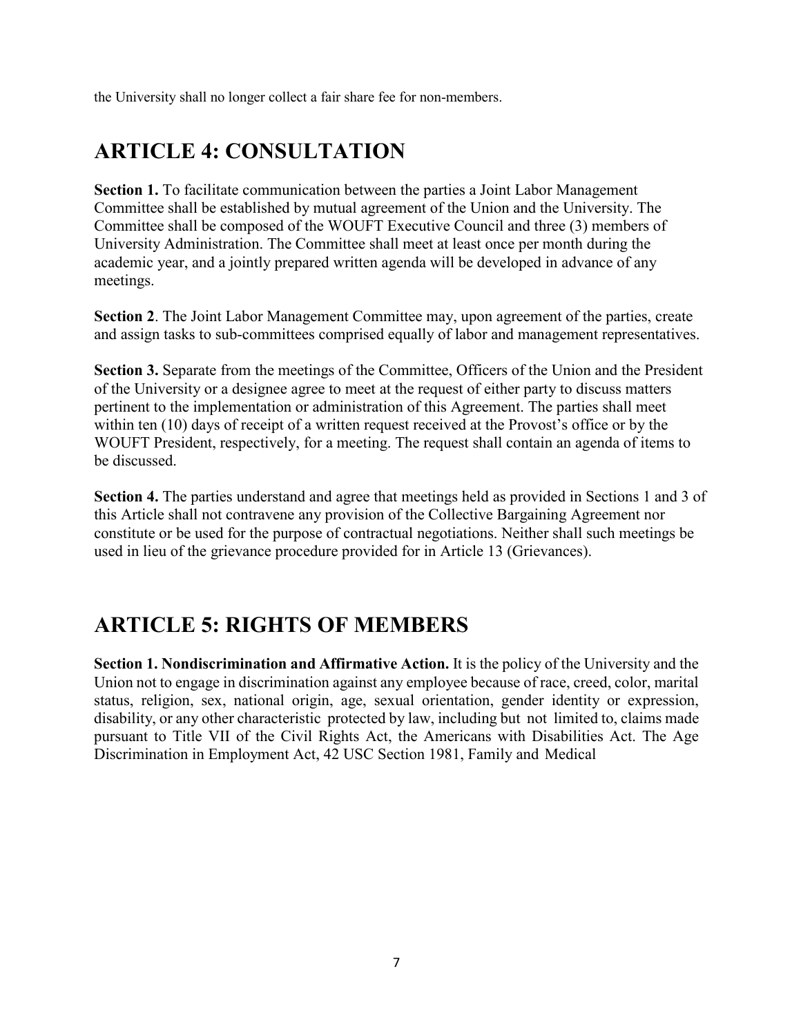the University shall no longer collect a fair share fee for non-members.

# ARTICLE 4: CONSULTATION

**Section 1.** To facilitate communication between the parties a Joint Labor Management Committee shall be established by mutual agreement of the Union and the University. The Committee shall be composed of the WOUFT Executive Council and three (3) members of University Administration. The Committee shall meet at least once per month during the academic year, and a jointly prepared written agenda will be developed in advance of any meetings.

**Section 2**. The Joint Labor Management Committee may, upon agreement of the parties, create and assign tasks to sub-committees comprised equally of labor and management representatives.

**Section 3.** Separate from the meetings of the Committee, Officers of the Union and the President of the University or a designee agree to meet at the request of either party to discuss matters pertinent to the implementation or administration of this Agreement. The parties shall meet within ten (10) days of receipt of a written request received at the Provost's office or by the WOUFT President, respectively, for a meeting. The request shall contain an agenda of items to be discussed.

**Section 4.** The parties understand and agree that meetings held as provided in Sections 1 and 3 of this Article shall not contravene any provision of the Collective Bargaining Agreement nor constitute or be used for the purpose of contractual negotiations. Neither shall such meetings be used in lieu of the grievance procedure provided for in Article 13 (Grievances).

# ARTICLE 5: RIGHTS OF MEMBERS

**Section 1. Nondiscrimination and Affirmative Action.** It is the policy of the University and the Union not to engage in discrimination against any employee because of race, creed, color, marital status, religion, sex, national origin, age, sexual orientation, gender identity or expression, disability, or any other characteristic protected by law, including but not limited to, claims made pursuant to Title VII of the Civil Rights Act, the Americans with Disabilities Act. The Age Discrimination in Employment Act, 42 USC Section 1981, Family and Medical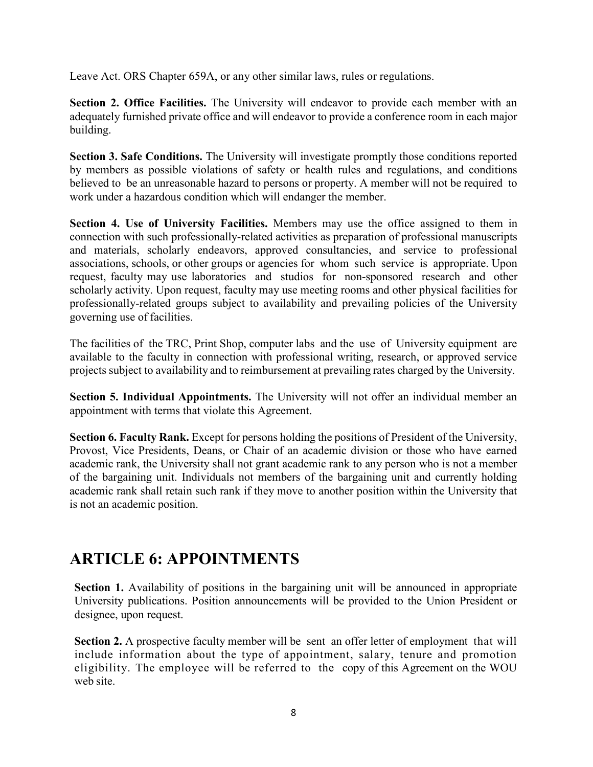Leave Act. ORS Chapter 659A, or any other similar laws, rules or regulations.

**Section 2. Office Facilities.** The University will endeavor to provide each member with an adequately furnished private office and will endeavor to provide a conference room in each major building.

**Section 3. Safe Conditions.** The University will investigate promptly those conditions reported by members as possible violations of safety or health rules and regulations, and conditions believed to be an unreasonable hazard to persons or property. A member will not be required to work under a hazardous condition which will endanger the member.

**Section 4. Use of University Facilities.** Members may use the office assigned to them in connection with such professionally-related activities as preparation of professional manuscripts and materials, scholarly endeavors, approved consultancies, and service to professional associations, schools, or other groups or agencies for whom such service is appropriate. Upon request, faculty may use laboratories and studios for non-sponsored research and other scholarly activity. Upon request, faculty may use meeting rooms and other physical facilities for professionally-related groups subject to availability and prevailing policies of the University governing use of facilities.

The facilities of the TRC, Print Shop, computer labs and the use of University equipment are available to the faculty in connection with professional writing, research, or approved service projects subject to availability and to reimbursement at prevailing rates charged by the University.

**Section 5. Individual Appointments.** The University will not offer an individual member an appointment with terms that violate this Agreement.

**Section 6. Faculty Rank.** Except for persons holding the positions of President of the University, Provost, Vice Presidents, Deans, or Chair of an academic division or those who have earned academic rank, the University shall not grant academic rank to any person who is not a member of the bargaining unit. Individuals not members of the bargaining unit and currently holding academic rank shall retain such rank if they move to another position within the University that is not an academic position.

## ARTICLE 6: APPOINTMENTS

**Section 1.** Availability of positions in the bargaining unit will be announced in appropriate University publications. Position announcements will be provided to the Union President or designee, upon request.

**Section 2.** A prospective faculty member will be sent an offer letter of employment that will include information about the type of appointment, salary, tenure and promotion eligibility. The employee will be referred to the copy of this Agreement on the WOU web site.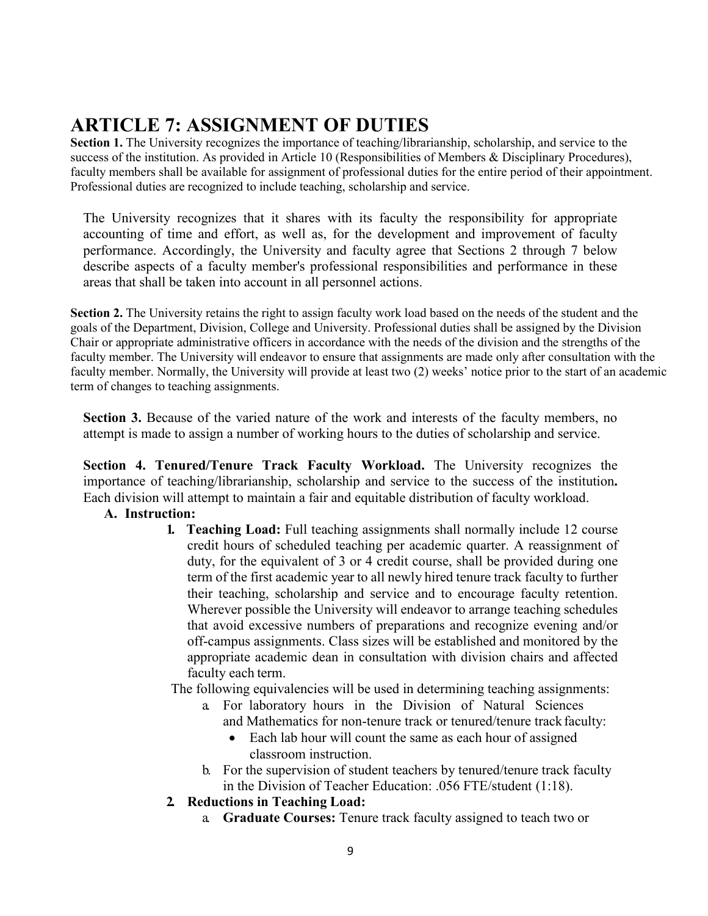# ARTICLE 7: ASSIGNMENT OF DUTIES

**Section 1.** The University recognizes the importance of teaching/librarianship, scholarship, and service to the success of the institution. As provided in Article 10 (Responsibilities of Members & Disciplinary Procedures), faculty members shall be available for assignment of professional duties for the entire period of their appointment. Professional duties are recognized to include teaching, scholarship and service.

The University recognizes that it shares with its faculty the responsibility for appropriate accounting of time and effort, as well as, for the development and improvement of faculty performance. Accordingly, the University and faculty agree that Sections 2 through 7 below describe aspects of a faculty member's professional responsibilities and performance in these areas that shall be taken into account in all personnel actions.

**Section 2.** The University retains the right to assign faculty work load based on the needs of the student and the goals of the Department, Division, College and University. Professional duties shall be assigned by the Division Chair or appropriate administrative officers in accordance with the needs of the division and the strengths of the faculty member. The University will endeavor to ensure that assignments are made only after consultation with the faculty member. Normally, the University will provide at least two (2) weeks' notice prior to the start of an academic term of changes to teaching assignments.

**Section 3.** Because of the varied nature of the work and interests of the faculty members, no attempt is made to assign a number of working hours to the duties of scholarship and service.

**Section 4. Tenured/Tenure Track Faculty Workload.** The University recognizes the importance of teaching/librarianship, scholarship and service to the success of the institution**.** Each division will attempt to maintain a fair and equitable distribution of faculty workload.

**A. Instruction:**

1. **Teaching Load:** Full teaching assignments shall normally include 12 course credit hours of scheduled teaching per academic quarter. A reassignment of duty, for the equivalent of 3 or 4 credit course, shall be provided during one term of the first academic year to all newly hired tenure track faculty to further their teaching, scholarship and service and to encourage faculty retention. Wherever possible the University will endeavor to arrange teaching schedules that avoid excessive numbers of preparations and recognize evening and/or off-campus assignments. Class sizes will be established and monitored by the appropriate academic dean in consultation with division chairs and affected faculty each term.

   The following equivalencies will be used in determining teaching assignments:

   a. For laboratory hours in the Division of Natural Sciences and Mathematics for non-tenure track or tenured/tenure track faculty:
      - Each lab hour will count the same as each hour of assigned classroom instruction.

   b. For the supervision of student teachers by tenured/tenure track faculty in the Division of Teacher Education: .056 FTE/student (1:18).

2. **Reductions in Teaching Load:**

   a. **Graduate Courses:** Tenure track faculty assigned to teach two or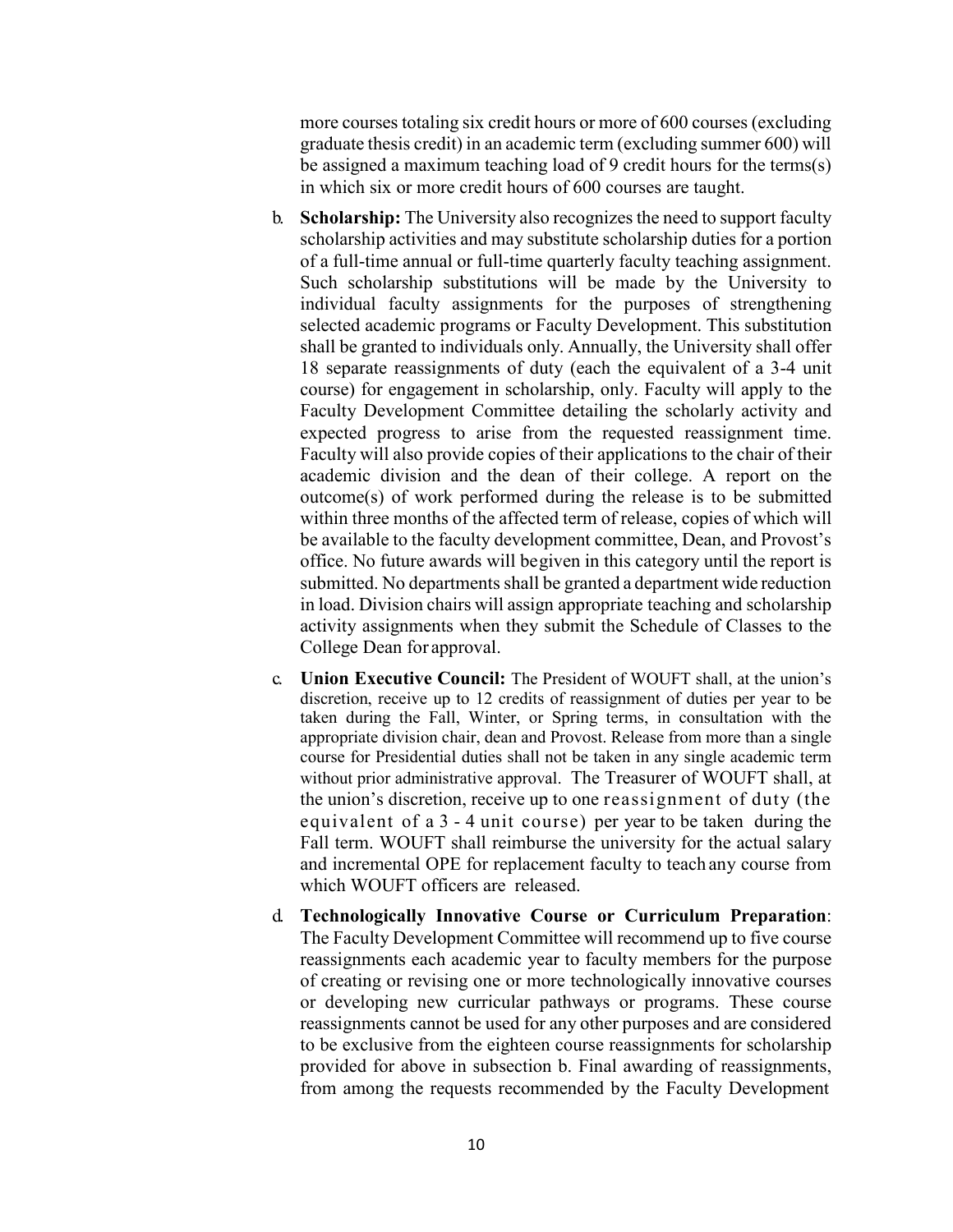more courses totaling six credit hours or more of 600 courses (excluding graduate thesis credit) in an academic term (excluding summer 600) will be assigned a maximum teaching load of 9 credit hours for the terms(s) in which six or more credit hours of 600 courses are taught.

b. **Scholarship:** The University also recognizes the need to support faculty scholarship activities and may substitute scholarship duties for a portion of a full-time annual or full-time quarterly faculty teaching assignment. Such scholarship substitutions will be made by the University to individual faculty assignments for the purposes of strengthening selected academic programs or Faculty Development. This substitution shall be granted to individuals only. Annually, the University shall offer 18 separate reassignments of duty (each the equivalent of a 3-4 unit course) for engagement in scholarship, only. Faculty will apply to the Faculty Development Committee detailing the scholarly activity and expected progress to arise from the requested reassignment time. Faculty will also provide copies of their applications to the chair of their academic division and the dean of their college. A report on the outcome(s) of work performed during the release is to be submitted within three months of the affected term of release, copies of which will be available to the faculty development committee, Dean, and Provost's office. No future awards will begiven in this category until the report is submitted. No departments shall be granted a department wide reduction in load. Division chairs will assign appropriate teaching and scholarship activity assignments when they submit the Schedule of Classes to the College Dean for approval.

c. **Union Executive Council:** The President of WOUFT shall, at the union's discretion, receive up to 12 credits of reassignment of duties per year to be taken during the Fall, Winter, or Spring terms, in consultation with the appropriate division chair, dean and Provost. Release from more than a single course for Presidential duties shall not be taken in any single academic term without prior administrative approval. The Treasurer of WOUFT shall, at the union's discretion, receive up to one reassignment of duty (the equivalent of a 3 - 4 unit course) per year to be taken during the Fall term. WOUFT shall reimburse the university for the actual salary and incremental OPE for replacement faculty to teach any course from which WOUFT officers are released.

d. **Technologically Innovative Course or Curriculum Preparation**: The Faculty Development Committee will recommend up to five course reassignments each academic year to faculty members for the purpose of creating or revising one or more technologically innovative courses or developing new curricular pathways or programs. These course reassignments cannot be used for any other purposes and are considered to be exclusive from the eighteen course reassignments for scholarship provided for above in subsection b. Final awarding of reassignments, from among the requests recommended by the Faculty Development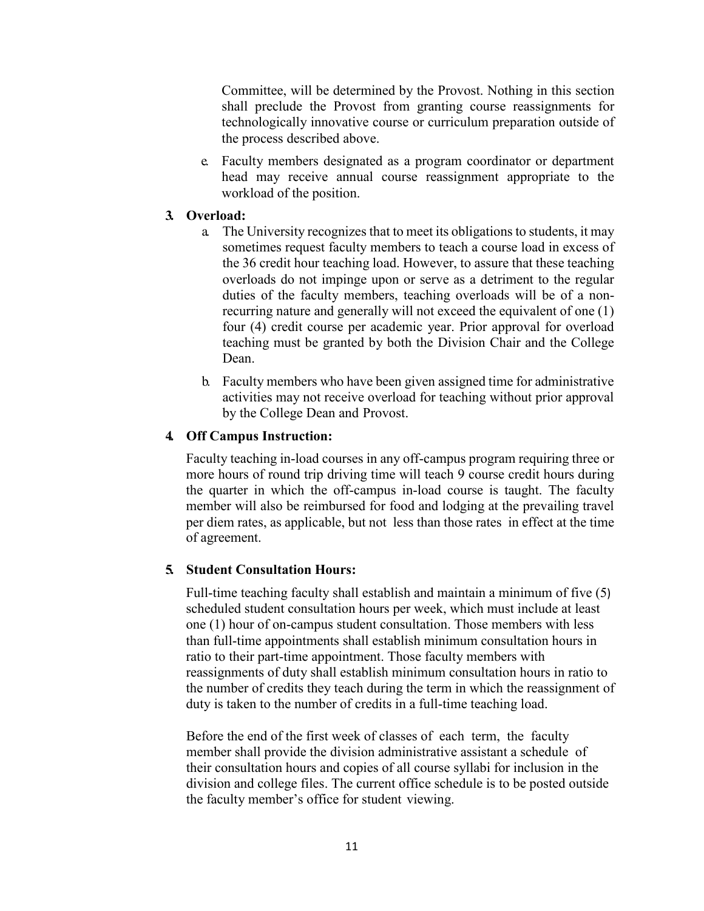Committee, will be determined by the Provost. Nothing in this section shall preclude the Provost from granting course reassignments for technologically innovative course or curriculum preparation outside of the process described above.

e. Faculty members designated as a program coordinator or department head may receive annual course reassignment appropriate to the workload of the position.

**3. Overload:**

a. The University recognizes that to meet its obligations to students, it may sometimes request faculty members to teach a course load in excess of the 36 credit hour teaching load. However, to assure that these teaching overloads do not impinge upon or serve as a detriment to the regular duties of the faculty members, teaching overloads will be of a non-recurring nature and generally will not exceed the equivalent of one (1) four (4) credit course per academic year. Prior approval for overload teaching must be granted by both the Division Chair and the College Dean.

b. Faculty members who have been given assigned time for administrative activities may not receive overload for teaching without prior approval by the College Dean and Provost.

**4. Off Campus Instruction:**

Faculty teaching in-load courses in any off-campus program requiring three or more hours of round trip driving time will teach 9 course credit hours during the quarter in which the off-campus in-load course is taught. The faculty member will also be reimbursed for food and lodging at the prevailing travel per diem rates, as applicable, but not less than those rates in effect at the time of agreement.

**5. Student Consultation Hours:**

Full-time teaching faculty shall establish and maintain a minimum of five (5) scheduled student consultation hours per week, which must include at least one (1) hour of on-campus student consultation. Those members with less than full-time appointments shall establish minimum consultation hours in ratio to their part-time appointment. Those faculty members with reassignments of duty shall establish minimum consultation hours in ratio to the number of credits they teach during the term in which the reassignment of duty is taken to the number of credits in a full-time teaching load.

Before the end of the first week of classes of each term, the faculty member shall provide the division administrative assistant a schedule of their consultation hours and copies of all course syllabi for inclusion in the division and college files. The current office schedule is to be posted outside the faculty member's office for student viewing.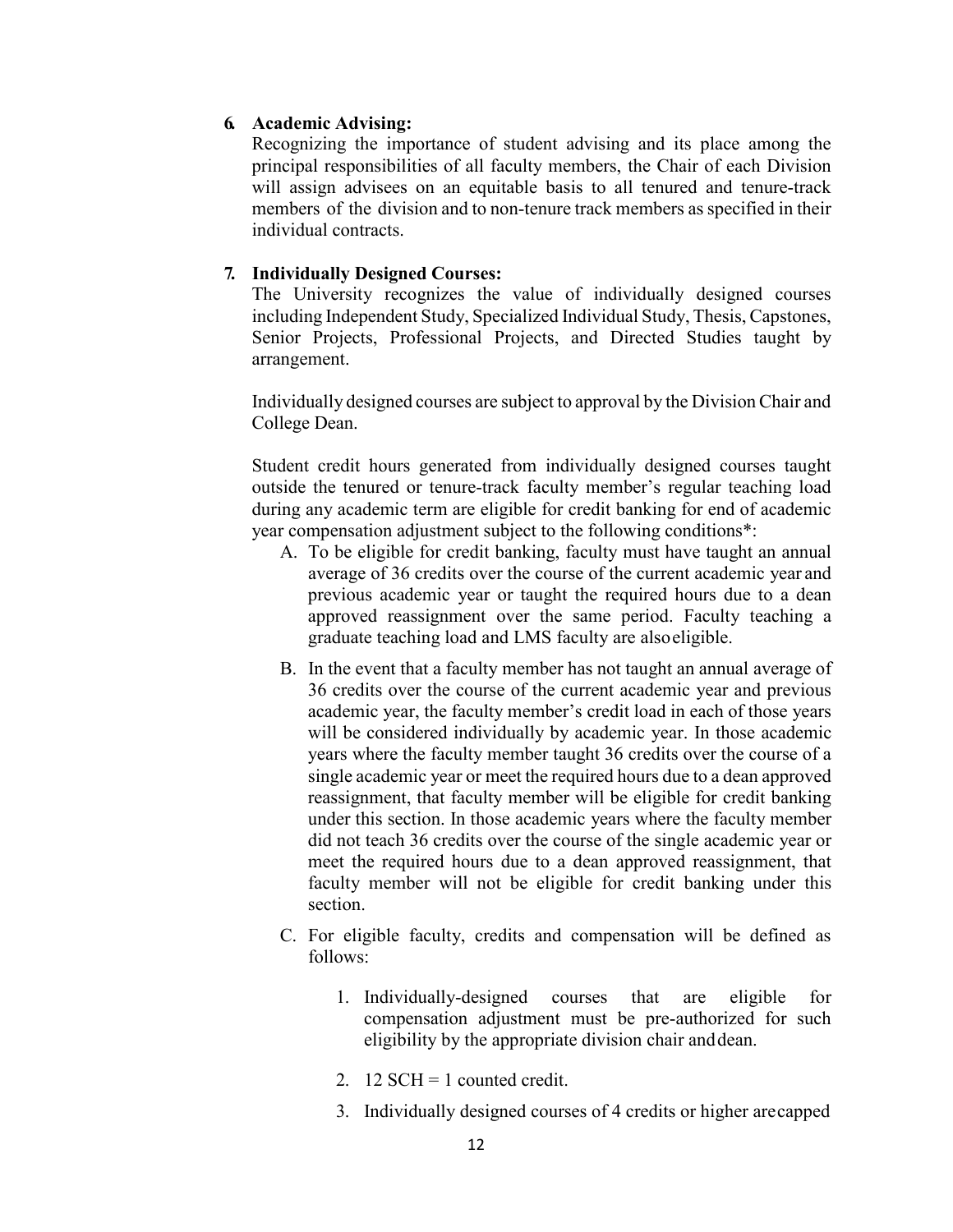**6. Academic Advising:**

Recognizing the importance of student advising and its place among the principal responsibilities of all faculty members, the Chair of each Division will assign advisees on an equitable basis to all tenured and tenure-track members of the division and to non-tenure track members as specified in their individual contracts.

**7. Individually Designed Courses:**

The University recognizes the value of individually designed courses including Independent Study, Specialized Individual Study, Thesis, Capstones, Senior Projects, Professional Projects, and Directed Studies taught by arrangement.

Individually designed courses are subject to approval by the Division Chair and College Dean.

Student credit hours generated from individually designed courses taught outside the tenured or tenure-track faculty member's regular teaching load during any academic term are eligible for credit banking for end of academic year compensation adjustment subject to the following conditions*:

A. To be eligible for credit banking, faculty must have taught an annual average of 36 credits over the course of the current academic year and previous academic year or taught the required hours due to a dean approved reassignment over the same period. Faculty teaching a graduate teaching load and LMS faculty are also eligible.

B. In the event that a faculty member has not taught an annual average of 36 credits over the course of the current academic year and previous academic year, the faculty member's credit load in each of those years will be considered individually by academic year. In those academic years where the faculty member taught 36 credits over the course of a single academic year or meet the required hours due to a dean approved reassignment, that faculty member will be eligible for credit banking under this section. In those academic years where the faculty member did not teach 36 credits over the course of the single academic year or meet the required hours due to a dean approved reassignment, that faculty member will not be eligible for credit banking under this section.

C. For eligible faculty, credits and compensation will be defined as follows:

   1. Individually-designed courses that are eligible for compensation adjustment must be pre-authorized for such eligibility by the appropriate division chair and dean.

   2. 12 SCH = 1 counted credit.

   3. Individually designed courses of 4 credits or higher are capped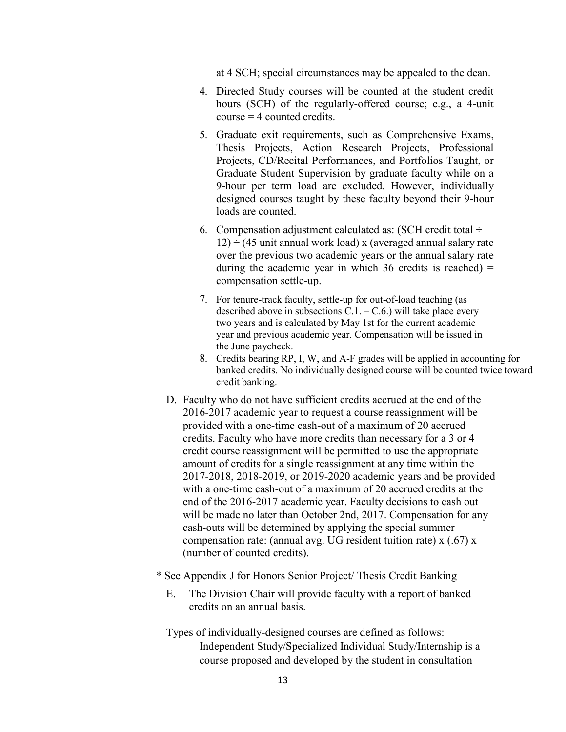at 4 SCH; special circumstances may be appealed to the dean.

4. Directed Study courses will be counted at the student credit hours (SCH) of the regularly-offered course; e.g., a 4-unit course = 4 counted credits.
5. Graduate exit requirements, such as Comprehensive Exams, Thesis Projects, Action Research Projects, Professional Projects, CD/Recital Performances, and Portfolios Taught, or Graduate Student Supervision by graduate faculty while on a 9-hour per term load are excluded. However, individually designed courses taught by these faculty beyond their 9-hour loads are counted.
6. Compensation adjustment calculated as: (SCH credit total ÷ 12) ÷ (45 unit annual work load) x (averaged annual salary rate over the previous two academic years or the annual salary rate during the academic year in which 36 credits is reached) = compensation settle-up.
7. For tenure-track faculty, settle-up for out-of-load teaching (as described above in subsections C.1. – C.6.) will take place every two years and is calculated by May 1st for the current academic year and previous academic year. Compensation will be issued in the June paycheck.
8. Credits bearing RP, I, W, and A-F grades will be applied in accounting for banked credits. No individually designed course will be counted twice toward credit banking.

D. Faculty who do not have sufficient credits accrued at the end of the 2016-2017 academic year to request a course reassignment will be provided with a one-time cash-out of a maximum of 20 accrued credits. Faculty who have more credits than necessary for a 3 or 4 credit course reassignment will be permitted to use the appropriate amount of credits for a single reassignment at any time within the 2017-2018, 2018-2019, or 2019-2020 academic years and be provided with a one-time cash-out of a maximum of 20 accrued credits at the end of the 2016-2017 academic year. Faculty decisions to cash out will be made no later than October 2nd, 2017. Compensation for any cash-outs will be determined by applying the special summer compensation rate: (annual avg. UG resident tuition rate) x (.67) x (number of counted credits).

* See Appendix J for Honors Senior Project/ Thesis Credit Banking

E. The Division Chair will provide faculty with a report of banked credits on an annual basis.

Types of individually-designed courses are defined as follows:

Independent Study/Specialized Individual Study/Internship is a course proposed and developed by the student in consultation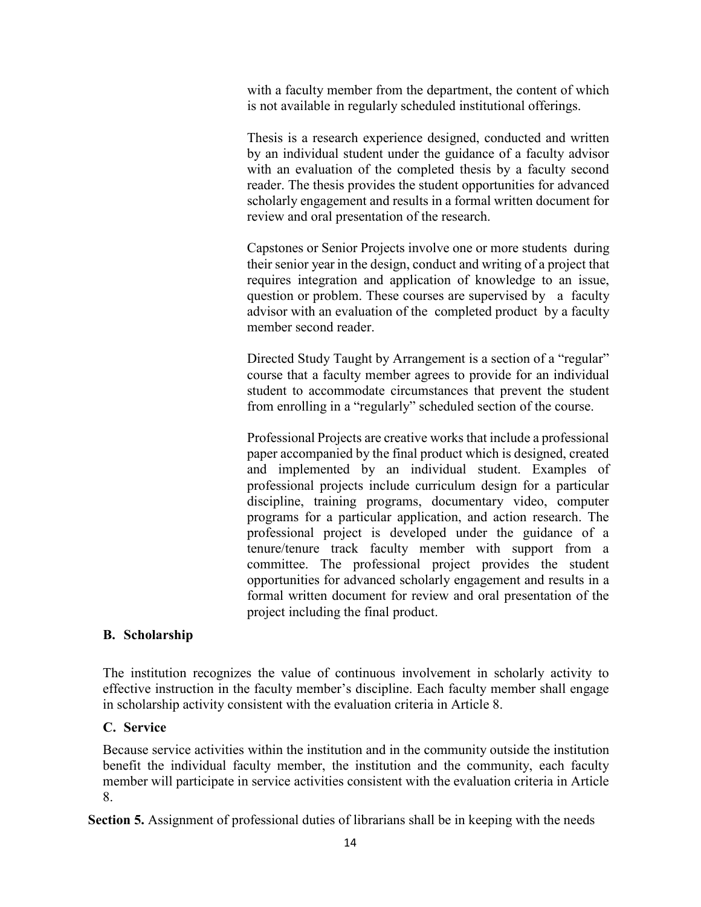with a faculty member from the department, the content of which is not available in regularly scheduled institutional offerings.

Thesis is a research experience designed, conducted and written by an individual student under the guidance of a faculty advisor with an evaluation of the completed thesis by a faculty second reader. The thesis provides the student opportunities for advanced scholarly engagement and results in a formal written document for review and oral presentation of the research.

Capstones or Senior Projects involve one or more students during their senior year in the design, conduct and writing of a project that requires integration and application of knowledge to an issue, question or problem. These courses are supervised by a faculty advisor with an evaluation of the completed product by a faculty member second reader.

Directed Study Taught by Arrangement is a section of a "regular" course that a faculty member agrees to provide for an individual student to accommodate circumstances that prevent the student from enrolling in a "regularly" scheduled section of the course.

Professional Projects are creative works that include a professional paper accompanied by the final product which is designed, created and implemented by an individual student. Examples of professional projects include curriculum design for a particular discipline, training programs, documentary video, computer programs for a particular application, and action research. The professional project is developed under the guidance of a tenure/tenure track faculty member with support from a committee. The professional project provides the student opportunities for advanced scholarly engagement and results in a formal written document for review and oral presentation of the project including the final product.

**B. Scholarship**

The institution recognizes the value of continuous involvement in scholarly activity to effective instruction in the faculty member's discipline. Each faculty member shall engage in scholarship activity consistent with the evaluation criteria in Article 8.

**C. Service**

Because service activities within the institution and in the community outside the institution benefit the individual faculty member, the institution and the community, each faculty member will participate in service activities consistent with the evaluation criteria in Article 8.

**Section 5.** Assignment of professional duties of librarians shall be in keeping with the needs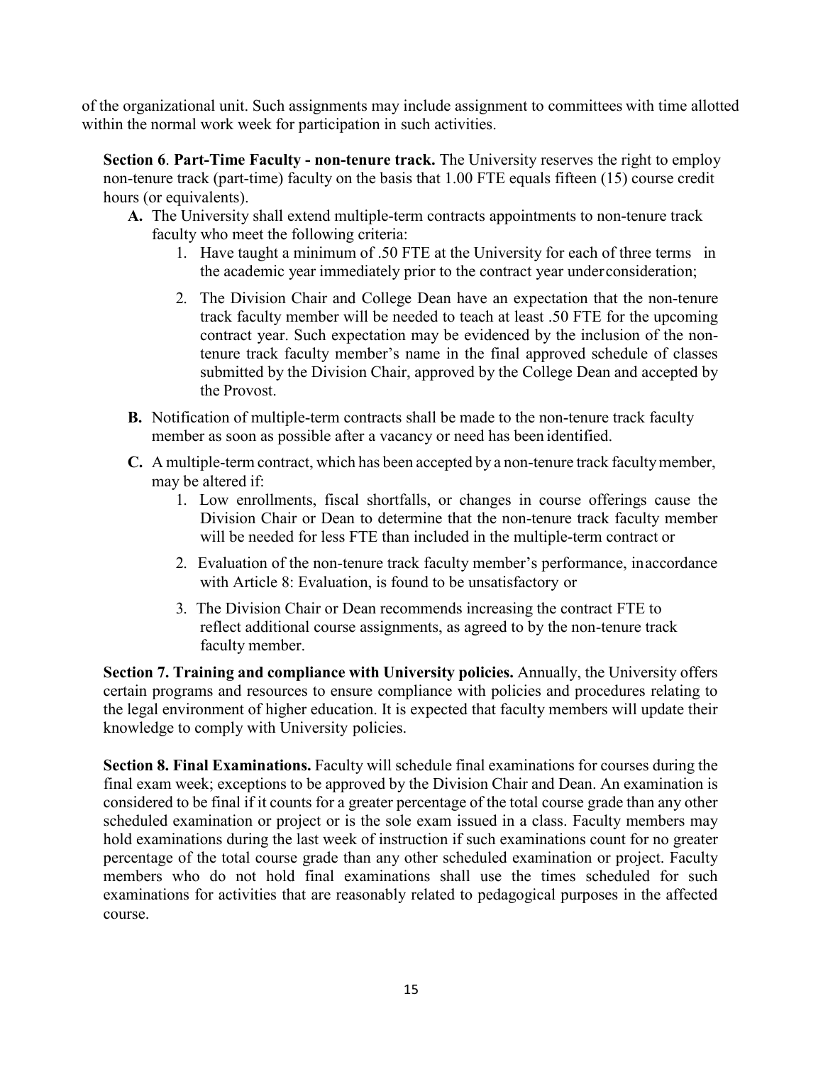of the organizational unit. Such assignments may include assignment to committees with time allotted within the normal work week for participation in such activities.

**Section 6**. **Part-Time Faculty - non-tenure track.** The University reserves the right to employ non-tenure track (part-time) faculty on the basis that 1.00 FTE equals fifteen (15) course credit hours (or equivalents).

- **A.** The University shall extend multiple-term contracts appointments to non-tenure track faculty who meet the following criteria:
  1. Have taught a minimum of .50 FTE at the University for each of three terms in the academic year immediately prior to the contract year under consideration;
  2. The Division Chair and College Dean have an expectation that the non-tenure track faculty member will be needed to teach at least .50 FTE for the upcoming contract year. Such expectation may be evidenced by the inclusion of the non-tenure track faculty member's name in the final approved schedule of classes submitted by the Division Chair, approved by the College Dean and accepted by the Provost.
- **B.** Notification of multiple-term contracts shall be made to the non-tenure track faculty member as soon as possible after a vacancy or need has been identified.
- **C.** A multiple-term contract, which has been accepted by a non-tenure track faculty member, may be altered if:
  1. Low enrollments, fiscal shortfalls, or changes in course offerings cause the Division Chair or Dean to determine that the non-tenure track faculty member will be needed for less FTE than included in the multiple-term contract or
  2. Evaluation of the non-tenure track faculty member's performance, in accordance with Article 8: Evaluation, is found to be unsatisfactory or
  3. The Division Chair or Dean recommends increasing the contract FTE to reflect additional course assignments, as agreed to by the non-tenure track faculty member.

**Section 7. Training and compliance with University policies.** Annually, the University offers certain programs and resources to ensure compliance with policies and procedures relating to the legal environment of higher education. It is expected that faculty members will update their knowledge to comply with University policies.

**Section 8. Final Examinations.** Faculty will schedule final examinations for courses during the final exam week; exceptions to be approved by the Division Chair and Dean. An examination is considered to be final if it counts for a greater percentage of the total course grade than any other scheduled examination or project or is the sole exam issued in a class. Faculty members may hold examinations during the last week of instruction if such examinations count for no greater percentage of the total course grade than any other scheduled examination or project. Faculty members who do not hold final examinations shall use the times scheduled for such examinations for activities that are reasonably related to pedagogical purposes in the affected course.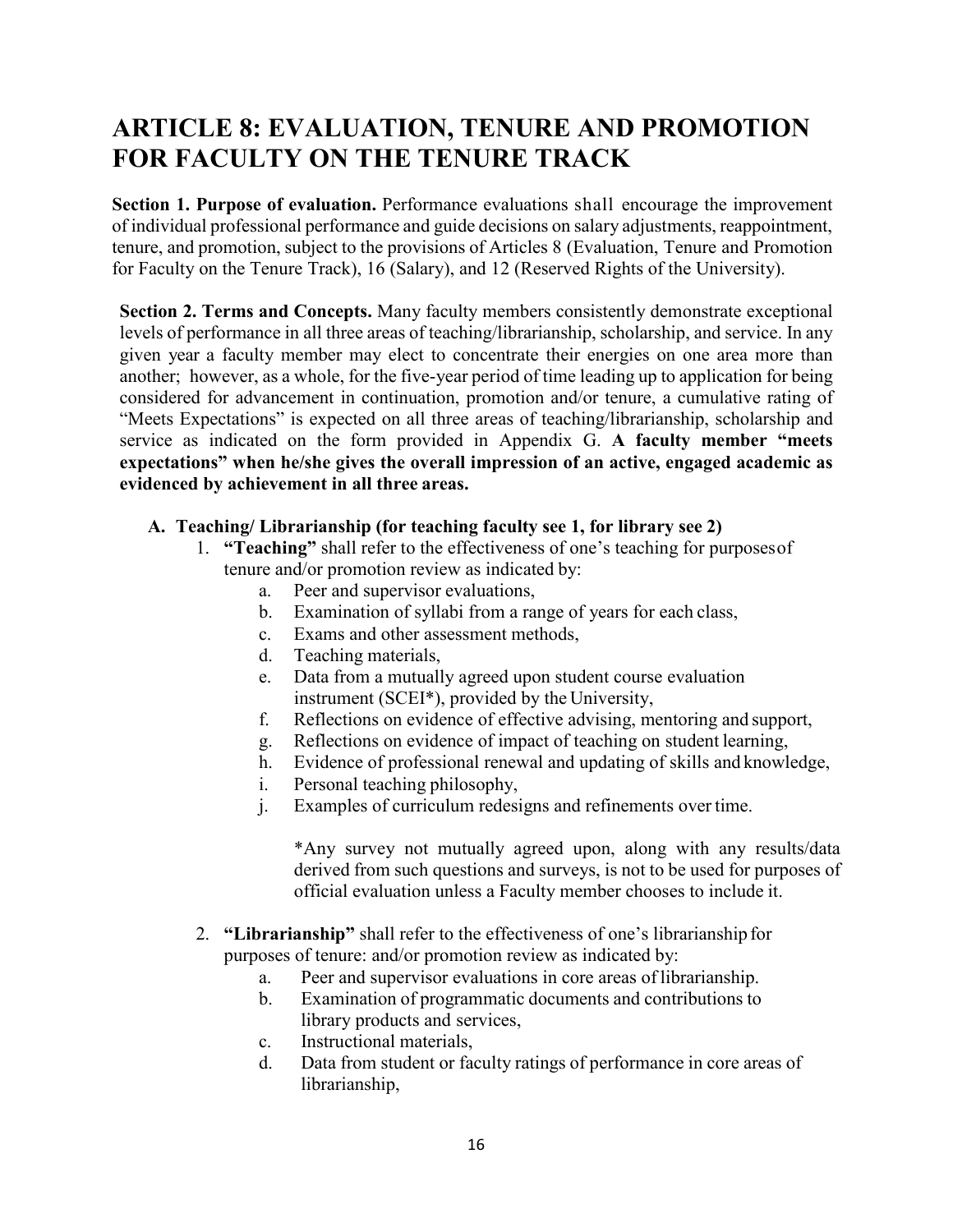# ARTICLE 8: EVALUATION, TENURE AND PROMOTION FOR FACULTY ON THE TENURE TRACK

**Section 1. Purpose of evaluation.** Performance evaluations shall encourage the improvement of individual professional performance and guide decisions on salary adjustments, reappointment, tenure, and promotion, subject to the provisions of Articles 8 (Evaluation, Tenure and Promotion for Faculty on the Tenure Track), 16 (Salary), and 12 (Reserved Rights of the University).

**Section 2. Terms and Concepts.** Many faculty members consistently demonstrate exceptional levels of performance in all three areas of teaching/librarianship, scholarship, and service. In any given year a faculty member may elect to concentrate their energies on one area more than another; however, as a whole, for the five-year period of time leading up to application for being considered for advancement in continuation, promotion and/or tenure, a cumulative rating of "Meets Expectations" is expected on all three areas of teaching/librarianship, scholarship and service as indicated on the form provided in Appendix G. **A faculty member "meets expectations" when he/she gives the overall impression of an active, engaged academic as evidenced by achievement in all three areas.**

**A. Teaching/ Librarianship (for teaching faculty see 1, for library see 2)**

1. **"Teaching"** shall refer to the effectiveness of one's teaching for purposes of tenure and/or promotion review as indicated by:
    a. Peer and supervisor evaluations,
    b. Examination of syllabi from a range of years for each class,
    c. Exams and other assessment methods,
    d. Teaching materials,
    e. Data from a mutually agreed upon student course evaluation instrument (SCEI*), provided by the University,
    f. Reflections on evidence of effective advising, mentoring and support,
    g. Reflections on evidence of impact of teaching on student learning,
    h. Evidence of professional renewal and updating of skills and knowledge,
    i. Personal teaching philosophy,
    j. Examples of curriculum redesigns and refinements over time.

    *Any survey not mutually agreed upon, along with any results/data derived from such questions and surveys, is not to be used for purposes of official evaluation unless a Faculty member chooses to include it.

2. **"Librarianship"** shall refer to the effectiveness of one's librarianship for purposes of tenure: and/or promotion review as indicated by:
    a. Peer and supervisor evaluations in core areas of librarianship.
    b. Examination of programmatic documents and contributions to library products and services,
    c. Instructional materials,
    d. Data from student or faculty ratings of performance in core areas of librarianship,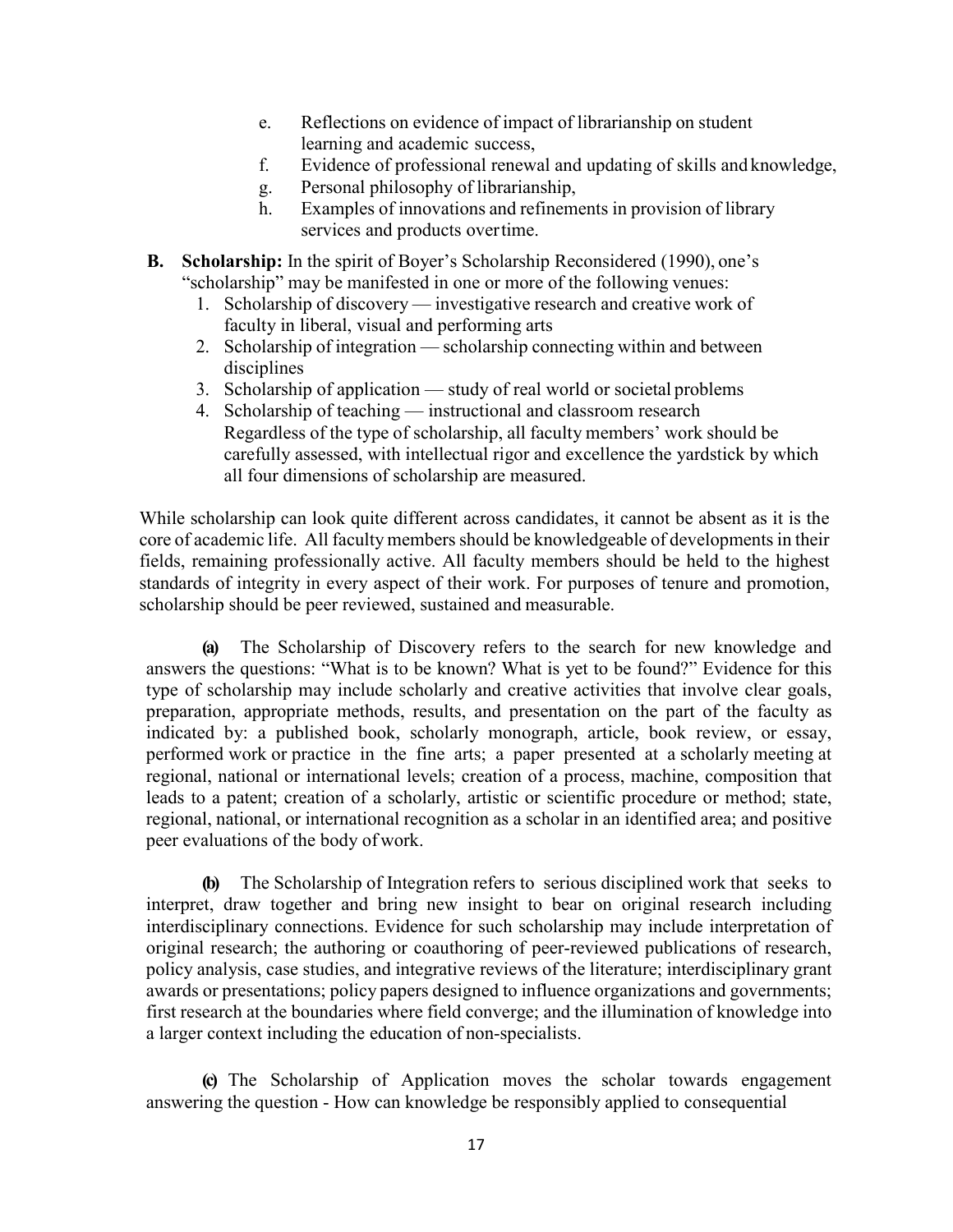e. Reflections on evidence of impact of librarianship on student learning and academic success,
f. Evidence of professional renewal and updating of skills and knowledge,
g. Personal philosophy of librarianship,
h. Examples of innovations and refinements in provision of library services and products over time.

**B. Scholarship:** In the spirit of Boyer's Scholarship Reconsidered (1990), one's "scholarship" may be manifested in one or more of the following venues:

1. Scholarship of discovery — investigative research and creative work of faculty in liberal, visual and performing arts
2. Scholarship of integration — scholarship connecting within and between disciplines
3. Scholarship of application — study of real world or societal problems
4. Scholarship of teaching — instructional and classroom research
   Regardless of the type of scholarship, all faculty members' work should be carefully assessed, with intellectual rigor and excellence the yardstick by which all four dimensions of scholarship are measured.

While scholarship can look quite different across candidates, it cannot be absent as it is the core of academic life. All faculty members should be knowledgeable of developments in their fields, remaining professionally active. All faculty members should be held to the highest standards of integrity in every aspect of their work. For purposes of tenure and promotion, scholarship should be peer reviewed, sustained and measurable.

**(a)** The Scholarship of Discovery refers to the search for new knowledge and answers the questions: "What is to be known? What is yet to be found?" Evidence for this type of scholarship may include scholarly and creative activities that involve clear goals, preparation, appropriate methods, results, and presentation on the part of the faculty as indicated by: a published book, scholarly monograph, article, book review, or essay, performed work or practice in the fine arts; a paper presented at a scholarly meeting at regional, national or international levels; creation of a process, machine, composition that leads to a patent; creation of a scholarly, artistic or scientific procedure or method; state, regional, national, or international recognition as a scholar in an identified area; and positive peer evaluations of the body of work.

**(b)** The Scholarship of Integration refers to serious disciplined work that seeks to interpret, draw together and bring new insight to bear on original research including interdisciplinary connections. Evidence for such scholarship may include interpretation of original research; the authoring or coauthoring of peer-reviewed publications of research, policy analysis, case studies, and integrative reviews of the literature; interdisciplinary grant awards or presentations; policy papers designed to influence organizations and governments; first research at the boundaries where field converge; and the illumination of knowledge into a larger context including the education of non-specialists.

**(c)** The Scholarship of Application moves the scholar towards engagement answering the question - How can knowledge be responsibly applied to consequential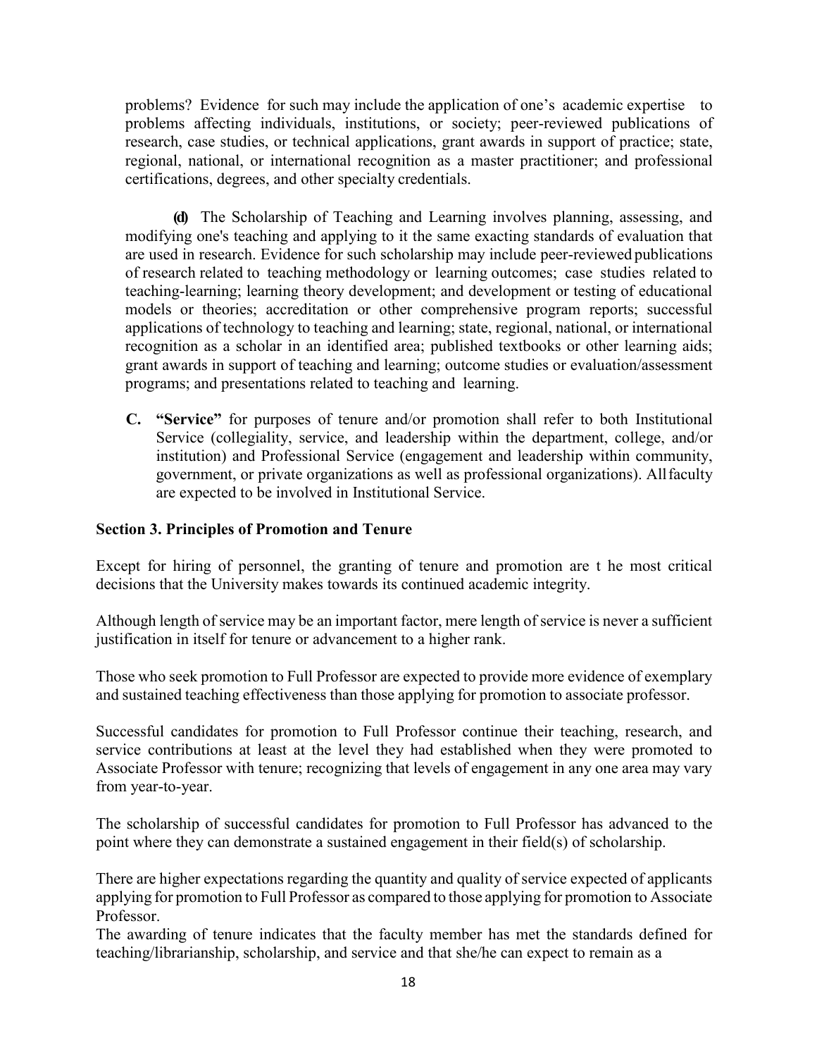problems? Evidence for such may include the application of one's academic expertise to problems affecting individuals, institutions, or society; peer-reviewed publications of research, case studies, or technical applications, grant awards in support of practice; state, regional, national, or international recognition as a master practitioner; and professional certifications, degrees, and other specialty credentials.

**(d)** The Scholarship of Teaching and Learning involves planning, assessing, and modifying one's teaching and applying to it the same exacting standards of evaluation that are used in research. Evidence for such scholarship may include peer-reviewed publications of research related to teaching methodology or learning outcomes; case studies related to teaching-learning; learning theory development; and development or testing of educational models or theories; accreditation or other comprehensive program reports; successful applications of technology to teaching and learning; state, regional, national, or international recognition as a scholar in an identified area; published textbooks or other learning aids; grant awards in support of teaching and learning; outcome studies or evaluation/assessment programs; and presentations related to teaching and learning.

**C. "Service"** for purposes of tenure and/or promotion shall refer to both Institutional Service (collegiality, service, and leadership within the department, college, and/or institution) and Professional Service (engagement and leadership within community, government, or private organizations as well as professional organizations). All faculty are expected to be involved in Institutional Service.

**Section 3. Principles of Promotion and Tenure**

Except for hiring of personnel, the granting of tenure and promotion are the most critical decisions that the University makes towards its continued academic integrity.

Although length of service may be an important factor, mere length of service is never a sufficient justification in itself for tenure or advancement to a higher rank.

Those who seek promotion to Full Professor are expected to provide more evidence of exemplary and sustained teaching effectiveness than those applying for promotion to associate professor.

Successful candidates for promotion to Full Professor continue their teaching, research, and service contributions at least at the level they had established when they were promoted to Associate Professor with tenure; recognizing that levels of engagement in any one area may vary from year-to-year.

The scholarship of successful candidates for promotion to Full Professor has advanced to the point where they can demonstrate a sustained engagement in their field(s) of scholarship.

There are higher expectations regarding the quantity and quality of service expected of applicants applying for promotion to Full Professor as compared to those applying for promotion to Associate Professor.

The awarding of tenure indicates that the faculty member has met the standards defined for teaching/librarianship, scholarship, and service and that she/he can expect to remain as a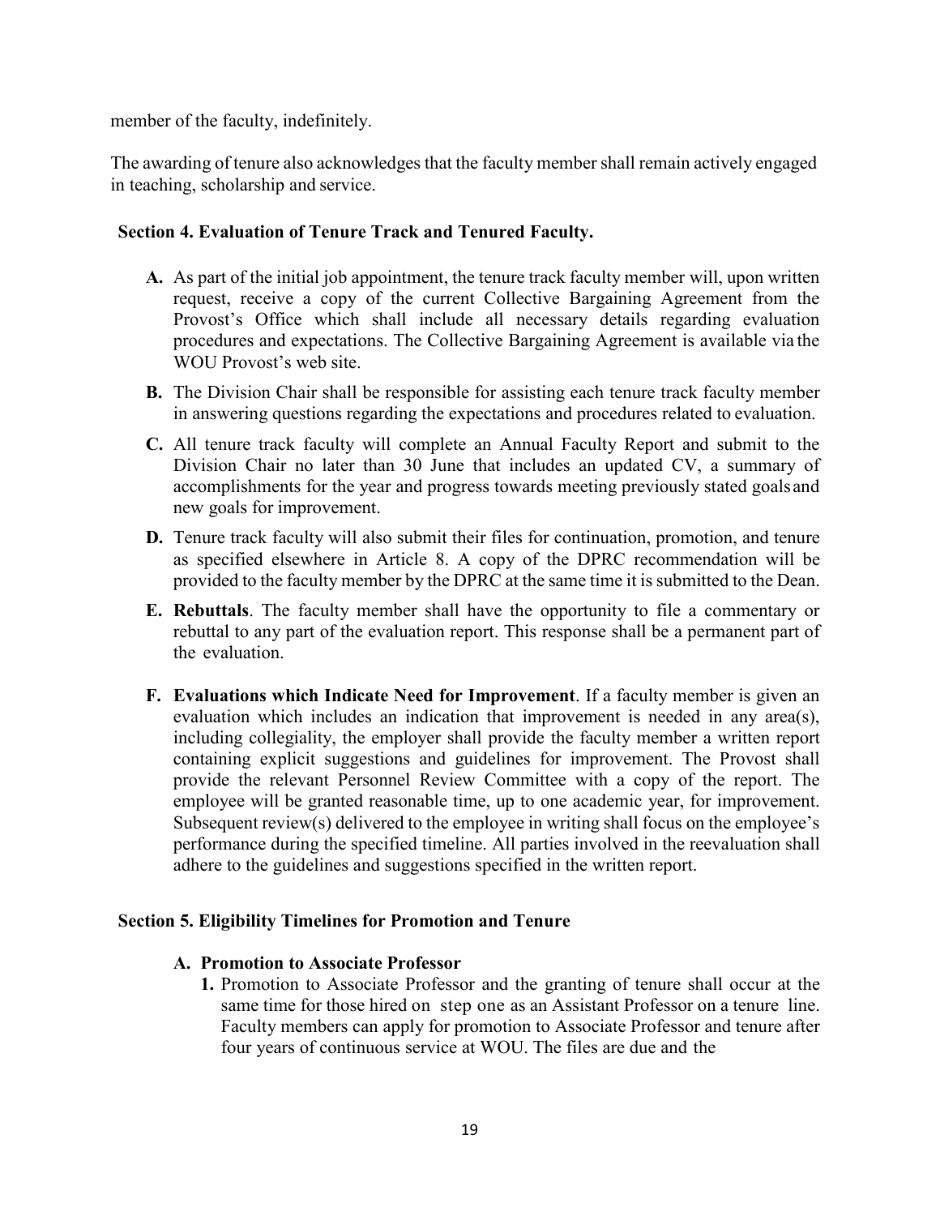member of the faculty, indefinitely.

The awarding of tenure also acknowledges that the faculty member shall remain actively engaged in teaching, scholarship and service.

### Section 4. Evaluation of Tenure Track and Tenured Faculty.

- **A.** As part of the initial job appointment, the tenure track faculty member will, upon written request, receive a copy of the current Collective Bargaining Agreement from the Provost's Office which shall include all necessary details regarding evaluation procedures and expectations. The Collective Bargaining Agreement is available via the WOU Provost's web site.
- **B.** The Division Chair shall be responsible for assisting each tenure track faculty member in answering questions regarding the expectations and procedures related to evaluation.
- **C.** All tenure track faculty will complete an Annual Faculty Report and submit to the Division Chair no later than 30 June that includes an updated CV, a summary of accomplishments for the year and progress towards meeting previously stated goals and new goals for improvement.
- **D.** Tenure track faculty will also submit their files for continuation, promotion, and tenure as specified elsewhere in Article 8. A copy of the DPRC recommendation will be provided to the faculty member by the DPRC at the same time it is submitted to the Dean.
- **E. Rebuttals**. The faculty member shall have the opportunity to file a commentary or rebuttal to any part of the evaluation report. This response shall be a permanent part of the evaluation.
- **F. Evaluations which Indicate Need for Improvement**. If a faculty member is given an evaluation which includes an indication that improvement is needed in any area(s), including collegiality, the employer shall provide the faculty member a written report containing explicit suggestions and guidelines for improvement. The Provost shall provide the relevant Personnel Review Committee with a copy of the report. The employee will be granted reasonable time, up to one academic year, for improvement. Subsequent review(s) delivered to the employee in writing shall focus on the employee's performance during the specified timeline. All parties involved in the reevaluation shall adhere to the guidelines and suggestions specified in the written report.

### Section 5. Eligibility Timelines for Promotion and Tenure

**A. Promotion to Associate Professor**

1. Promotion to Associate Professor and the granting of tenure shall occur at the same time for those hired on step one as an Assistant Professor on a tenure line. Faculty members can apply for promotion to Associate Professor and tenure after four years of continuous service at WOU. The files are due and the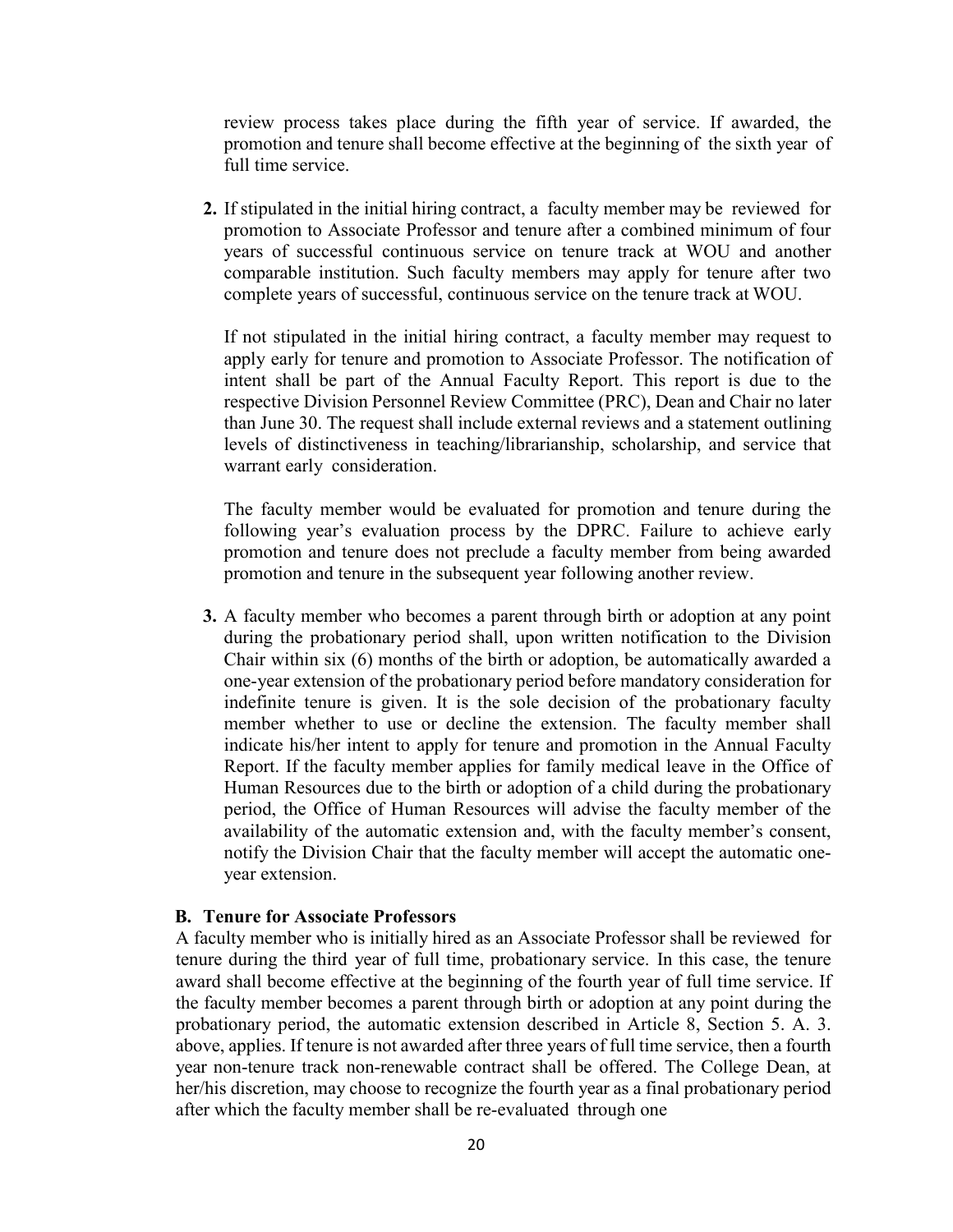review process takes place during the fifth year of service. If awarded, the promotion and tenure shall become effective at the beginning of the sixth year of full time service.

**2.** If stipulated in the initial hiring contract, a faculty member may be reviewed for promotion to Associate Professor and tenure after a combined minimum of four years of successful continuous service on tenure track at WOU and another comparable institution. Such faculty members may apply for tenure after two complete years of successful, continuous service on the tenure track at WOU.

If not stipulated in the initial hiring contract, a faculty member may request to apply early for tenure and promotion to Associate Professor. The notification of intent shall be part of the Annual Faculty Report. This report is due to the respective Division Personnel Review Committee (PRC), Dean and Chair no later than June 30. The request shall include external reviews and a statement outlining levels of distinctiveness in teaching/librarianship, scholarship, and service that warrant early consideration.

The faculty member would be evaluated for promotion and tenure during the following year's evaluation process by the DPRC. Failure to achieve early promotion and tenure does not preclude a faculty member from being awarded promotion and tenure in the subsequent year following another review.

**3.** A faculty member who becomes a parent through birth or adoption at any point during the probationary period shall, upon written notification to the Division Chair within six (6) months of the birth or adoption, be automatically awarded a one-year extension of the probationary period before mandatory consideration for indefinite tenure is given. It is the sole decision of the probationary faculty member whether to use or decline the extension. The faculty member shall indicate his/her intent to apply for tenure and promotion in the Annual Faculty Report. If the faculty member applies for family medical leave in the Office of Human Resources due to the birth or adoption of a child during the probationary period, the Office of Human Resources will advise the faculty member of the availability of the automatic extension and, with the faculty member's consent, notify the Division Chair that the faculty member will accept the automatic one-year extension.

**B. Tenure for Associate Professors**

A faculty member who is initially hired as an Associate Professor shall be reviewed for tenure during the third year of full time, probationary service. In this case, the tenure award shall become effective at the beginning of the fourth year of full time service. If the faculty member becomes a parent through birth or adoption at any point during the probationary period, the automatic extension described in Article 8, Section 5. A. 3. above, applies. If tenure is not awarded after three years of full time service, then a fourth year non-tenure track non-renewable contract shall be offered. The College Dean, at her/his discretion, may choose to recognize the fourth year as a final probationary period after which the faculty member shall be re-evaluated through one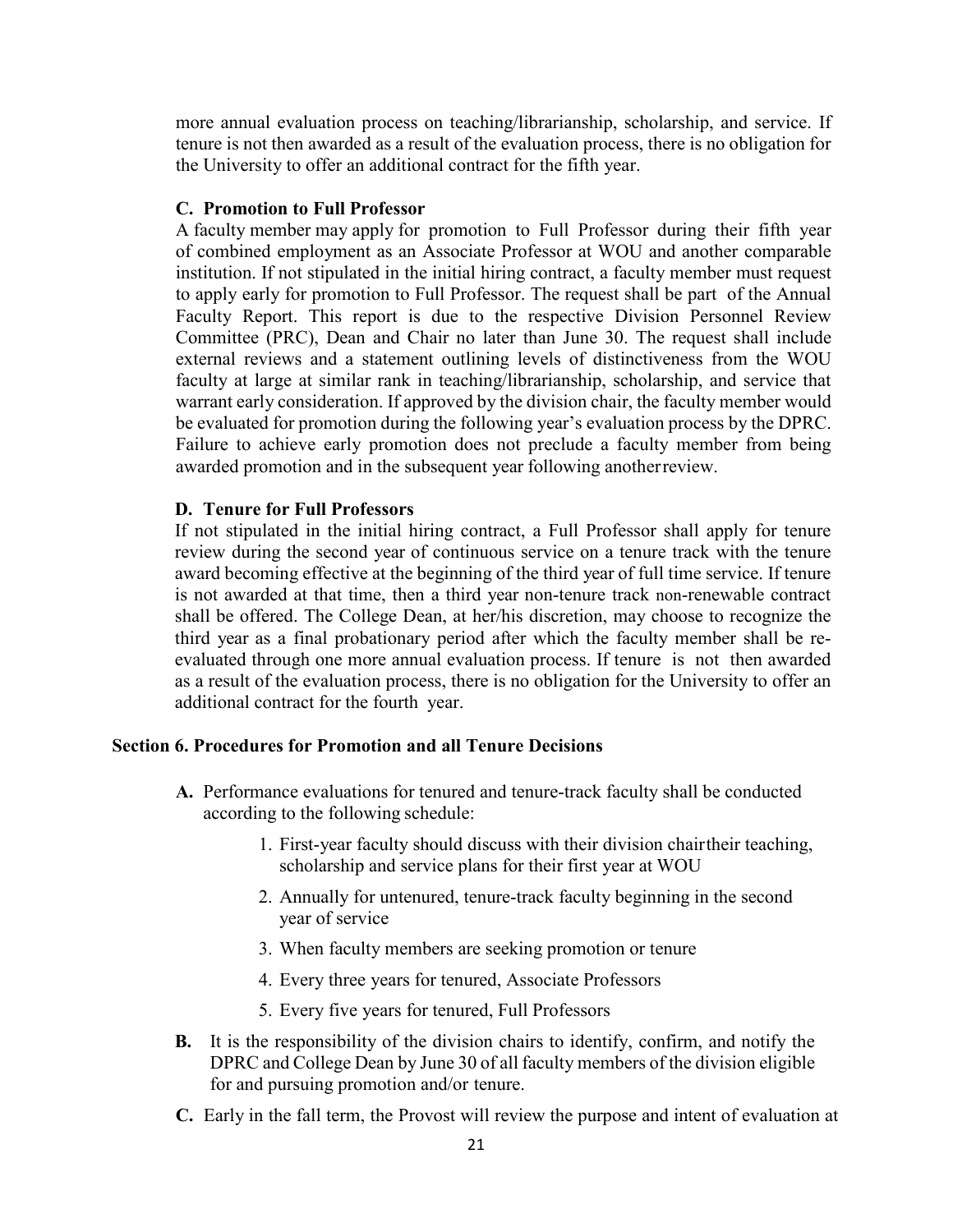more annual evaluation process on teaching/librarianship, scholarship, and service. If tenure is not then awarded as a result of the evaluation process, there is no obligation for the University to offer an additional contract for the fifth year.

**C. Promotion to Full Professor**

A faculty member may apply for promotion to Full Professor during their fifth year of combined employment as an Associate Professor at WOU and another comparable institution. If not stipulated in the initial hiring contract, a faculty member must request to apply early for promotion to Full Professor. The request shall be part of the Annual Faculty Report. This report is due to the respective Division Personnel Review Committee (PRC), Dean and Chair no later than June 30. The request shall include external reviews and a statement outlining levels of distinctiveness from the WOU faculty at large at similar rank in teaching/librarianship, scholarship, and service that warrant early consideration. If approved by the division chair, the faculty member would be evaluated for promotion during the following year's evaluation process by the DPRC. Failure to achieve early promotion does not preclude a faculty member from being awarded promotion and in the subsequent year following another review.

**D. Tenure for Full Professors**

If not stipulated in the initial hiring contract, a Full Professor shall apply for tenure review during the second year of continuous service on a tenure track with the tenure award becoming effective at the beginning of the third year of full time service. If tenure is not awarded at that time, then a third year non-tenure track non-renewable contract shall be offered. The College Dean, at her/his discretion, may choose to recognize the third year as a final probationary period after which the faculty member shall be re-evaluated through one more annual evaluation process. If tenure is not then awarded as a result of the evaluation process, there is no obligation for the University to offer an additional contract for the fourth year.

**Section 6. Procedures for Promotion and all Tenure Decisions**

**A.** Performance evaluations for tenured and tenure-track faculty shall be conducted according to the following schedule:

1. First-year faculty should discuss with their division chair their teaching, scholarship and service plans for their first year at WOU
2. Annually for untenured, tenure-track faculty beginning in the second year of service
3. When faculty members are seeking promotion or tenure
4. Every three years for tenured, Associate Professors
5. Every five years for tenured, Full Professors

**B.** It is the responsibility of the division chairs to identify, confirm, and notify the DPRC and College Dean by June 30 of all faculty members of the division eligible for and pursuing promotion and/or tenure.

**C.** Early in the fall term, the Provost will review the purpose and intent of evaluation at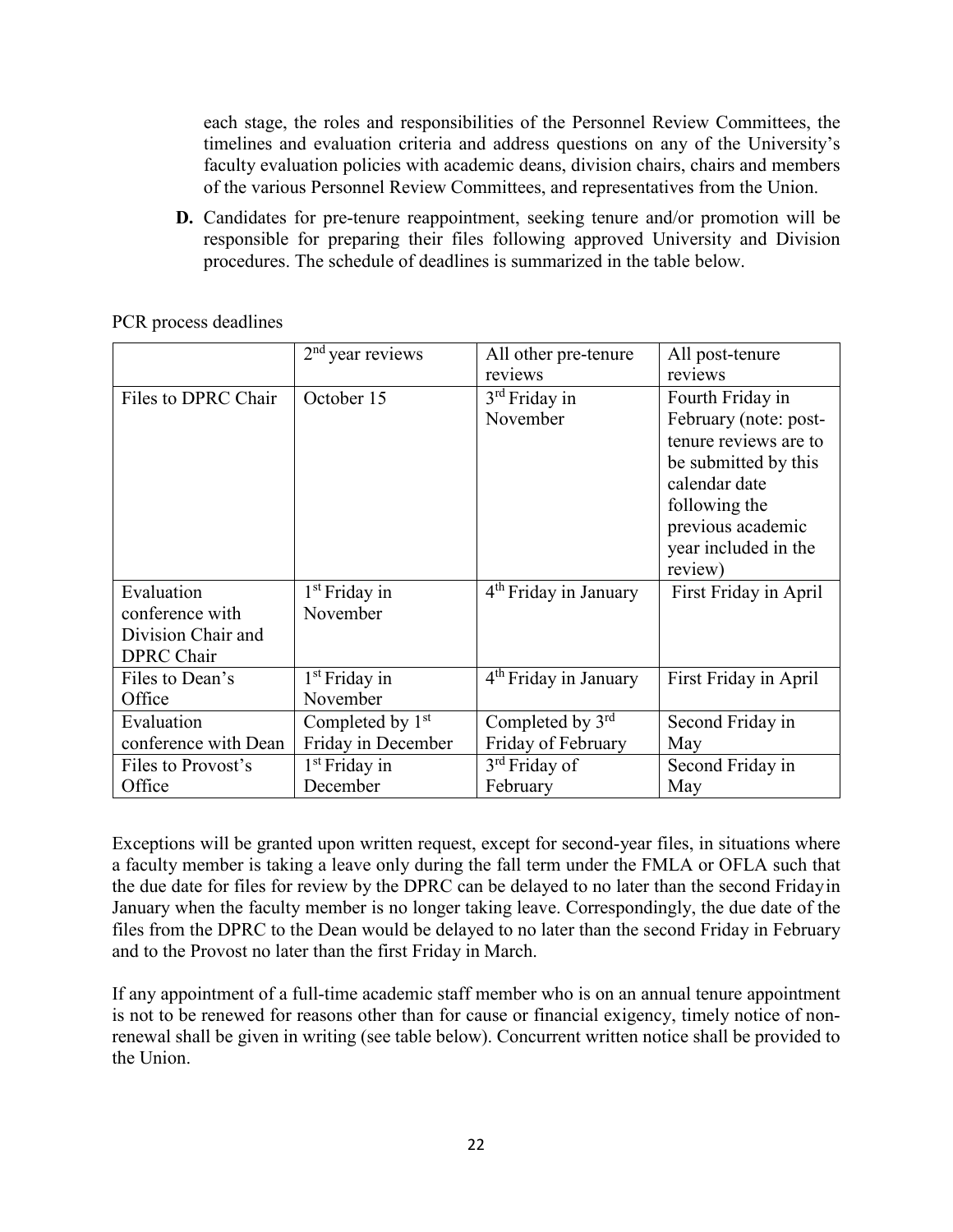each stage, the roles and responsibilities of the Personnel Review Committees, the timelines and evaluation criteria and address questions on any of the University's faculty evaluation policies with academic deans, division chairs, chairs and members of the various Personnel Review Committees, and representatives from the Union.

**D.** Candidates for pre-tenure reappointment, seeking tenure and/or promotion will be responsible for preparing their files following approved University and Division procedures. The schedule of deadlines is summarized in the table below.

PCR process deadlines

| | 2nd year reviews | All other pre-tenure reviews | All post-tenure reviews |
|---|---|---|---|
| Files to DPRC Chair | October 15 | 3rd Friday in November | Fourth Friday in February (note: post-tenure reviews are to be submitted by this calendar date following the previous academic year included in the review) |
| Evaluation conference with Division Chair and DPRC Chair | 1st Friday in November | 4th Friday in January | First Friday in April |
| Files to Dean's Office | 1st Friday in November | 4th Friday in January | First Friday in April |
| Evaluation conference with Dean | Completed by 1st Friday in December | Completed by 3rd Friday of February | Second Friday in May |
| Files to Provost's Office | 1st Friday in December | 3rd Friday of February | Second Friday in May |

Exceptions will be granted upon written request, except for second-year files, in situations where a faculty member is taking a leave only during the fall term under the FMLA or OFLA such that the due date for files for review by the DPRC can be delayed to no later than the second Friday in January when the faculty member is no longer taking leave. Correspondingly, the due date of the files from the DPRC to the Dean would be delayed to no later than the second Friday in February and to the Provost no later than the first Friday in March.

If any appointment of a full-time academic staff member who is on an annual tenure appointment is not to be renewed for reasons other than for cause or financial exigency, timely notice of non-renewal shall be given in writing (see table below). Concurrent written notice shall be provided to the Union.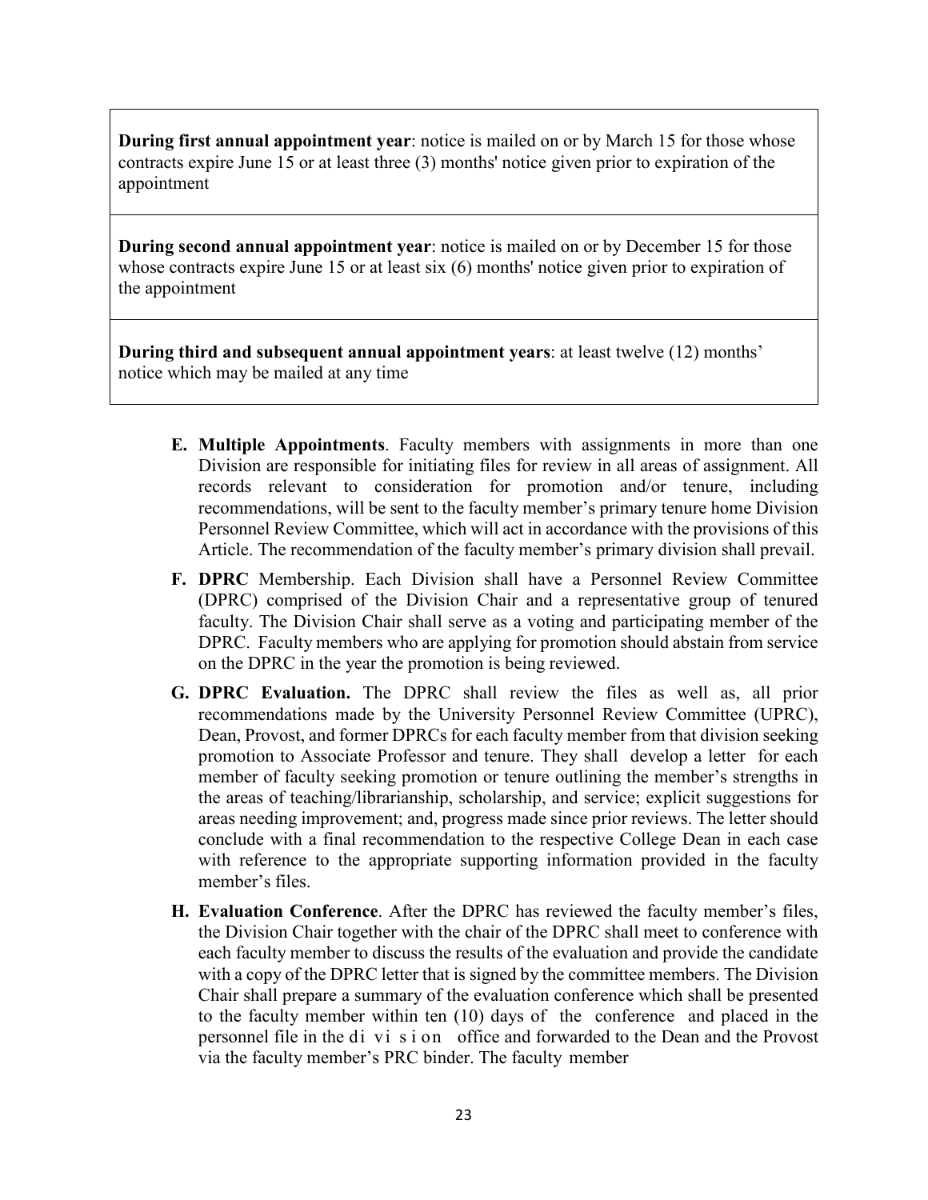| |
|---|
| **During first annual appointment year**: notice is mailed on or by March 15 for those whose contracts expire June 15 or at least three (3) months' notice given prior to expiration of the appointment |
| **During second annual appointment year**: notice is mailed on or by December 15 for those whose contracts expire June 15 or at least six (6) months' notice given prior to expiration of the appointment |
| **During third and subsequent annual appointment years**: at least twelve (12) months' notice which may be mailed at any time |

**E. Multiple Appointments**. Faculty members with assignments in more than one Division are responsible for initiating files for review in all areas of assignment. All records relevant to consideration for promotion and/or tenure, including recommendations, will be sent to the faculty member's primary tenure home Division Personnel Review Committee, which will act in accordance with the provisions of this Article. The recommendation of the faculty member's primary division shall prevail.

**F. DPRC** Membership. Each Division shall have a Personnel Review Committee (DPRC) comprised of the Division Chair and a representative group of tenured faculty. The Division Chair shall serve as a voting and participating member of the DPRC. Faculty members who are applying for promotion should abstain from service on the DPRC in the year the promotion is being reviewed.

**G. DPRC Evaluation.** The DPRC shall review the files as well as, all prior recommendations made by the University Personnel Review Committee (UPRC), Dean, Provost, and former DPRCs for each faculty member from that division seeking promotion to Associate Professor and tenure. They shall develop a letter for each member of faculty seeking promotion or tenure outlining the member's strengths in the areas of teaching/librarianship, scholarship, and service; explicit suggestions for areas needing improvement; and, progress made since prior reviews. The letter should conclude with a final recommendation to the respective College Dean in each case with reference to the appropriate supporting information provided in the faculty member's files.

**H. Evaluation Conference**. After the DPRC has reviewed the faculty member's files, the Division Chair together with the chair of the DPRC shall meet to conference with each faculty member to discuss the results of the evaluation and provide the candidate with a copy of the DPRC letter that is signed by the committee members. The Division Chair shall prepare a summary of the evaluation conference which shall be presented to the faculty member within ten (10) days of the conference and placed in the personnel file in the division office and forwarded to the Dean and the Provost via the faculty member's PRC binder. The faculty member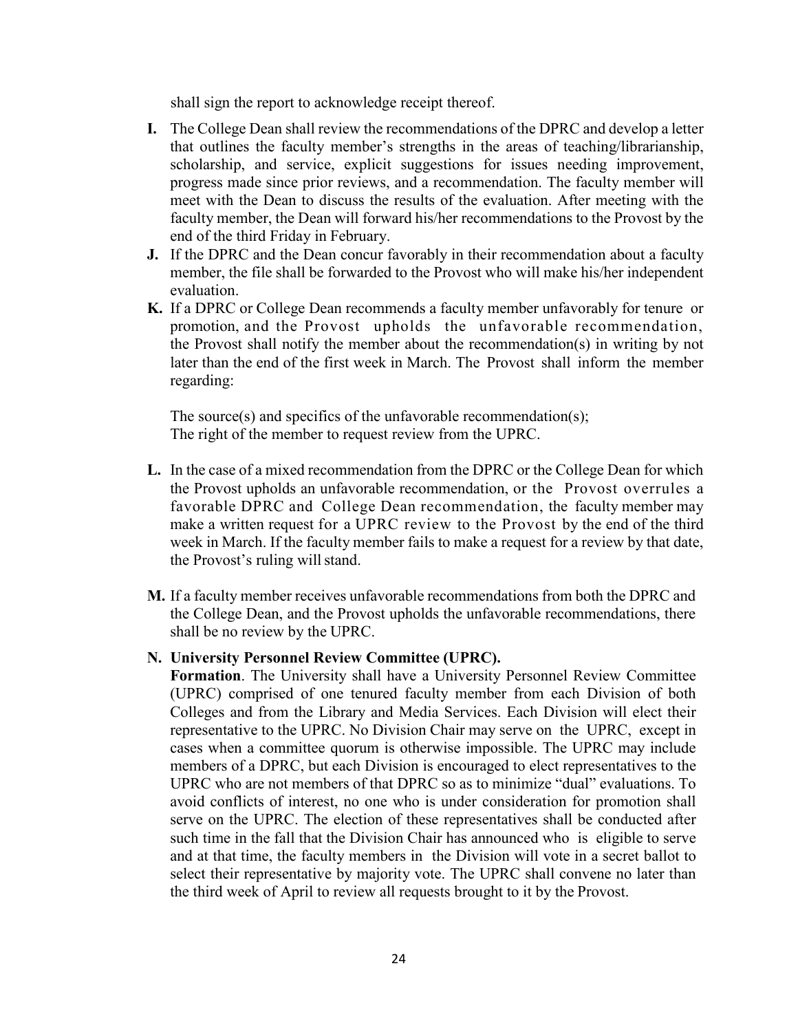shall sign the report to acknowledge receipt thereof.

**I.** The College Dean shall review the recommendations of the DPRC and develop a letter that outlines the faculty member's strengths in the areas of teaching/librarianship, scholarship, and service, explicit suggestions for issues needing improvement, progress made since prior reviews, and a recommendation. The faculty member will meet with the Dean to discuss the results of the evaluation. After meeting with the faculty member, the Dean will forward his/her recommendations to the Provost by the end of the third Friday in February.

**J.** If the DPRC and the Dean concur favorably in their recommendation about a faculty member, the file shall be forwarded to the Provost who will make his/her independent evaluation.

**K.** If a DPRC or College Dean recommends a faculty member unfavorably for tenure or promotion, and the Provost upholds the unfavorable recommendation, the Provost shall notify the member about the recommendation(s) in writing by not later than the end of the first week in March. The Provost shall inform the member regarding:

The source(s) and specifics of the unfavorable recommendation(s);
The right of the member to request review from the UPRC.

**L.** In the case of a mixed recommendation from the DPRC or the College Dean for which the Provost upholds an unfavorable recommendation, or the Provost overrules a favorable DPRC and College Dean recommendation, the faculty member may make a written request for a UPRC review to the Provost by the end of the third week in March. If the faculty member fails to make a request for a review by that date, the Provost's ruling will stand.

**M.** If a faculty member receives unfavorable recommendations from both the DPRC and the College Dean, and the Provost upholds the unfavorable recommendations, there shall be no review by the UPRC.

**N. University Personnel Review Committee (UPRC).**
**Formation**. The University shall have a University Personnel Review Committee (UPRC) comprised of one tenured faculty member from each Division of both Colleges and from the Library and Media Services. Each Division will elect their representative to the UPRC. No Division Chair may serve on the UPRC, except in cases when a committee quorum is otherwise impossible. The UPRC may include members of a DPRC, but each Division is encouraged to elect representatives to the UPRC who are not members of that DPRC so as to minimize "dual" evaluations. To avoid conflicts of interest, no one who is under consideration for promotion shall serve on the UPRC. The election of these representatives shall be conducted after such time in the fall that the Division Chair has announced who is eligible to serve and at that time, the faculty members in the Division will vote in a secret ballot to select their representative by majority vote. The UPRC shall convene no later than the third week of April to review all requests brought to it by the Provost.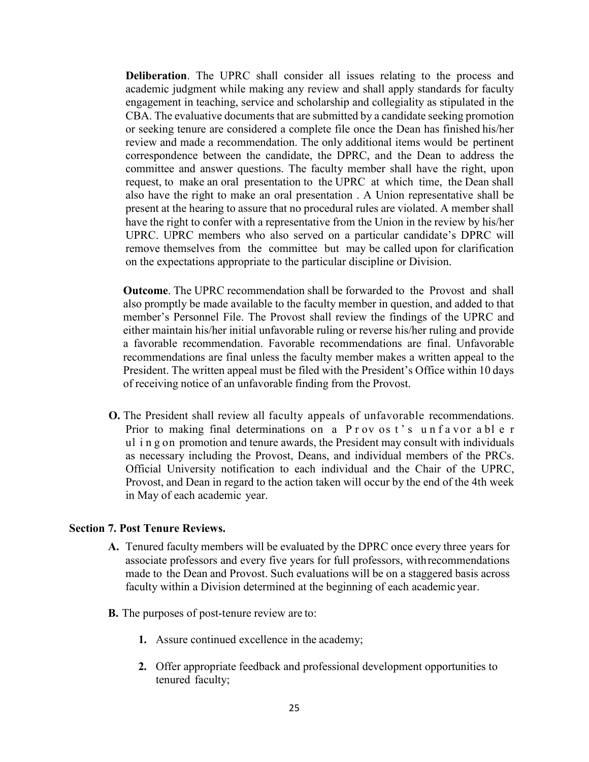**Deliberation**. The UPRC shall consider all issues relating to the process and academic judgment while making any review and shall apply standards for faculty engagement in teaching, service and scholarship and collegiality as stipulated in the CBA. The evaluative documents that are submitted by a candidate seeking promotion or seeking tenure are considered a complete file once the Dean has finished his/her review and made a recommendation. The only additional items would be pertinent correspondence between the candidate, the DPRC, and the Dean to address the committee and answer questions. The faculty member shall have the right, upon request, to make an oral presentation to the UPRC at which time, the Dean shall also have the right to make an oral presentation . A Union representative shall be present at the hearing to assure that no procedural rules are violated. A member shall have the right to confer with a representative from the Union in the review by his/her UPRC. UPRC members who also served on a particular candidate's DPRC will remove themselves from the committee but may be called upon for clarification on the expectations appropriate to the particular discipline or Division.

**Outcome**. The UPRC recommendation shall be forwarded to the Provost and shall also promptly be made available to the faculty member in question, and added to that member's Personnel File. The Provost shall review the findings of the UPRC and either maintain his/her initial unfavorable ruling or reverse his/her ruling and provide a favorable recommendation. Favorable recommendations are final. Unfavorable recommendations are final unless the faculty member makes a written appeal to the President. The written appeal must be filed with the President's Office within 10 days of receiving notice of an unfavorable finding from the Provost.

**O.** The President shall review all faculty appeals of unfavorable recommendations. Prior to making final determinations on a Provost's unfavorable ruling on promotion and tenure awards, the President may consult with individuals as necessary including the Provost, Deans, and individual members of the PRCs. Official University notification to each individual and the Chair of the UPRC, Provost, and Dean in regard to the action taken will occur by the end of the 4th week in May of each academic year.

**Section 7. Post Tenure Reviews.**

**A.** Tenured faculty members will be evaluated by the DPRC once every three years for associate professors and every five years for full professors, with recommendations made to the Dean and Provost. Such evaluations will be on a staggered basis across faculty within a Division determined at the beginning of each academic year.

**B.** The purposes of post-tenure review are to:

1. Assure continued excellence in the academy;
2. Offer appropriate feedback and professional development opportunities to tenured faculty;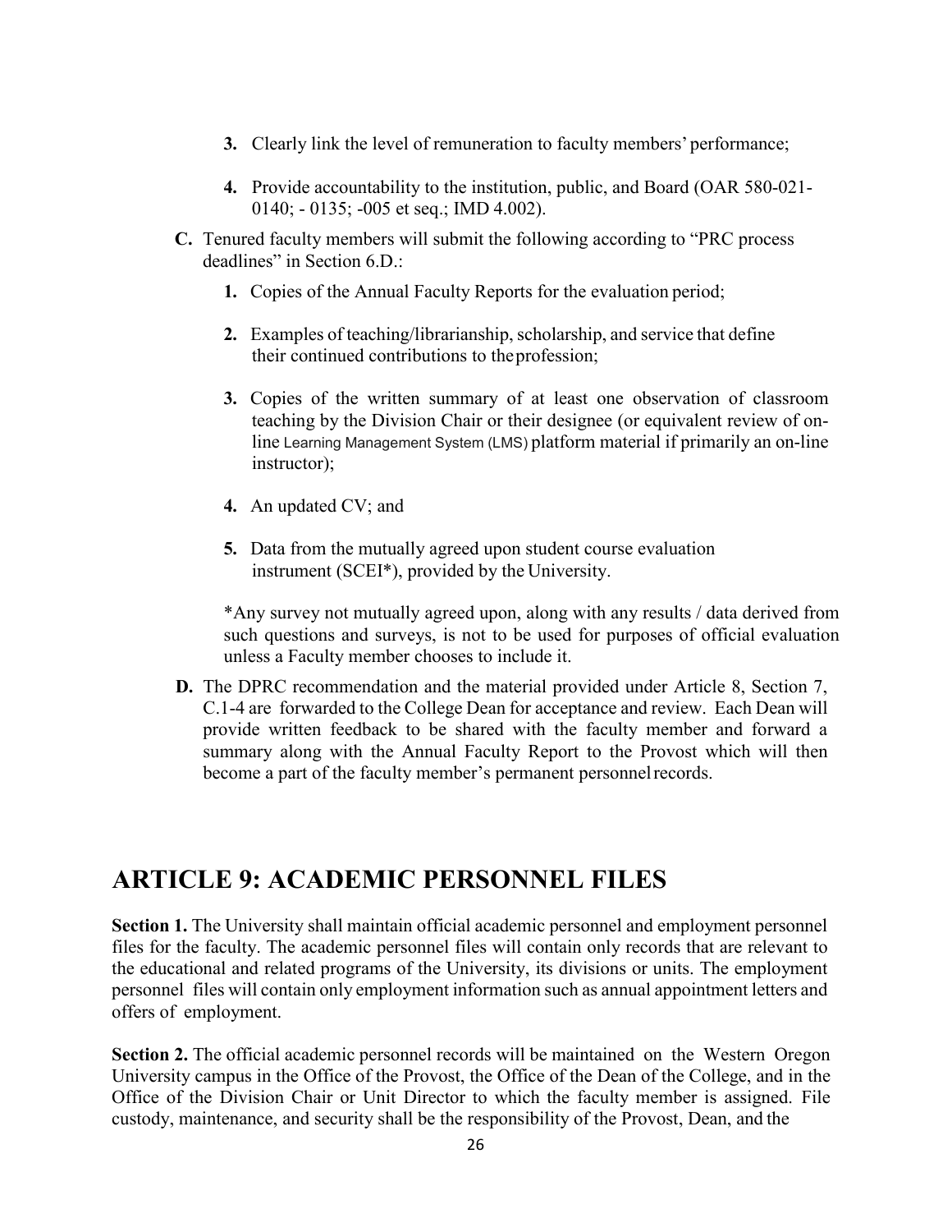3. Clearly link the level of remuneration to faculty members' performance;

4. Provide accountability to the institution, public, and Board (OAR 580-021-0140; - 0135; -005 et seq.; IMD 4.002).

**C.** Tenured faculty members will submit the following according to "PRC process deadlines" in Section 6.D.:

1. Copies of the Annual Faculty Reports for the evaluation period;

2. Examples of teaching/librarianship, scholarship, and service that define their continued contributions to the profession;

3. Copies of the written summary of at least one observation of classroom teaching by the Division Chair or their designee (or equivalent review of on-line Learning Management System (LMS) platform material if primarily an on-line instructor);

4. An updated CV; and

5. Data from the mutually agreed upon student course evaluation instrument (SCEI*), provided by the University.

*Any survey not mutually agreed upon, along with any results / data derived from such questions and surveys, is not to be used for purposes of official evaluation unless a Faculty member chooses to include it.

**D.** The DPRC recommendation and the material provided under Article 8, Section 7, C.1-4 are forwarded to the College Dean for acceptance and review. Each Dean will provide written feedback to be shared with the faculty member and forward a summary along with the Annual Faculty Report to the Provost which will then become a part of the faculty member's permanent personnel records.

# ARTICLE 9: ACADEMIC PERSONNEL FILES

**Section 1.** The University shall maintain official academic personnel and employment personnel files for the faculty. The academic personnel files will contain only records that are relevant to the educational and related programs of the University, its divisions or units. The employment personnel files will contain only employment information such as annual appointment letters and offers of employment.

**Section 2.** The official academic personnel records will be maintained on the Western Oregon University campus in the Office of the Provost, the Office of the Dean of the College, and in the Office of the Division Chair or Unit Director to which the faculty member is assigned. File custody, maintenance, and security shall be the responsibility of the Provost, Dean, and the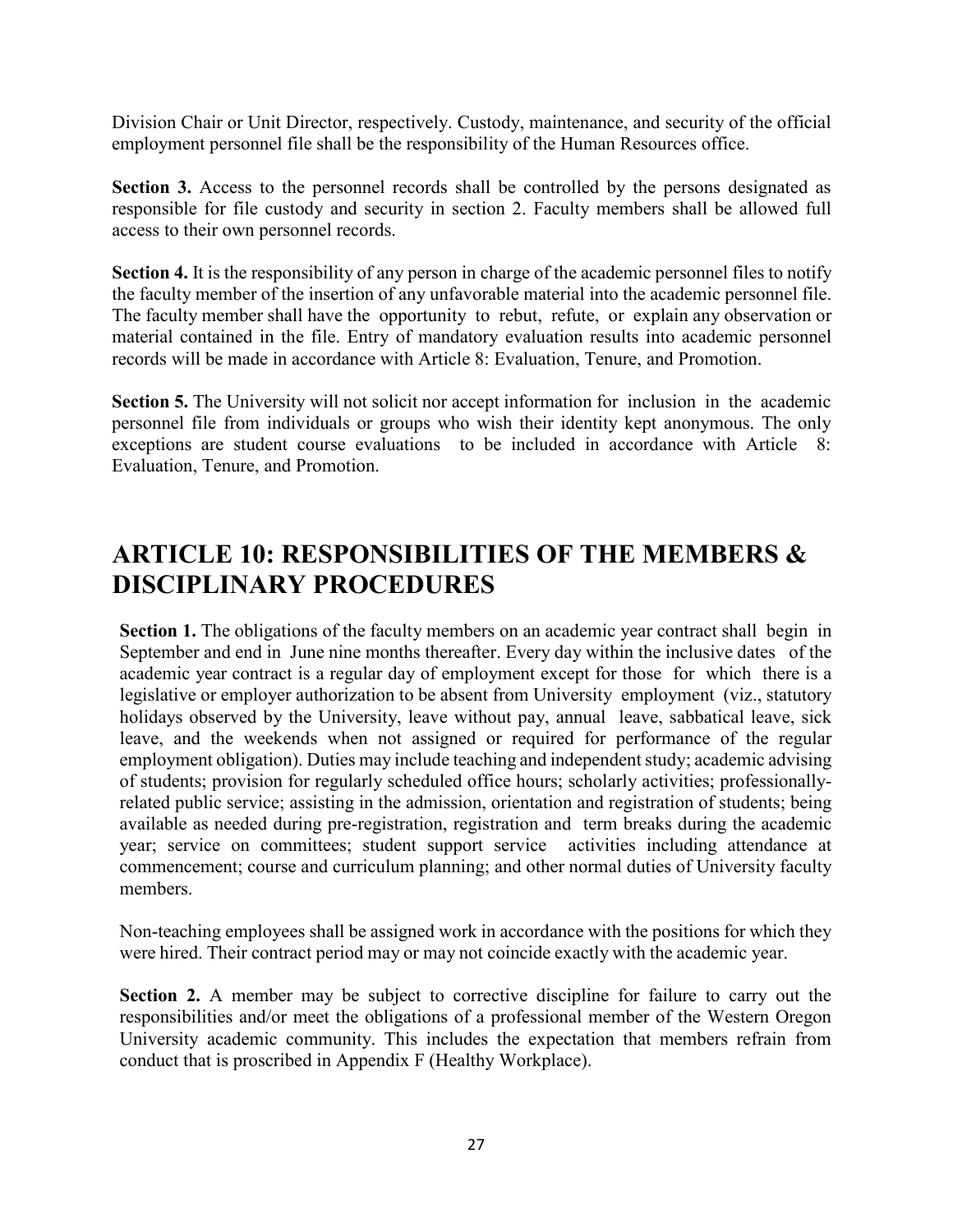Division Chair or Unit Director, respectively. Custody, maintenance, and security of the official employment personnel file shall be the responsibility of the Human Resources office.

**Section 3.** Access to the personnel records shall be controlled by the persons designated as responsible for file custody and security in section 2. Faculty members shall be allowed full access to their own personnel records.

**Section 4.** It is the responsibility of any person in charge of the academic personnel files to notify the faculty member of the insertion of any unfavorable material into the academic personnel file. The faculty member shall have the opportunity to rebut, refute, or explain any observation or material contained in the file. Entry of mandatory evaluation results into academic personnel records will be made in accordance with Article 8: Evaluation, Tenure, and Promotion.

**Section 5.** The University will not solicit nor accept information for inclusion in the academic personnel file from individuals or groups who wish their identity kept anonymous. The only exceptions are student course evaluations to be included in accordance with Article 8: Evaluation, Tenure, and Promotion.

# ARTICLE 10: RESPONSIBILITIES OF THE MEMBERS & DISCIPLINARY PROCEDURES

**Section 1.** The obligations of the faculty members on an academic year contract shall begin in September and end in June nine months thereafter. Every day within the inclusive dates of the academic year contract is a regular day of employment except for those for which there is a legislative or employer authorization to be absent from University employment (viz., statutory holidays observed by the University, leave without pay, annual leave, sabbatical leave, sick leave, and the weekends when not assigned or required for performance of the regular employment obligation). Duties may include teaching and independent study; academic advising of students; provision for regularly scheduled office hours; scholarly activities; professionally-related public service; assisting in the admission, orientation and registration of students; being available as needed during pre-registration, registration and term breaks during the academic year; service on committees; student support service activities including attendance at commencement; course and curriculum planning; and other normal duties of University faculty members.

Non-teaching employees shall be assigned work in accordance with the positions for which they were hired. Their contract period may or may not coincide exactly with the academic year.

**Section 2.** A member may be subject to corrective discipline for failure to carry out the responsibilities and/or meet the obligations of a professional member of the Western Oregon University academic community. This includes the expectation that members refrain from conduct that is proscribed in Appendix F (Healthy Workplace).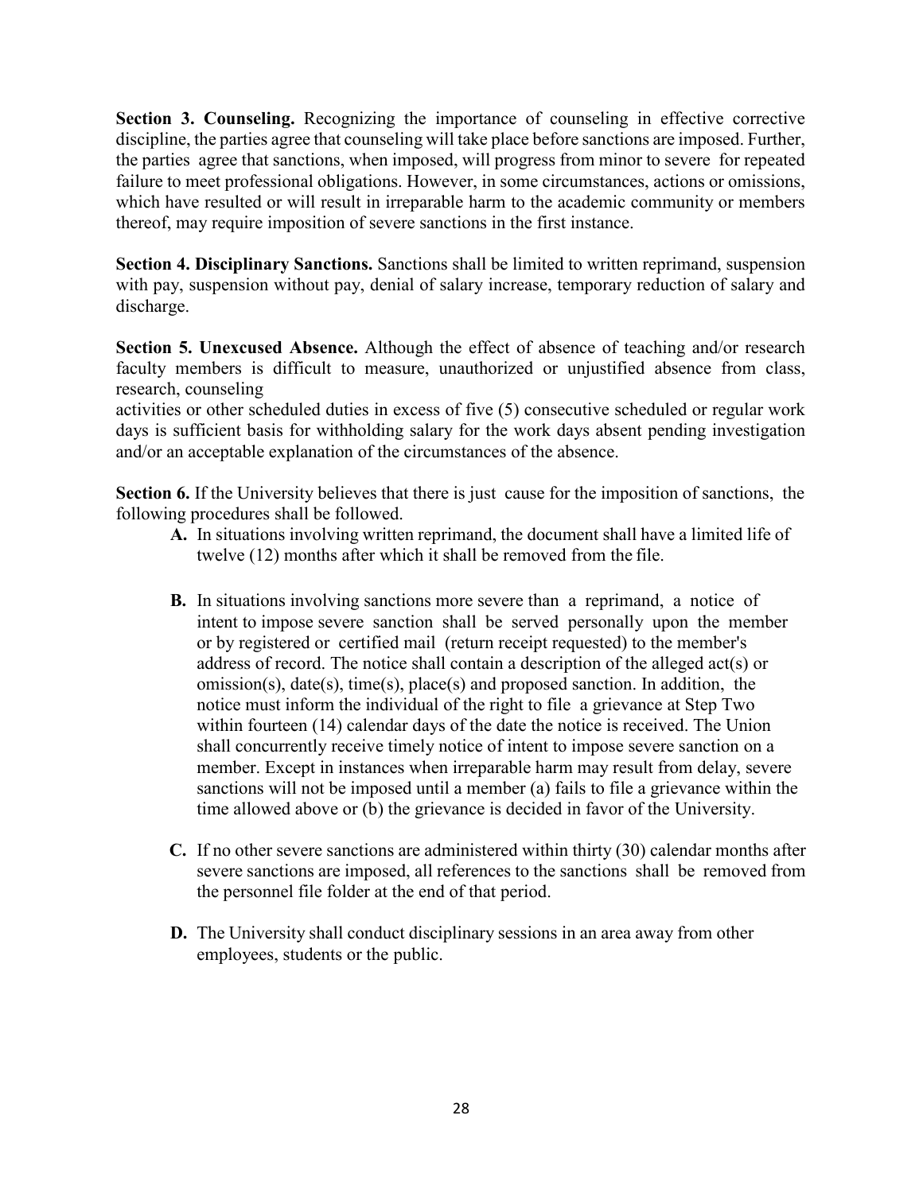**Section 3. Counseling.** Recognizing the importance of counseling in effective corrective discipline, the parties agree that counseling will take place before sanctions are imposed. Further, the parties agree that sanctions, when imposed, will progress from minor to severe for repeated failure to meet professional obligations. However, in some circumstances, actions or omissions, which have resulted or will result in irreparable harm to the academic community or members thereof, may require imposition of severe sanctions in the first instance.

**Section 4. Disciplinary Sanctions.** Sanctions shall be limited to written reprimand, suspension with pay, suspension without pay, denial of salary increase, temporary reduction of salary and discharge.

**Section 5. Unexcused Absence.** Although the effect of absence of teaching and/or research faculty members is difficult to measure, unauthorized or unjustified absence from class, research, counseling activities or other scheduled duties in excess of five (5) consecutive scheduled or regular work days is sufficient basis for withholding salary for the work days absent pending investigation and/or an acceptable explanation of the circumstances of the absence.

**Section 6.** If the University believes that there is just cause for the imposition of sanctions, the following procedures shall be followed.

- **A.** In situations involving written reprimand, the document shall have a limited life of twelve (12) months after which it shall be removed from the file.

- **B.** In situations involving sanctions more severe than a reprimand, a notice of intent to impose severe sanction shall be served personally upon the member or by registered or certified mail (return receipt requested) to the member's address of record. The notice shall contain a description of the alleged act(s) or omission(s), date(s), time(s), place(s) and proposed sanction. In addition, the notice must inform the individual of the right to file a grievance at Step Two within fourteen (14) calendar days of the date the notice is received. The Union shall concurrently receive timely notice of intent to impose severe sanction on a member. Except in instances when irreparable harm may result from delay, severe sanctions will not be imposed until a member (a) fails to file a grievance within the time allowed above or (b) the grievance is decided in favor of the University.

- **C.** If no other severe sanctions are administered within thirty (30) calendar months after severe sanctions are imposed, all references to the sanctions shall be removed from the personnel file folder at the end of that period.

- **D.** The University shall conduct disciplinary sessions in an area away from other employees, students or the public.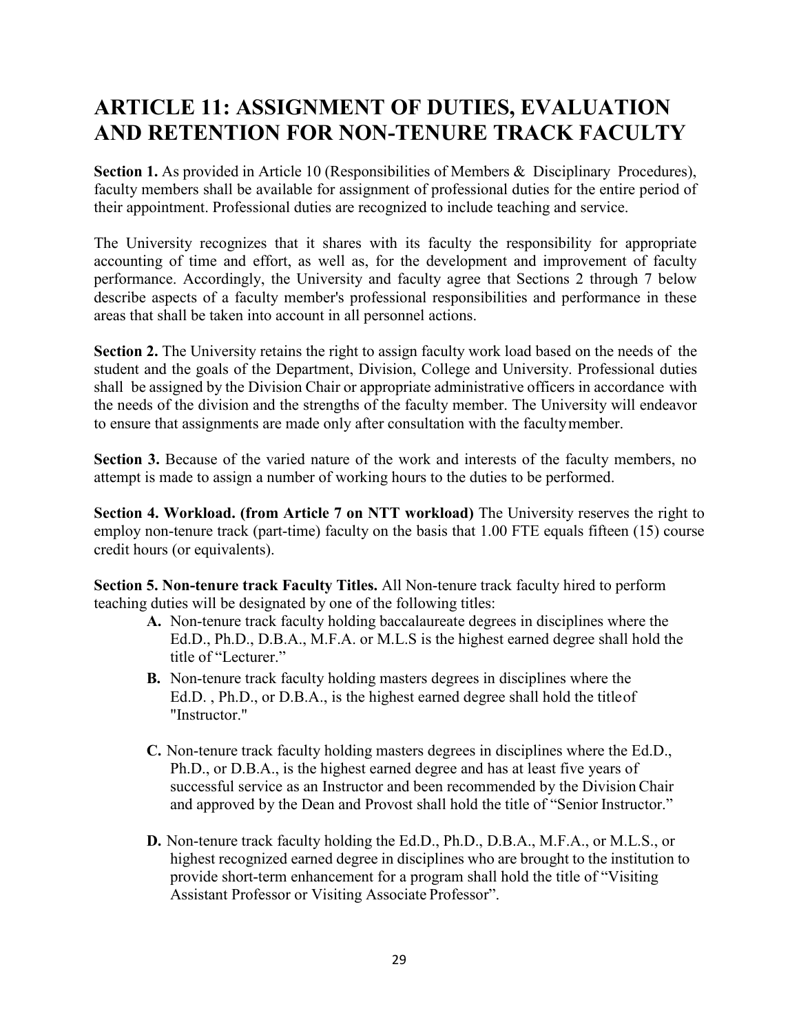# ARTICLE 11: ASSIGNMENT OF DUTIES, EVALUATION AND RETENTION FOR NON-TENURE TRACK FACULTY

**Section 1.** As provided in Article 10 (Responsibilities of Members & Disciplinary Procedures), faculty members shall be available for assignment of professional duties for the entire period of their appointment. Professional duties are recognized to include teaching and service.

The University recognizes that it shares with its faculty the responsibility for appropriate accounting of time and effort, as well as, for the development and improvement of faculty performance. Accordingly, the University and faculty agree that Sections 2 through 7 below describe aspects of a faculty member's professional responsibilities and performance in these areas that shall be taken into account in all personnel actions.

**Section 2.** The University retains the right to assign faculty work load based on the needs of the student and the goals of the Department, Division, College and University. Professional duties shall be assigned by the Division Chair or appropriate administrative officers in accordance with the needs of the division and the strengths of the faculty member. The University will endeavor to ensure that assignments are made only after consultation with the faculty member.

**Section 3.** Because of the varied nature of the work and interests of the faculty members, no attempt is made to assign a number of working hours to the duties to be performed.

**Section 4. Workload. (from Article 7 on NTT workload)** The University reserves the right to employ non-tenure track (part-time) faculty on the basis that 1.00 FTE equals fifteen (15) course credit hours (or equivalents).

**Section 5. Non-tenure track Faculty Titles.** All Non-tenure track faculty hired to perform teaching duties will be designated by one of the following titles:

- **A.** Non-tenure track faculty holding baccalaureate degrees in disciplines where the Ed.D., Ph.D., D.B.A., M.F.A. or M.L.S is the highest earned degree shall hold the title of "Lecturer."
- **B.** Non-tenure track faculty holding masters degrees in disciplines where the Ed.D. , Ph.D., or D.B.A., is the highest earned degree shall hold the title of "Instructor."
- **C.** Non-tenure track faculty holding masters degrees in disciplines where the Ed.D., Ph.D., or D.B.A., is the highest earned degree and has at least five years of successful service as an Instructor and been recommended by the Division Chair and approved by the Dean and Provost shall hold the title of "Senior Instructor."
- **D.** Non-tenure track faculty holding the Ed.D., Ph.D., D.B.A., M.F.A., or M.L.S., or highest recognized earned degree in disciplines who are brought to the institution to provide short-term enhancement for a program shall hold the title of "Visiting Assistant Professor or Visiting Associate Professor".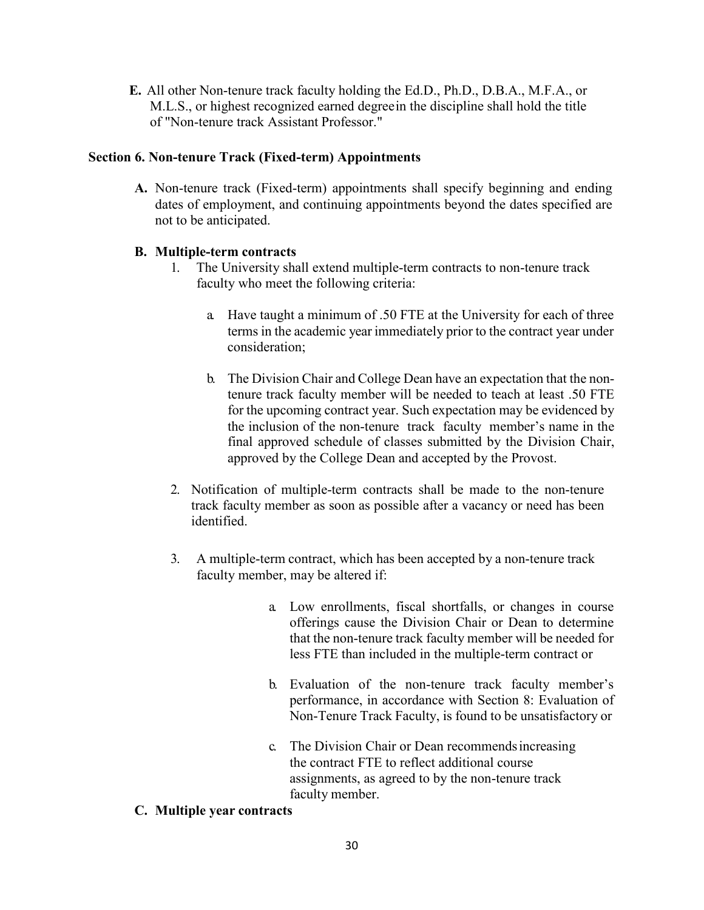**E.** All other Non-tenure track faculty holding the Ed.D., Ph.D., D.B.A., M.F.A., or M.L.S., or highest recognized earned degree in the discipline shall hold the title of "Non-tenure track Assistant Professor."

## Section 6. Non-tenure Track (Fixed-term) Appointments

**A.** Non-tenure track (Fixed-term) appointments shall specify beginning and ending dates of employment, and continuing appointments beyond the dates specified are not to be anticipated.

**B. Multiple-term contracts**

1. The University shall extend multiple-term contracts to non-tenure track faculty who meet the following criteria:

   a. Have taught a minimum of .50 FTE at the University for each of three terms in the academic year immediately prior to the contract year under consideration;

   b. The Division Chair and College Dean have an expectation that the non-tenure track faculty member will be needed to teach at least .50 FTE for the upcoming contract year. Such expectation may be evidenced by the inclusion of the non-tenure track faculty member's name in the final approved schedule of classes submitted by the Division Chair, approved by the College Dean and accepted by the Provost.

2. Notification of multiple-term contracts shall be made to the non-tenure track faculty member as soon as possible after a vacancy or need has been identified.

3. A multiple-term contract, which has been accepted by a non-tenure track faculty member, may be altered if:

   a. Low enrollments, fiscal shortfalls, or changes in course offerings cause the Division Chair or Dean to determine that the non-tenure track faculty member will be needed for less FTE than included in the multiple-term contract or

   b. Evaluation of the non-tenure track faculty member's performance, in accordance with Section 8: Evaluation of Non-Tenure Track Faculty, is found to be unsatisfactory or

   c. The Division Chair or Dean recommends increasing the contract FTE to reflect additional course assignments, as agreed to by the non-tenure track faculty member.

**C. Multiple year contracts**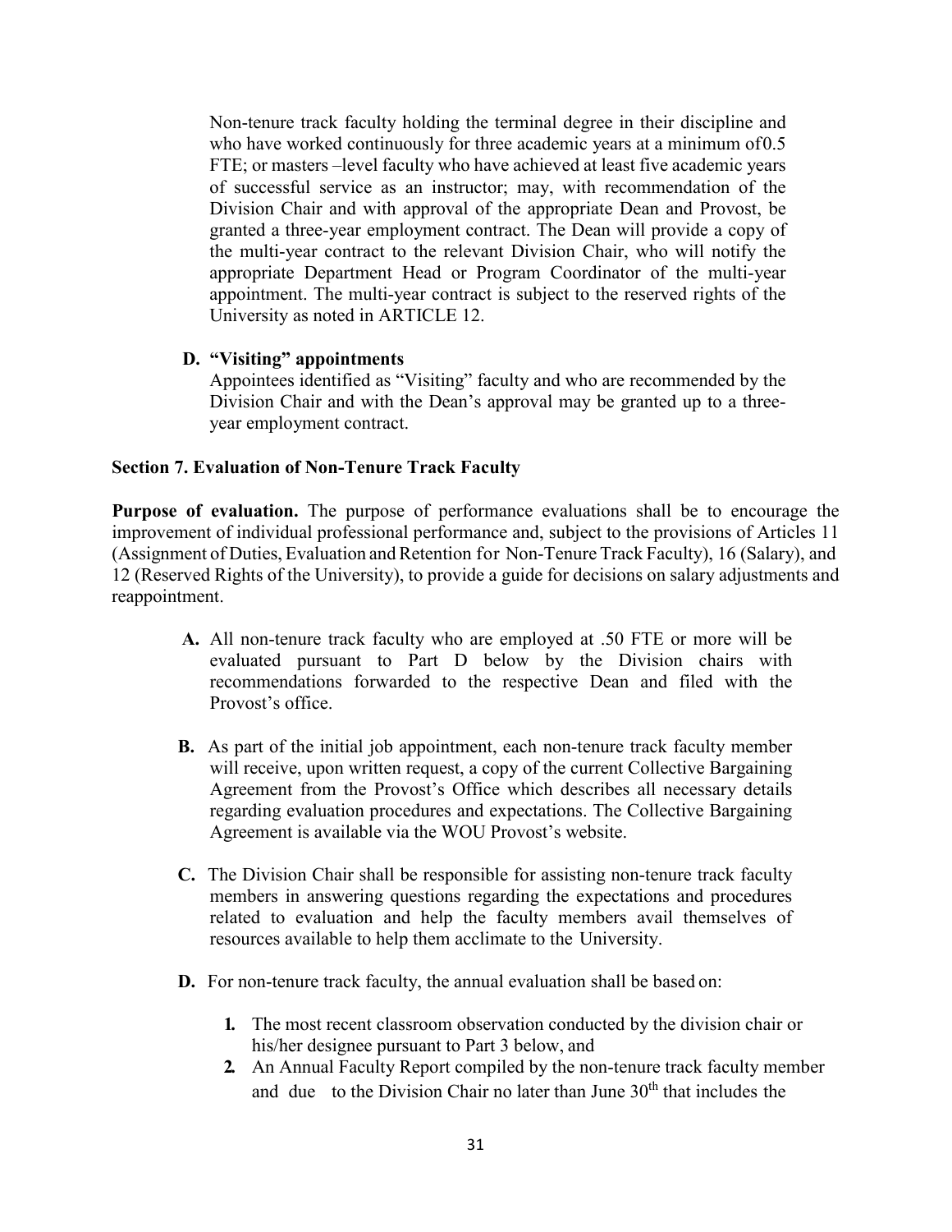Non-tenure track faculty holding the terminal degree in their discipline and who have worked continuously for three academic years at a minimum of0.5 FTE; or masters –level faculty who have achieved at least five academic years of successful service as an instructor; may, with recommendation of the Division Chair and with approval of the appropriate Dean and Provost, be granted a three-year employment contract. The Dean will provide a copy of the multi-year contract to the relevant Division Chair, who will notify the appropriate Department Head or Program Coordinator of the multi-year appointment. The multi-year contract is subject to the reserved rights of the University as noted in ARTICLE 12.

**D. "Visiting" appointments**

Appointees identified as "Visiting" faculty and who are recommended by the Division Chair and with the Dean's approval may be granted up to a three-year employment contract.

### Section 7. Evaluation of Non-Tenure Track Faculty

**Purpose of evaluation.** The purpose of performance evaluations shall be to encourage the improvement of individual professional performance and, subject to the provisions of Articles 11 (Assignment of Duties, Evaluation and Retention for Non-Tenure Track Faculty), 16 (Salary), and 12 (Reserved Rights of the University), to provide a guide for decisions on salary adjustments and reappointment.

**A.** All non-tenure track faculty who are employed at .50 FTE or more will be evaluated pursuant to Part D below by the Division chairs with recommendations forwarded to the respective Dean and filed with the Provost's office.

**B.** As part of the initial job appointment, each non-tenure track faculty member will receive, upon written request, a copy of the current Collective Bargaining Agreement from the Provost's Office which describes all necessary details regarding evaluation procedures and expectations. The Collective Bargaining Agreement is available via the WOU Provost's website.

**C.** The Division Chair shall be responsible for assisting non-tenure track faculty members in answering questions regarding the expectations and procedures related to evaluation and help the faculty members avail themselves of resources available to help them acclimate to the University.

**D.** For non-tenure track faculty, the annual evaluation shall be based on:

1. The most recent classroom observation conducted by the division chair or his/her designee pursuant to Part 3 below, and
2. An Annual Faculty Report compiled by the non-tenure track faculty member and due to the Division Chair no later than June 30th that includes the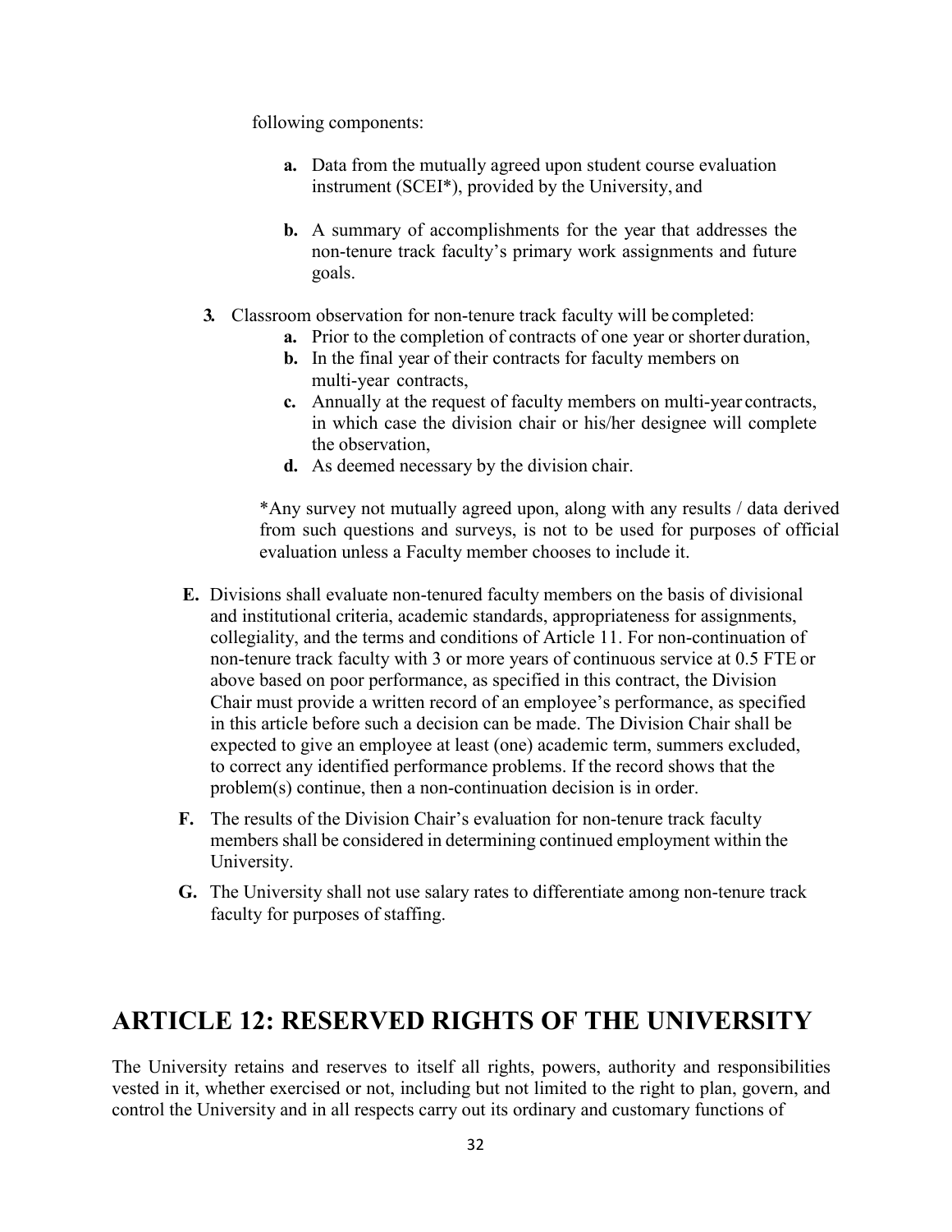following components:

   - **a.** Data from the mutually agreed upon student course evaluation instrument (SCEI*), provided by the University, and

   - **b.** A summary of accomplishments for the year that addresses the non-tenure track faculty's primary work assignments and future goals.

**3.** Classroom observation for non-tenure track faculty will be completed:

   - **a.** Prior to the completion of contracts of one year or shorter duration,
   - **b.** In the final year of their contracts for faculty members on multi-year contracts,
   - **c.** Annually at the request of faculty members on multi-year contracts, in which case the division chair or his/her designee will complete the observation,
   - **d.** As deemed necessary by the division chair.

   *Any survey not mutually agreed upon, along with any results / data derived from such questions and surveys, is not to be used for purposes of official evaluation unless a Faculty member chooses to include it.

**E.** Divisions shall evaluate non-tenured faculty members on the basis of divisional and institutional criteria, academic standards, appropriateness for assignments, collegiality, and the terms and conditions of Article 11. For non-continuation of non-tenure track faculty with 3 or more years of continuous service at 0.5 FTE or above based on poor performance, as specified in this contract, the Division Chair must provide a written record of an employee's performance, as specified in this article before such a decision can be made. The Division Chair shall be expected to give an employee at least (one) academic term, summers excluded, to correct any identified performance problems. If the record shows that the problem(s) continue, then a non-continuation decision is in order.

**F.** The results of the Division Chair's evaluation for non-tenure track faculty members shall be considered in determining continued employment within the University.

**G.** The University shall not use salary rates to differentiate among non-tenure track faculty for purposes of staffing.

# ARTICLE 12: RESERVED RIGHTS OF THE UNIVERSITY

The University retains and reserves to itself all rights, powers, authority and responsibilities vested in it, whether exercised or not, including but not limited to the right to plan, govern, and control the University and in all respects carry out its ordinary and customary functions of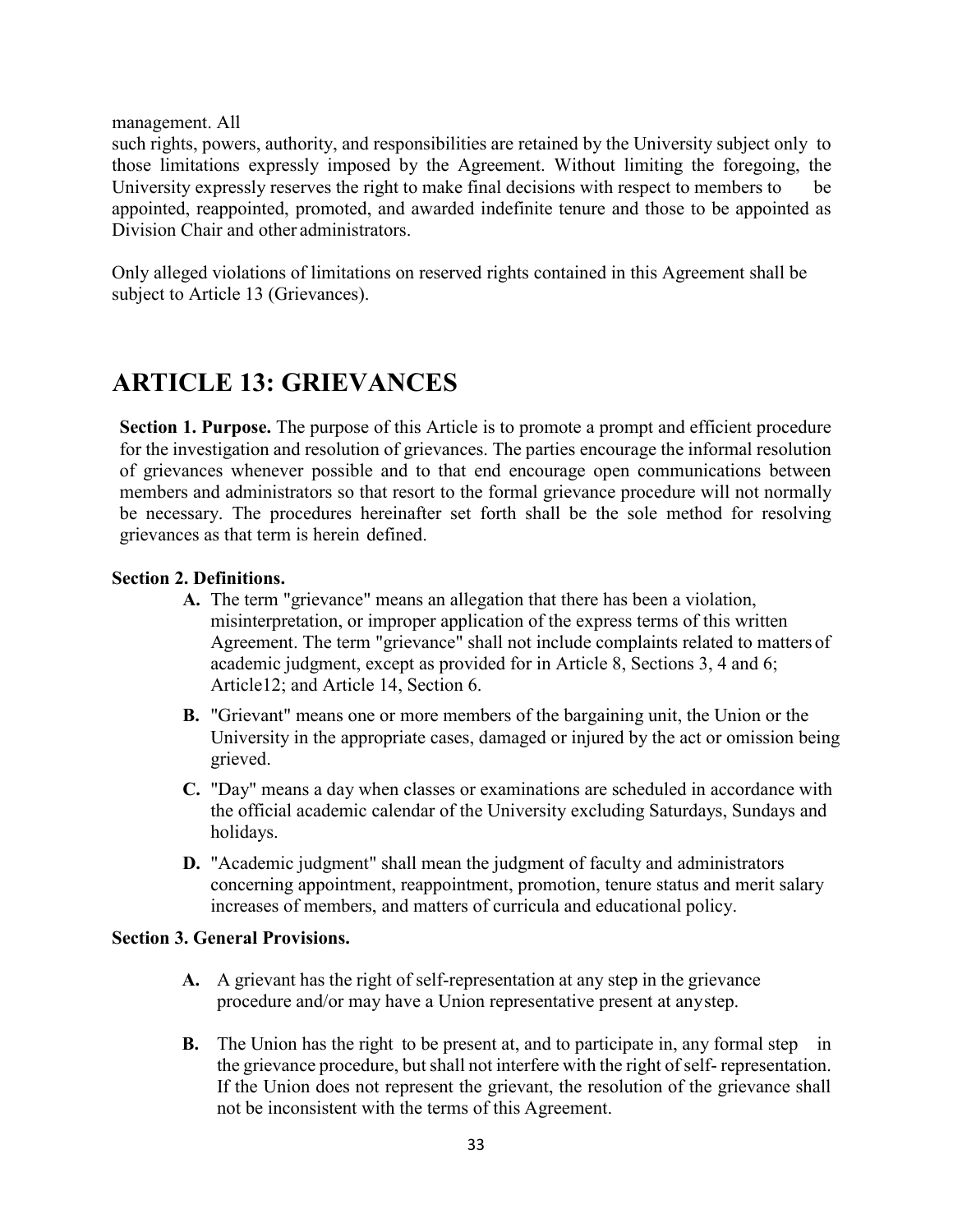management. All such rights, powers, authority, and responsibilities are retained by the University subject only to those limitations expressly imposed by the Agreement. Without limiting the foregoing, the University expressly reserves the right to make final decisions with respect to members to be appointed, reappointed, promoted, and awarded indefinite tenure and those to be appointed as Division Chair and other administrators.

Only alleged violations of limitations on reserved rights contained in this Agreement shall be subject to Article 13 (Grievances).

# ARTICLE 13: GRIEVANCES

**Section 1. Purpose.** The purpose of this Article is to promote a prompt and efficient procedure for the investigation and resolution of grievances. The parties encourage the informal resolution of grievances whenever possible and to that end encourage open communications between members and administrators so that resort to the formal grievance procedure will not normally be necessary. The procedures hereinafter set forth shall be the sole method for resolving grievances as that term is herein defined.

**Section 2. Definitions.**

- **A.** The term "grievance" means an allegation that there has been a violation, misinterpretation, or improper application of the express terms of this written Agreement. The term "grievance" shall not include complaints related to matters of academic judgment, except as provided for in Article 8, Sections 3, 4 and 6; Article12; and Article 14, Section 6.
- **B.** "Grievant" means one or more members of the bargaining unit, the Union or the University in the appropriate cases, damaged or injured by the act or omission being grieved.
- **C.** "Day" means a day when classes or examinations are scheduled in accordance with the official academic calendar of the University excluding Saturdays, Sundays and holidays.
- **D.** "Academic judgment" shall mean the judgment of faculty and administrators concerning appointment, reappointment, promotion, tenure status and merit salary increases of members, and matters of curricula and educational policy.

**Section 3. General Provisions.**

- **A.** A grievant has the right of self-representation at any step in the grievance procedure and/or may have a Union representative present at any step.
- **B.** The Union has the right to be present at, and to participate in, any formal step in the grievance procedure, but shall not interfere with the right of self- representation. If the Union does not represent the grievant, the resolution of the grievance shall not be inconsistent with the terms of this Agreement.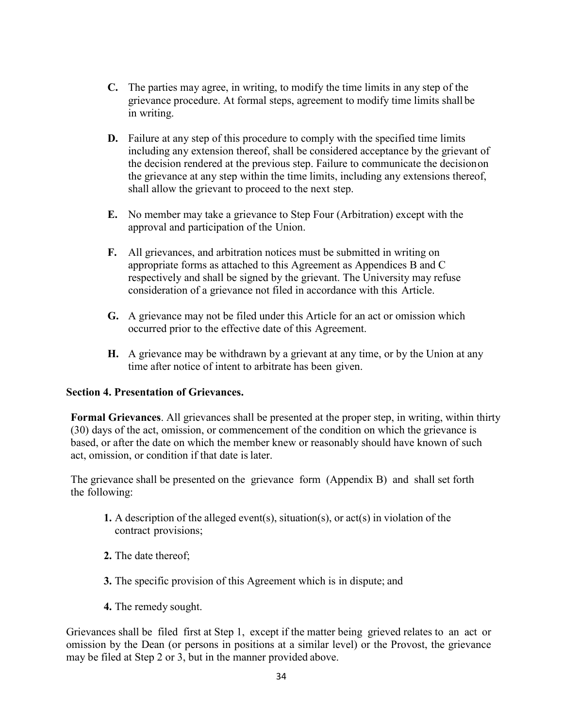**C.** The parties may agree, in writing, to modify the time limits in any step of the grievance procedure. At formal steps, agreement to modify time limits shall be in writing.

**D.** Failure at any step of this procedure to comply with the specified time limits including any extension thereof, shall be considered acceptance by the grievant of the decision rendered at the previous step. Failure to communicate the decision on the grievance at any step within the time limits, including any extensions thereof, shall allow the grievant to proceed to the next step.

**E.** No member may take a grievance to Step Four (Arbitration) except with the approval and participation of the Union.

**F.** All grievances, and arbitration notices must be submitted in writing on appropriate forms as attached to this Agreement as Appendices B and C respectively and shall be signed by the grievant. The University may refuse consideration of a grievance not filed in accordance with this Article.

**G.** A grievance may not be filed under this Article for an act or omission which occurred prior to the effective date of this Agreement.

**H.** A grievance may be withdrawn by a grievant at any time, or by the Union at any time after notice of intent to arbitrate has been given.

**Section 4. Presentation of Grievances.**

**Formal Grievances**. All grievances shall be presented at the proper step, in writing, within thirty (30) days of the act, omission, or commencement of the condition on which the grievance is based, or after the date on which the member knew or reasonably should have known of such act, omission, or condition if that date is later.

The grievance shall be presented on the grievance form (Appendix B) and shall set forth the following:

**1.** A description of the alleged event(s), situation(s), or act(s) in violation of the contract provisions;

**2.** The date thereof;

**3.** The specific provision of this Agreement which is in dispute; and

**4.** The remedy sought.

Grievances shall be filed first at Step 1, except if the matter being grieved relates to an act or omission by the Dean (or persons in positions at a similar level) or the Provost, the grievance may be filed at Step 2 or 3, but in the manner provided above.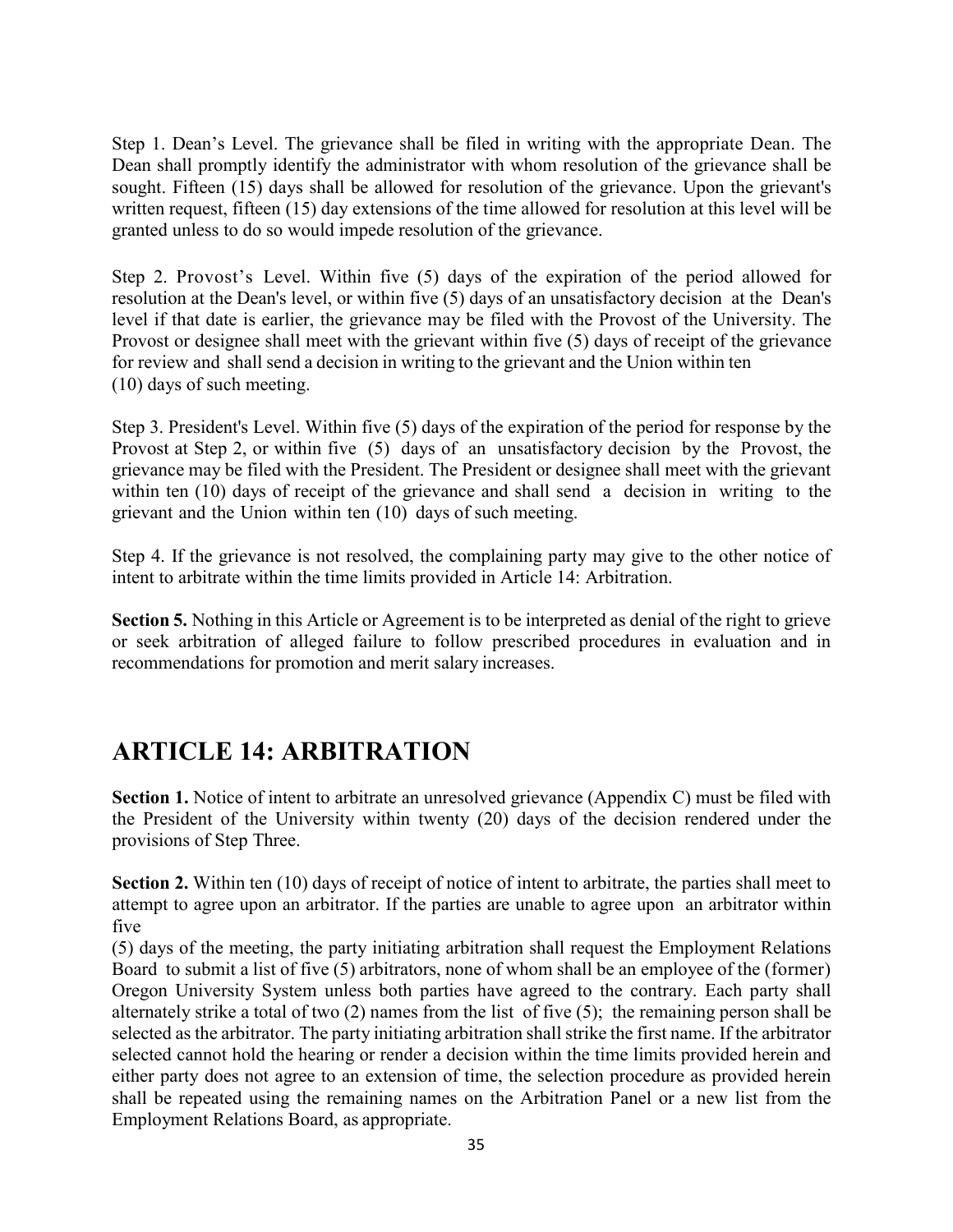Step 1. Dean's Level. The grievance shall be filed in writing with the appropriate Dean. The Dean shall promptly identify the administrator with whom resolution of the grievance shall be sought. Fifteen (15) days shall be allowed for resolution of the grievance. Upon the grievant's written request, fifteen (15) day extensions of the time allowed for resolution at this level will be granted unless to do so would impede resolution of the grievance.

Step 2. Provost's Level. Within five (5) days of the expiration of the period allowed for resolution at the Dean's level, or within five (5) days of an unsatisfactory decision at the Dean's level if that date is earlier, the grievance may be filed with the Provost of the University. The Provost or designee shall meet with the grievant within five (5) days of receipt of the grievance for review and shall send a decision in writing to the grievant and the Union within ten (10) days of such meeting.

Step 3. President's Level. Within five (5) days of the expiration of the period for response by the Provost at Step 2, or within five (5) days of an unsatisfactory decision by the Provost, the grievance may be filed with the President. The President or designee shall meet with the grievant within ten (10) days of receipt of the grievance and shall send a decision in writing to the grievant and the Union within ten (10) days of such meeting.

Step 4. If the grievance is not resolved, the complaining party may give to the other notice of intent to arbitrate within the time limits provided in Article 14: Arbitration.

**Section 5.** Nothing in this Article or Agreement is to be interpreted as denial of the right to grieve or seek arbitration of alleged failure to follow prescribed procedures in evaluation and in recommendations for promotion and merit salary increases.

## ARTICLE 14: ARBITRATION

**Section 1.** Notice of intent to arbitrate an unresolved grievance (Appendix C) must be filed with the President of the University within twenty (20) days of the decision rendered under the provisions of Step Three.

**Section 2.** Within ten (10) days of receipt of notice of intent to arbitrate, the parties shall meet to attempt to agree upon an arbitrator. If the parties are unable to agree upon an arbitrator within five (5) days of the meeting, the party initiating arbitration shall request the Employment Relations Board to submit a list of five (5) arbitrators, none of whom shall be an employee of the (former) Oregon University System unless both parties have agreed to the contrary. Each party shall alternately strike a total of two (2) names from the list of five (5); the remaining person shall be selected as the arbitrator. The party initiating arbitration shall strike the first name. If the arbitrator selected cannot hold the hearing or render a decision within the time limits provided herein and either party does not agree to an extension of time, the selection procedure as provided herein shall be repeated using the remaining names on the Arbitration Panel or a new list from the Employment Relations Board, as appropriate.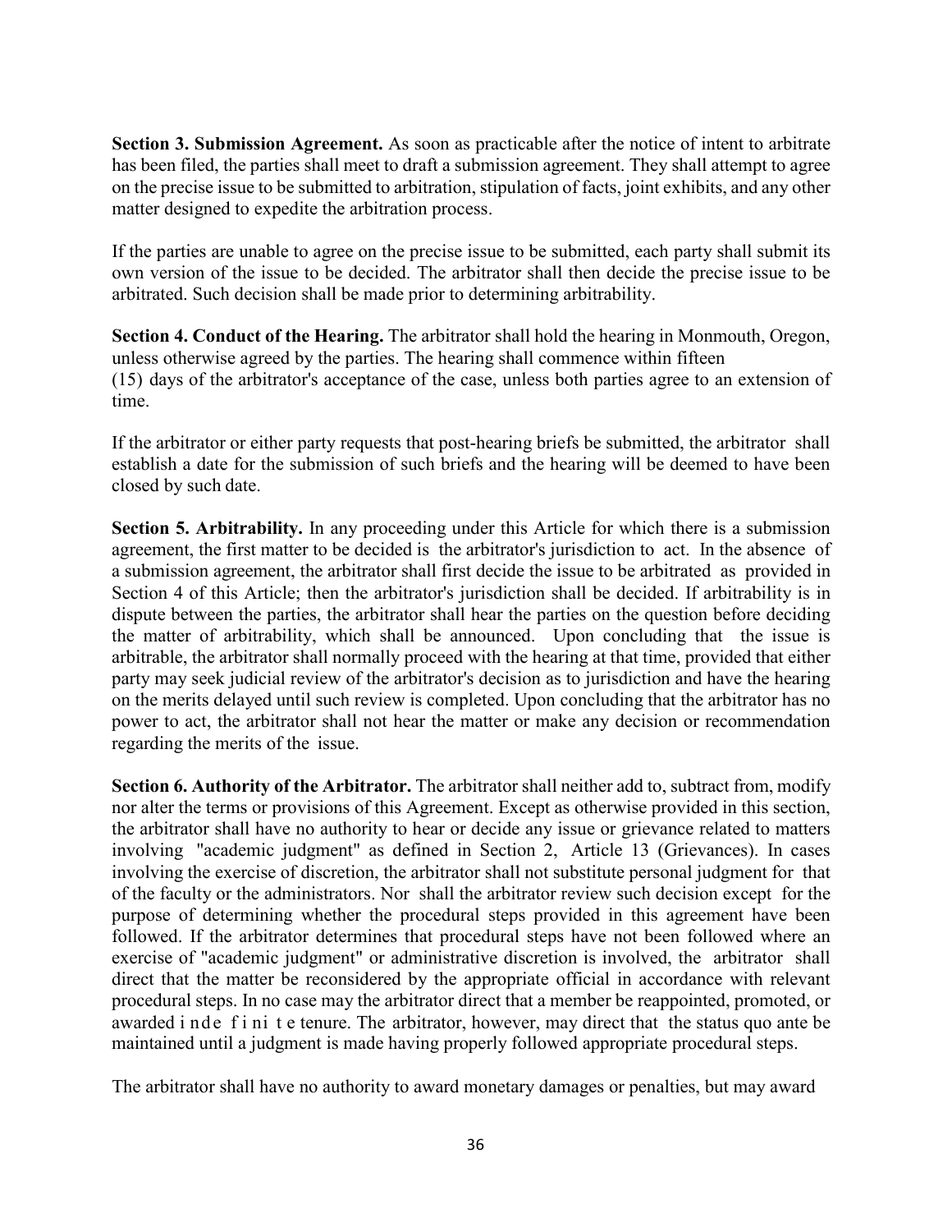**Section 3. Submission Agreement.** As soon as practicable after the notice of intent to arbitrate has been filed, the parties shall meet to draft a submission agreement. They shall attempt to agree on the precise issue to be submitted to arbitration, stipulation of facts, joint exhibits, and any other matter designed to expedite the arbitration process.

If the parties are unable to agree on the precise issue to be submitted, each party shall submit its own version of the issue to be decided. The arbitrator shall then decide the precise issue to be arbitrated. Such decision shall be made prior to determining arbitrability.

**Section 4. Conduct of the Hearing.** The arbitrator shall hold the hearing in Monmouth, Oregon, unless otherwise agreed by the parties. The hearing shall commence within fifteen (15) days of the arbitrator's acceptance of the case, unless both parties agree to an extension of time.

If the arbitrator or either party requests that post-hearing briefs be submitted, the arbitrator shall establish a date for the submission of such briefs and the hearing will be deemed to have been closed by such date.

**Section 5. Arbitrability.** In any proceeding under this Article for which there is a submission agreement, the first matter to be decided is the arbitrator's jurisdiction to act. In the absence of a submission agreement, the arbitrator shall first decide the issue to be arbitrated as provided in Section 4 of this Article; then the arbitrator's jurisdiction shall be decided. If arbitrability is in dispute between the parties, the arbitrator shall hear the parties on the question before deciding the matter of arbitrability, which shall be announced. Upon concluding that the issue is arbitrable, the arbitrator shall normally proceed with the hearing at that time, provided that either party may seek judicial review of the arbitrator's decision as to jurisdiction and have the hearing on the merits delayed until such review is completed. Upon concluding that the arbitrator has no power to act, the arbitrator shall not hear the matter or make any decision or recommendation regarding the merits of the issue.

**Section 6. Authority of the Arbitrator.** The arbitrator shall neither add to, subtract from, modify nor alter the terms or provisions of this Agreement. Except as otherwise provided in this section, the arbitrator shall have no authority to hear or decide any issue or grievance related to matters involving "academic judgment" as defined in Section 2, Article 13 (Grievances). In cases involving the exercise of discretion, the arbitrator shall not substitute personal judgment for that of the faculty or the administrators. Nor shall the arbitrator review such decision except for the purpose of determining whether the procedural steps provided in this agreement have been followed. If the arbitrator determines that procedural steps have not been followed where an exercise of "academic judgment" or administrative discretion is involved, the arbitrator shall direct that the matter be reconsidered by the appropriate official in accordance with relevant procedural steps. In no case may the arbitrator direct that a member be reappointed, promoted, or awarded indefinite tenure. The arbitrator, however, may direct that the status quo ante be maintained until a judgment is made having properly followed appropriate procedural steps.

The arbitrator shall have no authority to award monetary damages or penalties, but may award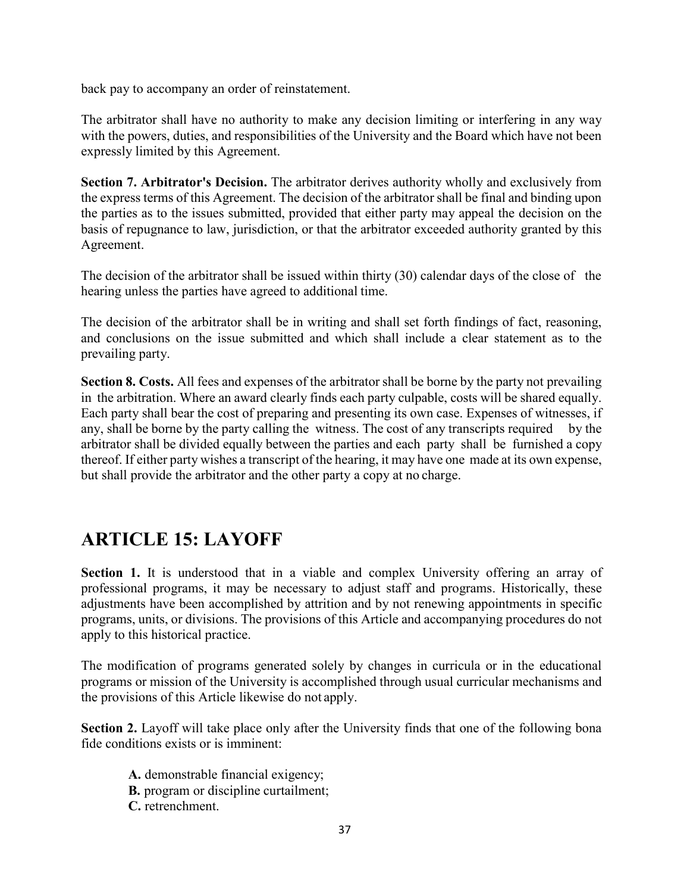back pay to accompany an order of reinstatement.

The arbitrator shall have no authority to make any decision limiting or interfering in any way with the powers, duties, and responsibilities of the University and the Board which have not been expressly limited by this Agreement.

**Section 7. Arbitrator's Decision.** The arbitrator derives authority wholly and exclusively from the express terms of this Agreement. The decision of the arbitrator shall be final and binding upon the parties as to the issues submitted, provided that either party may appeal the decision on the basis of repugnance to law, jurisdiction, or that the arbitrator exceeded authority granted by this Agreement.

The decision of the arbitrator shall be issued within thirty (30) calendar days of the close of the hearing unless the parties have agreed to additional time.

The decision of the arbitrator shall be in writing and shall set forth findings of fact, reasoning, and conclusions on the issue submitted and which shall include a clear statement as to the prevailing party.

**Section 8. Costs.** All fees and expenses of the arbitrator shall be borne by the party not prevailing in the arbitration. Where an award clearly finds each party culpable, costs will be shared equally. Each party shall bear the cost of preparing and presenting its own case. Expenses of witnesses, if any, shall be borne by the party calling the witness. The cost of any transcripts required by the arbitrator shall be divided equally between the parties and each party shall be furnished a copy thereof. If either party wishes a transcript of the hearing, it may have one made at its own expense, but shall provide the arbitrator and the other party a copy at no charge.

# ARTICLE 15: LAYOFF

**Section 1.** It is understood that in a viable and complex University offering an array of professional programs, it may be necessary to adjust staff and programs. Historically, these adjustments have been accomplished by attrition and by not renewing appointments in specific programs, units, or divisions. The provisions of this Article and accompanying procedures do not apply to this historical practice.

The modification of programs generated solely by changes in curricula or in the educational programs or mission of the University is accomplished through usual curricular mechanisms and the provisions of this Article likewise do not apply.

**Section 2.** Layoff will take place only after the University finds that one of the following bona fide conditions exists or is imminent:

- **A.** demonstrable financial exigency;
- **B.** program or discipline curtailment;
- **C.** retrenchment.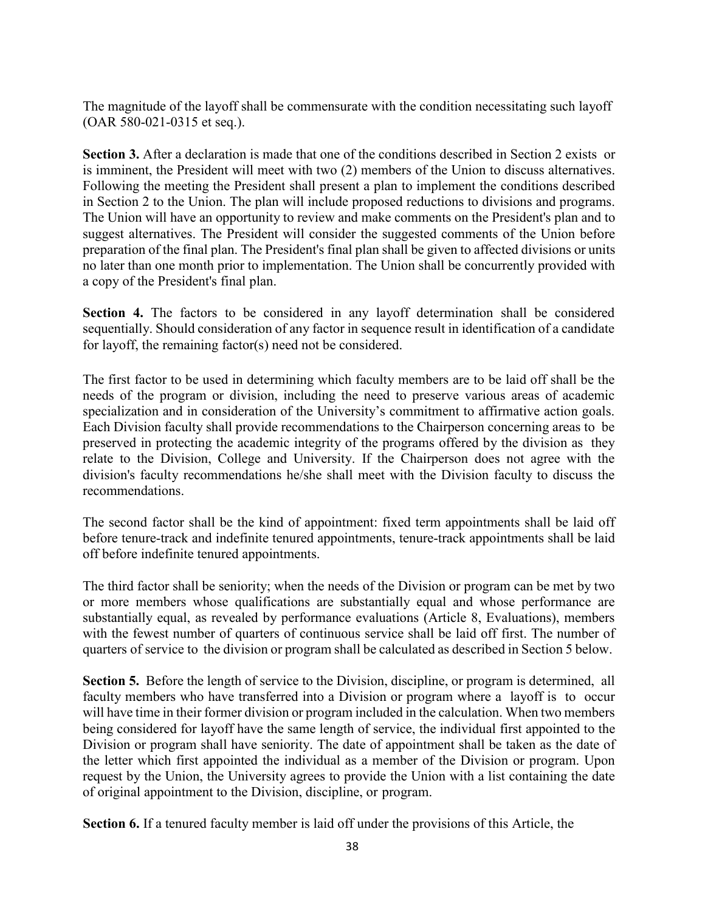The magnitude of the layoff shall be commensurate with the condition necessitating such layoff (OAR 580-021-0315 et seq.).

**Section 3.** After a declaration is made that one of the conditions described in Section 2 exists or is imminent, the President will meet with two (2) members of the Union to discuss alternatives. Following the meeting the President shall present a plan to implement the conditions described in Section 2 to the Union. The plan will include proposed reductions to divisions and programs. The Union will have an opportunity to review and make comments on the President's plan and to suggest alternatives. The President will consider the suggested comments of the Union before preparation of the final plan. The President's final plan shall be given to affected divisions or units no later than one month prior to implementation. The Union shall be concurrently provided with a copy of the President's final plan.

**Section 4.** The factors to be considered in any layoff determination shall be considered sequentially. Should consideration of any factor in sequence result in identification of a candidate for layoff, the remaining factor(s) need not be considered.

The first factor to be used in determining which faculty members are to be laid off shall be the needs of the program or division, including the need to preserve various areas of academic specialization and in consideration of the University's commitment to affirmative action goals. Each Division faculty shall provide recommendations to the Chairperson concerning areas to be preserved in protecting the academic integrity of the programs offered by the division as they relate to the Division, College and University. If the Chairperson does not agree with the division's faculty recommendations he/she shall meet with the Division faculty to discuss the recommendations.

The second factor shall be the kind of appointment: fixed term appointments shall be laid off before tenure-track and indefinite tenured appointments, tenure-track appointments shall be laid off before indefinite tenured appointments.

The third factor shall be seniority; when the needs of the Division or program can be met by two or more members whose qualifications are substantially equal and whose performance are substantially equal, as revealed by performance evaluations (Article 8, Evaluations), members with the fewest number of quarters of continuous service shall be laid off first. The number of quarters of service to the division or program shall be calculated as described in Section 5 below.

**Section 5.** Before the length of service to the Division, discipline, or program is determined, all faculty members who have transferred into a Division or program where a layoff is to occur will have time in their former division or program included in the calculation. When two members being considered for layoff have the same length of service, the individual first appointed to the Division or program shall have seniority. The date of appointment shall be taken as the date of the letter which first appointed the individual as a member of the Division or program. Upon request by the Union, the University agrees to provide the Union with a list containing the date of original appointment to the Division, discipline, or program.

**Section 6.** If a tenured faculty member is laid off under the provisions of this Article, the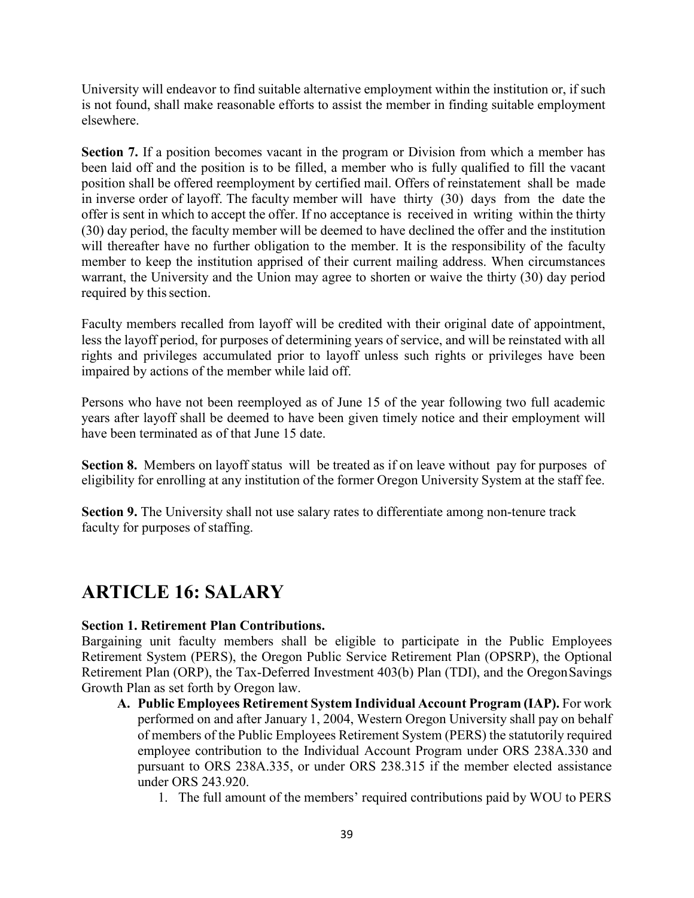University will endeavor to find suitable alternative employment within the institution or, if such is not found, shall make reasonable efforts to assist the member in finding suitable employment elsewhere.

**Section 7.** If a position becomes vacant in the program or Division from which a member has been laid off and the position is to be filled, a member who is fully qualified to fill the vacant position shall be offered reemployment by certified mail. Offers of reinstatement shall be made in inverse order of layoff. The faculty member will have thirty (30) days from the date the offer is sent in which to accept the offer. If no acceptance is received in writing within the thirty (30) day period, the faculty member will be deemed to have declined the offer and the institution will thereafter have no further obligation to the member. It is the responsibility of the faculty member to keep the institution apprised of their current mailing address. When circumstances warrant, the University and the Union may agree to shorten or waive the thirty (30) day period required by this section.

Faculty members recalled from layoff will be credited with their original date of appointment, less the layoff period, for purposes of determining years of service, and will be reinstated with all rights and privileges accumulated prior to layoff unless such rights or privileges have been impaired by actions of the member while laid off.

Persons who have not been reemployed as of June 15 of the year following two full academic years after layoff shall be deemed to have been given timely notice and their employment will have been terminated as of that June 15 date.

**Section 8.** Members on layoff status will be treated as if on leave without pay for purposes of eligibility for enrolling at any institution of the former Oregon University System at the staff fee.

**Section 9.** The University shall not use salary rates to differentiate among non-tenure track faculty for purposes of staffing.

# ARTICLE 16: SALARY

**Section 1. Retirement Plan Contributions.**

Bargaining unit faculty members shall be eligible to participate in the Public Employees Retirement System (PERS), the Oregon Public Service Retirement Plan (OPSRP), the Optional Retirement Plan (ORP), the Tax-Deferred Investment 403(b) Plan (TDI), and the Oregon Savings Growth Plan as set forth by Oregon law.

**A. Public Employees Retirement System Individual Account Program (IAP).** For work performed on and after January 1, 2004, Western Oregon University shall pay on behalf of members of the Public Employees Retirement System (PERS) the statutorily required employee contribution to the Individual Account Program under ORS 238A.330 and pursuant to ORS 238A.335, or under ORS 238.315 if the member elected assistance under ORS 243.920.

1. The full amount of the members' required contributions paid by WOU to PERS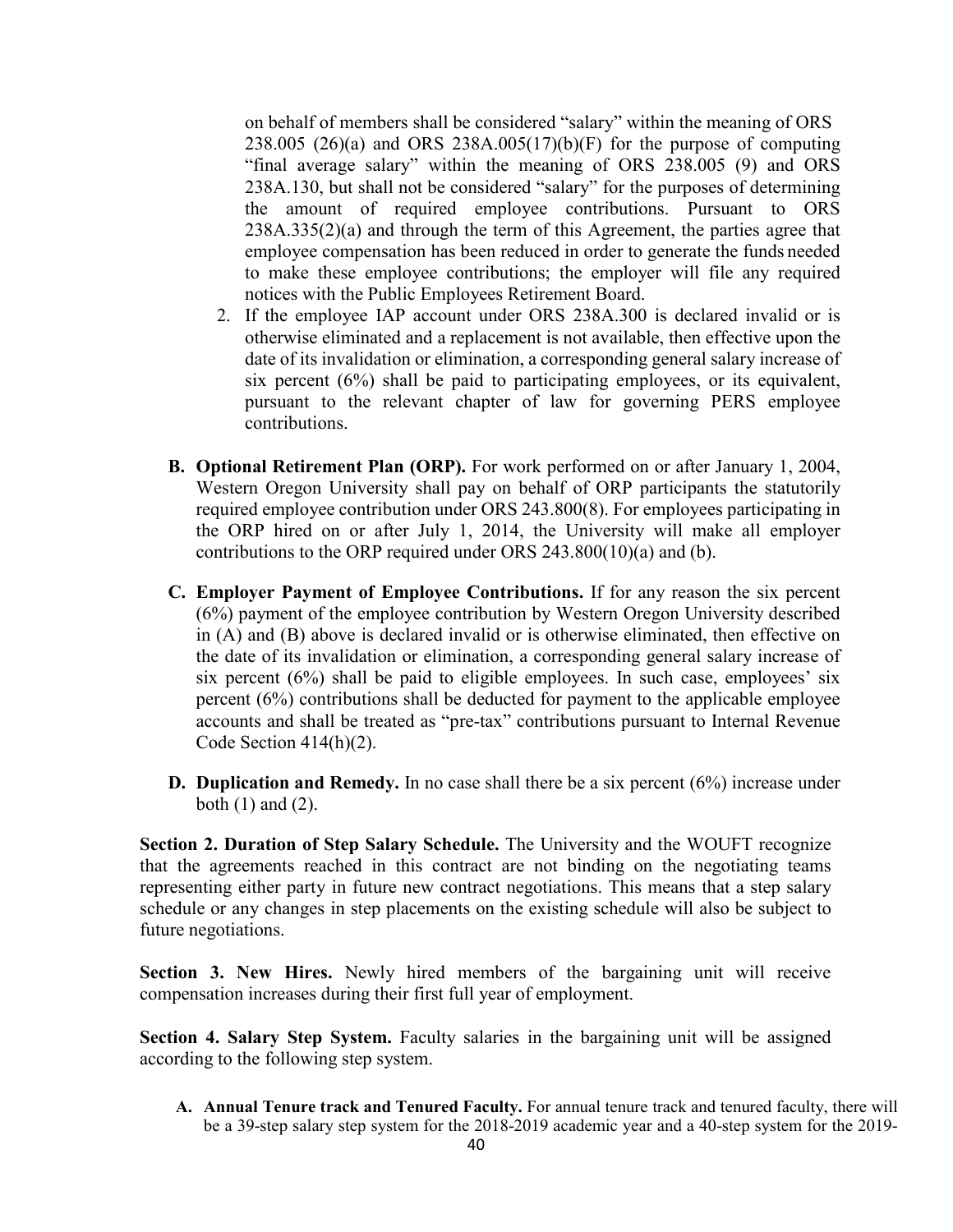on behalf of members shall be considered "salary" within the meaning of ORS 238.005 (26)(a) and ORS 238A.005(17)(b)(F) for the purpose of computing "final average salary" within the meaning of ORS 238.005 (9) and ORS 238A.130, but shall not be considered "salary" for the purposes of determining the amount of required employee contributions. Pursuant to ORS 238A.335(2)(a) and through the term of this Agreement, the parties agree that employee compensation has been reduced in order to generate the funds needed to make these employee contributions; the employer will file any required notices with the Public Employees Retirement Board.

2. If the employee IAP account under ORS 238A.300 is declared invalid or is otherwise eliminated and a replacement is not available, then effective upon the date of its invalidation or elimination, a corresponding general salary increase of six percent (6%) shall be paid to participating employees, or its equivalent, pursuant to the relevant chapter of law for governing PERS employee contributions.

**B. Optional Retirement Plan (ORP).** For work performed on or after January 1, 2004, Western Oregon University shall pay on behalf of ORP participants the statutorily required employee contribution under ORS 243.800(8). For employees participating in the ORP hired on or after July 1, 2014, the University will make all employer contributions to the ORP required under ORS 243.800(10)(a) and (b).

**C. Employer Payment of Employee Contributions.** If for any reason the six percent (6%) payment of the employee contribution by Western Oregon University described in (A) and (B) above is declared invalid or is otherwise eliminated, then effective on the date of its invalidation or elimination, a corresponding general salary increase of six percent (6%) shall be paid to eligible employees. In such case, employees' six percent (6%) contributions shall be deducted for payment to the applicable employee accounts and shall be treated as "pre-tax" contributions pursuant to Internal Revenue Code Section 414(h)(2).

**D. Duplication and Remedy.** In no case shall there be a six percent (6%) increase under both (1) and (2).

**Section 2. Duration of Step Salary Schedule.** The University and the WOUFT recognize that the agreements reached in this contract are not binding on the negotiating teams representing either party in future new contract negotiations. This means that a step salary schedule or any changes in step placements on the existing schedule will also be subject to future negotiations.

**Section 3. New Hires.** Newly hired members of the bargaining unit will receive compensation increases during their first full year of employment.

**Section 4. Salary Step System.** Faculty salaries in the bargaining unit will be assigned according to the following step system.

**A. Annual Tenure track and Tenured Faculty.** For annual tenure track and tenured faculty, there will be a 39-step salary step system for the 2018-2019 academic year and a 40-step system for the 2019-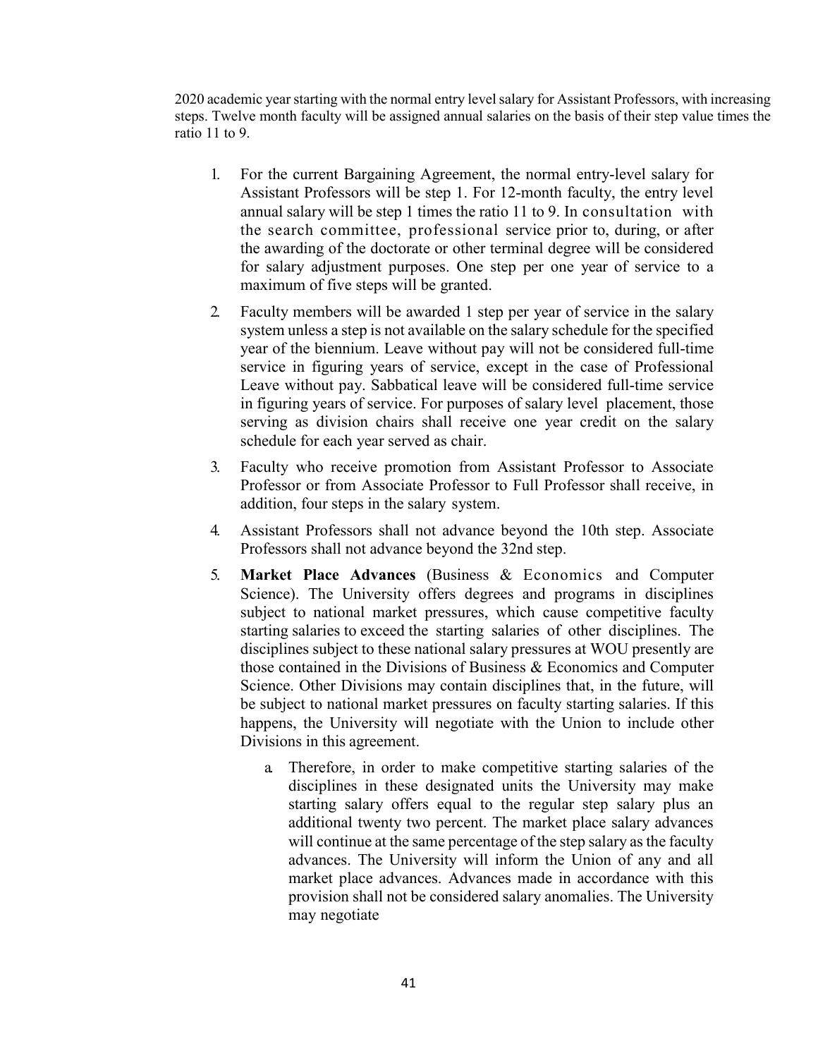2020 academic year starting with the normal entry level salary for Assistant Professors, with increasing steps. Twelve month faculty will be assigned annual salaries on the basis of their step value times the ratio 11 to 9.

1. For the current Bargaining Agreement, the normal entry-level salary for Assistant Professors will be step 1. For 12-month faculty, the entry level annual salary will be step 1 times the ratio 11 to 9. In consultation with the search committee, professional service prior to, during, or after the awarding of the doctorate or other terminal degree will be considered for salary adjustment purposes. One step per one year of service to a maximum of five steps will be granted.

2. Faculty members will be awarded 1 step per year of service in the salary system unless a step is not available on the salary schedule for the specified year of the biennium. Leave without pay will not be considered full-time service in figuring years of service, except in the case of Professional Leave without pay. Sabbatical leave will be considered full-time service in figuring years of service. For purposes of salary level placement, those serving as division chairs shall receive one year credit on the salary schedule for each year served as chair.

3. Faculty who receive promotion from Assistant Professor to Associate Professor or from Associate Professor to Full Professor shall receive, in addition, four steps in the salary system.

4. Assistant Professors shall not advance beyond the 10th step. Associate Professors shall not advance beyond the 32nd step.

5. **Market Place Advances** (Business & Economics and Computer Science). The University offers degrees and programs in disciplines subject to national market pressures, which cause competitive faculty starting salaries to exceed the starting salaries of other disciplines. The disciplines subject to these national salary pressures at WOU presently are those contained in the Divisions of Business & Economics and Computer Science. Other Divisions may contain disciplines that, in the future, will be subject to national market pressures on faculty starting salaries. If this happens, the University will negotiate with the Union to include other Divisions in this agreement.

    a. Therefore, in order to make competitive starting salaries of the disciplines in these designated units the University may make starting salary offers equal to the regular step salary plus an additional twenty two percent. The market place salary advances will continue at the same percentage of the step salary as the faculty advances. The University will inform the Union of any and all market place advances. Advances made in accordance with this provision shall not be considered salary anomalies. The University may negotiate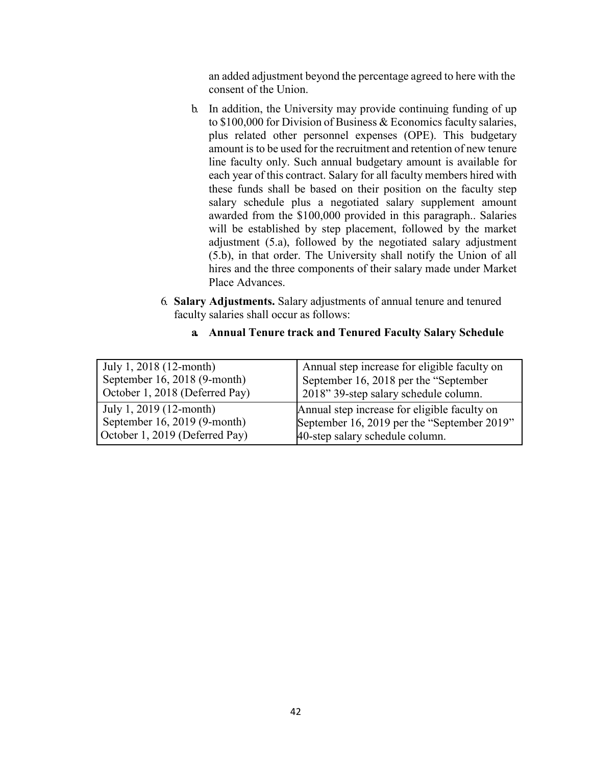an added adjustment beyond the percentage agreed to here with the consent of the Union.

b. In addition, the University may provide continuing funding of up to $100,000 for Division of Business & Economics faculty salaries, plus related other personnel expenses (OPE). This budgetary amount is to be used for the recruitment and retention of new tenure line faculty only. Such annual budgetary amount is available for each year of this contract. Salary for all faculty members hired with these funds shall be based on their position on the faculty step salary schedule plus a negotiated salary supplement amount awarded from the $100,000 provided in this paragraph.. Salaries will be established by step placement, followed by the market adjustment (5.a), followed by the negotiated salary adjustment (5.b), in that order. The University shall notify the Union of all hires and the three components of their salary made under Market Place Advances.

6. **Salary Adjustments.** Salary adjustments of annual tenure and tenured faculty salaries shall occur as follows:

   a. **Annual Tenure track and Tenured Faculty Salary Schedule**

| | |
|---|---|
| July 1, 2018 (12-month)<br>September 16, 2018 (9-month)<br>October 1, 2018 (Deferred Pay) | Annual step increase for eligible faculty on September 16, 2018 per the "September 2018" 39-step salary schedule column. |
| July 1, 2019 (12-month)<br>September 16, 2019 (9-month)<br>October 1, 2019 (Deferred Pay) | Annual step increase for eligible faculty on September 16, 2019 per the "September 2019" 40-step salary schedule column. |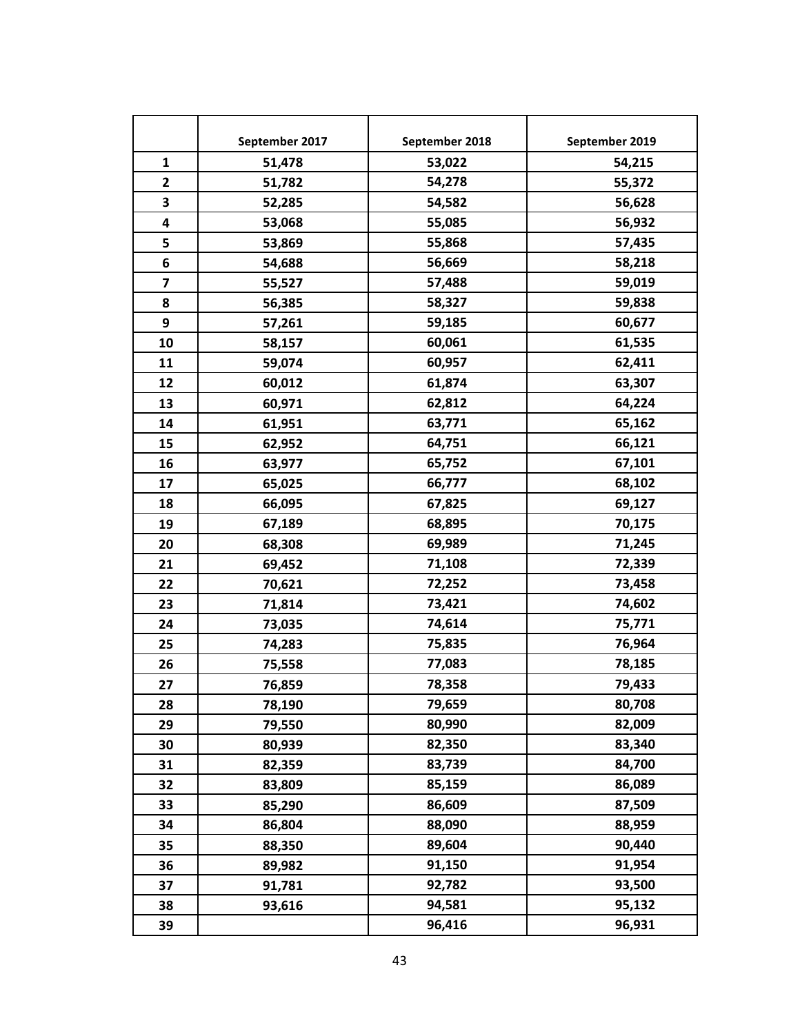| | September 2017 | September 2018 | September 2019 |
|---|---|---|---|
| **1** | **51,478** | **53,022** | **54,215** |
| **2** | **51,782** | **54,278** | **55,372** |
| **3** | **52,285** | **54,582** | **56,628** |
| **4** | **53,068** | **55,085** | **56,932** |
| **5** | **53,869** | **55,868** | **57,435** |
| **6** | **54,688** | **56,669** | **58,218** |
| **7** | **55,527** | **57,488** | **59,019** |
| **8** | **56,385** | **58,327** | **59,838** |
| **9** | **57,261** | **59,185** | **60,677** |
| **10** | **58,157** | **60,061** | **61,535** |
| **11** | **59,074** | **60,957** | **62,411** |
| **12** | **60,012** | **61,874** | **63,307** |
| **13** | **60,971** | **62,812** | **64,224** |
| **14** | **61,951** | **63,771** | **65,162** |
| **15** | **62,952** | **64,751** | **66,121** |
| **16** | **63,977** | **65,752** | **67,101** |
| **17** | **65,025** | **66,777** | **68,102** |
| **18** | **66,095** | **67,825** | **69,127** |
| **19** | **67,189** | **68,895** | **70,175** |
| **20** | **68,308** | **69,989** | **71,245** |
| **21** | **69,452** | **71,108** | **72,339** |
| **22** | **70,621** | **72,252** | **73,458** |
| **23** | **71,814** | **73,421** | **74,602** |
| **24** | **73,035** | **74,614** | **75,771** |
| **25** | **74,283** | **75,835** | **76,964** |
| **26** | **75,558** | **77,083** | **78,185** |
| **27** | **76,859** | **78,358** | **79,433** |
| **28** | **78,190** | **79,659** | **80,708** |
| **29** | **79,550** | **80,990** | **82,009** |
| **30** | **80,939** | **82,350** | **83,340** |
| **31** | **82,359** | **83,739** | **84,700** |
| **32** | **83,809** | **85,159** | **86,089** |
| **33** | **85,290** | **86,609** | **87,509** |
| **34** | **86,804** | **88,090** | **88,959** |
| **35** | **88,350** | **89,604** | **90,440** |
| **36** | **89,982** | **91,150** | **91,954** |
| **37** | **91,781** | **92,782** | **93,500** |
| **38** | **93,616** | **94,581** | **95,132** |
| **39** | | **96,416** | **96,931** |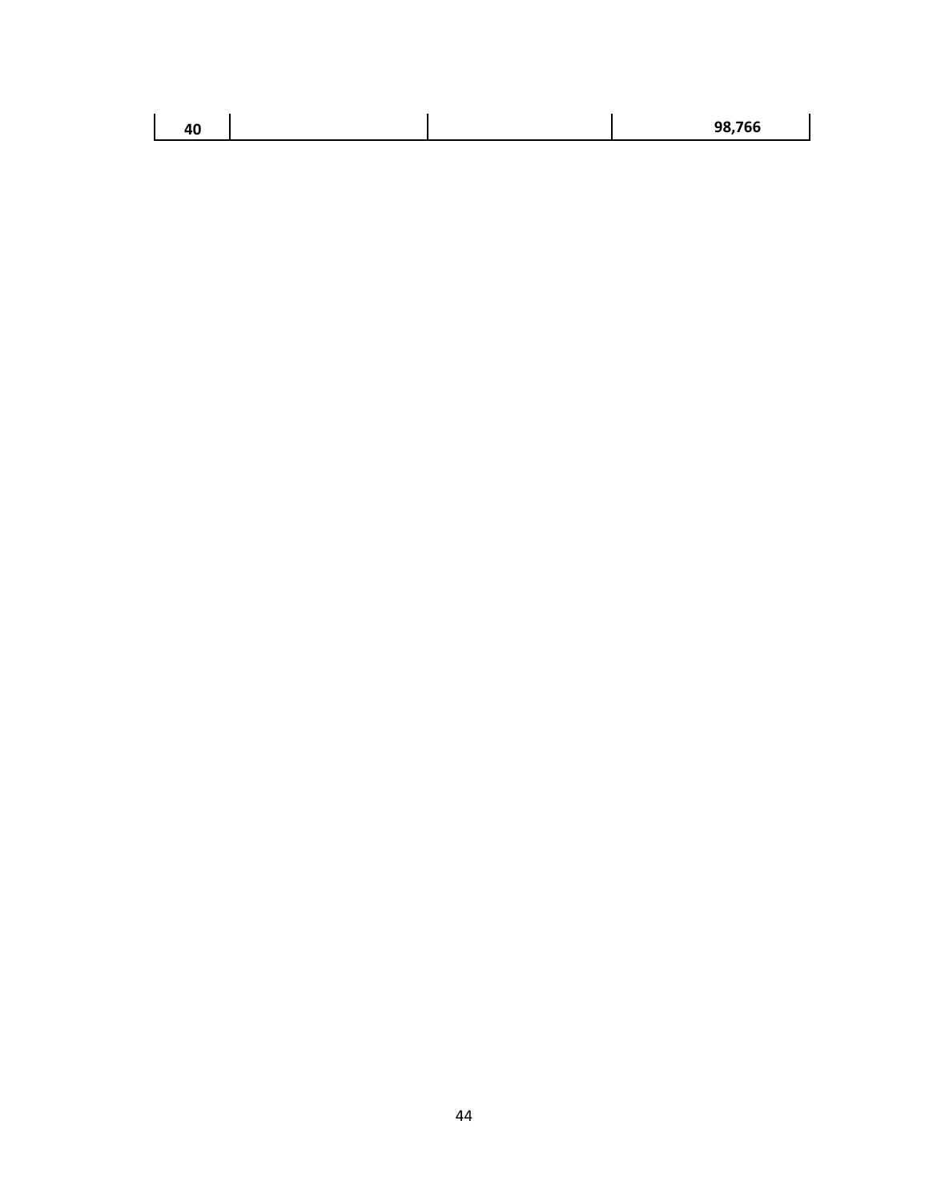| | | | |
|---|---|---|---|
| **40** | | | **98,766** |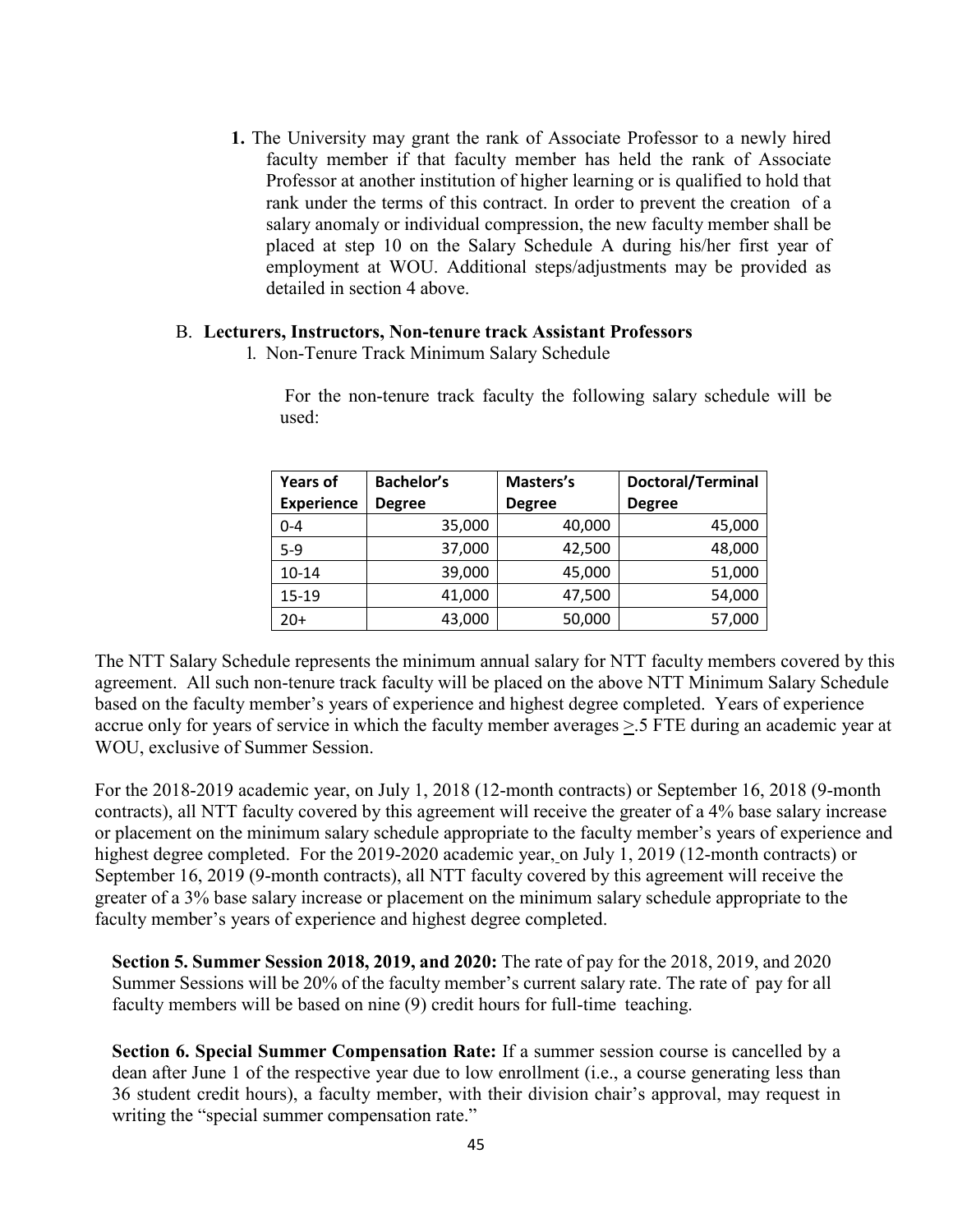1. The University may grant the rank of Associate Professor to a newly hired faculty member if that faculty member has held the rank of Associate Professor at another institution of higher learning or is qualified to hold that rank under the terms of this contract. In order to prevent the creation of a salary anomaly or individual compression, the new faculty member shall be placed at step 10 on the Salary Schedule A during his/her first year of employment at WOU. Additional steps/adjustments may be provided as detailed in section 4 above.

B. **Lecturers, Instructors, Non-tenure track Assistant Professors**

1. Non-Tenure Track Minimum Salary Schedule

For the non-tenure track faculty the following salary schedule will be used:

| Years of Experience | Bachelor's Degree | Masters's Degree | Doctoral/Terminal Degree |
|---|---|---|---|
| 0-4 | 35,000 | 40,000 | 45,000 |
| 5-9 | 37,000 | 42,500 | 48,000 |
| 10-14 | 39,000 | 45,000 | 51,000 |
| 15-19 | 41,000 | 47,500 | 54,000 |
| 20+ | 43,000 | 50,000 | 57,000 |

The NTT Salary Schedule represents the minimum annual salary for NTT faculty members covered by this agreement. All such non-tenure track faculty will be placed on the above NTT Minimum Salary Schedule based on the faculty member's years of experience and highest degree completed. Years of experience accrue only for years of service in which the faculty member averages $\geq$.5 FTE during an academic year at WOU, exclusive of Summer Session.

For the 2018-2019 academic year, on July 1, 2018 (12-month contracts) or September 16, 2018 (9-month contracts), all NTT faculty covered by this agreement will receive the greater of a 4% base salary increase or placement on the minimum salary schedule appropriate to the faculty member's years of experience and highest degree completed. For the 2019-2020 academic year, on July 1, 2019 (12-month contracts) or September 16, 2019 (9-month contracts), all NTT faculty covered by this agreement will receive the greater of a 3% base salary increase or placement on the minimum salary schedule appropriate to the faculty member's years of experience and highest degree completed.

**Section 5. Summer Session 2018, 2019, and 2020:** The rate of pay for the 2018, 2019, and 2020 Summer Sessions will be 20% of the faculty member's current salary rate. The rate of pay for all faculty members will be based on nine (9) credit hours for full-time teaching.

**Section 6. Special Summer Compensation Rate:** If a summer session course is cancelled by a dean after June 1 of the respective year due to low enrollment (i.e., a course generating less than 36 student credit hours), a faculty member, with their division chair's approval, may request in writing the "special summer compensation rate."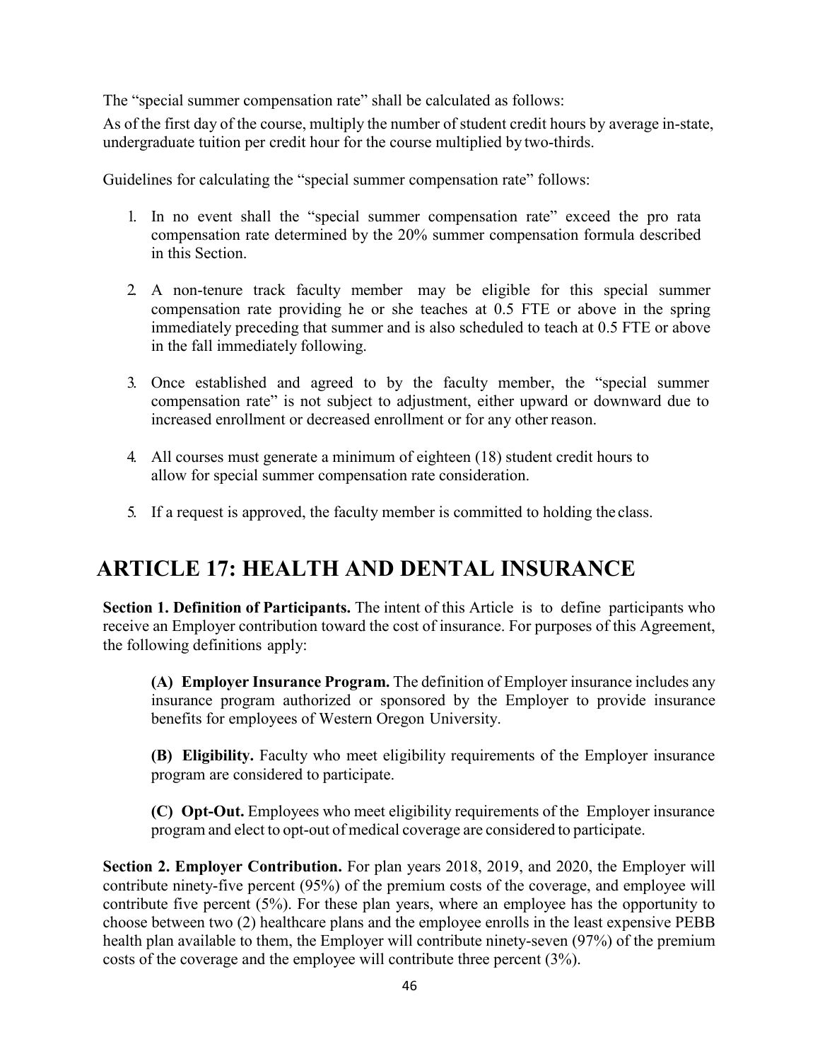The “special summer compensation rate” shall be calculated as follows:

As of the first day of the course, multiply the number of student credit hours by average in-state, undergraduate tuition per credit hour for the course multiplied by two-thirds.

Guidelines for calculating the “special summer compensation rate” follows:

1. In no event shall the “special summer compensation rate” exceed the pro rata compensation rate determined by the 20% summer compensation formula described in this Section.

2. A non-tenure track faculty member may be eligible for this special summer compensation rate providing he or she teaches at 0.5 FTE or above in the spring immediately preceding that summer and is also scheduled to teach at 0.5 FTE or above in the fall immediately following.

3. Once established and agreed to by the faculty member, the “special summer compensation rate” is not subject to adjustment, either upward or downward due to increased enrollment or decreased enrollment or for any other reason.

4. All courses must generate a minimum of eighteen (18) student credit hours to allow for special summer compensation rate consideration.

5. If a request is approved, the faculty member is committed to holding the class.

# ARTICLE 17: HEALTH AND DENTAL INSURANCE

**Section 1. Definition of Participants.** The intent of this Article is to define participants who receive an Employer contribution toward the cost of insurance. For purposes of this Agreement, the following definitions apply:

**(A) Employer Insurance Program.** The definition of Employer insurance includes any insurance program authorized or sponsored by the Employer to provide insurance benefits for employees of Western Oregon University.

**(B) Eligibility.** Faculty who meet eligibility requirements of the Employer insurance program are considered to participate.

**(C) Opt-Out.** Employees who meet eligibility requirements of the Employer insurance program and elect to opt-out of medical coverage are considered to participate.

**Section 2. Employer Contribution.** For plan years 2018, 2019, and 2020, the Employer will contribute ninety-five percent (95%) of the premium costs of the coverage, and employee will contribute five percent (5%). For these plan years, where an employee has the opportunity to choose between two (2) healthcare plans and the employee enrolls in the least expensive PEBB health plan available to them, the Employer will contribute ninety-seven (97%) of the premium costs of the coverage and the employee will contribute three percent (3%).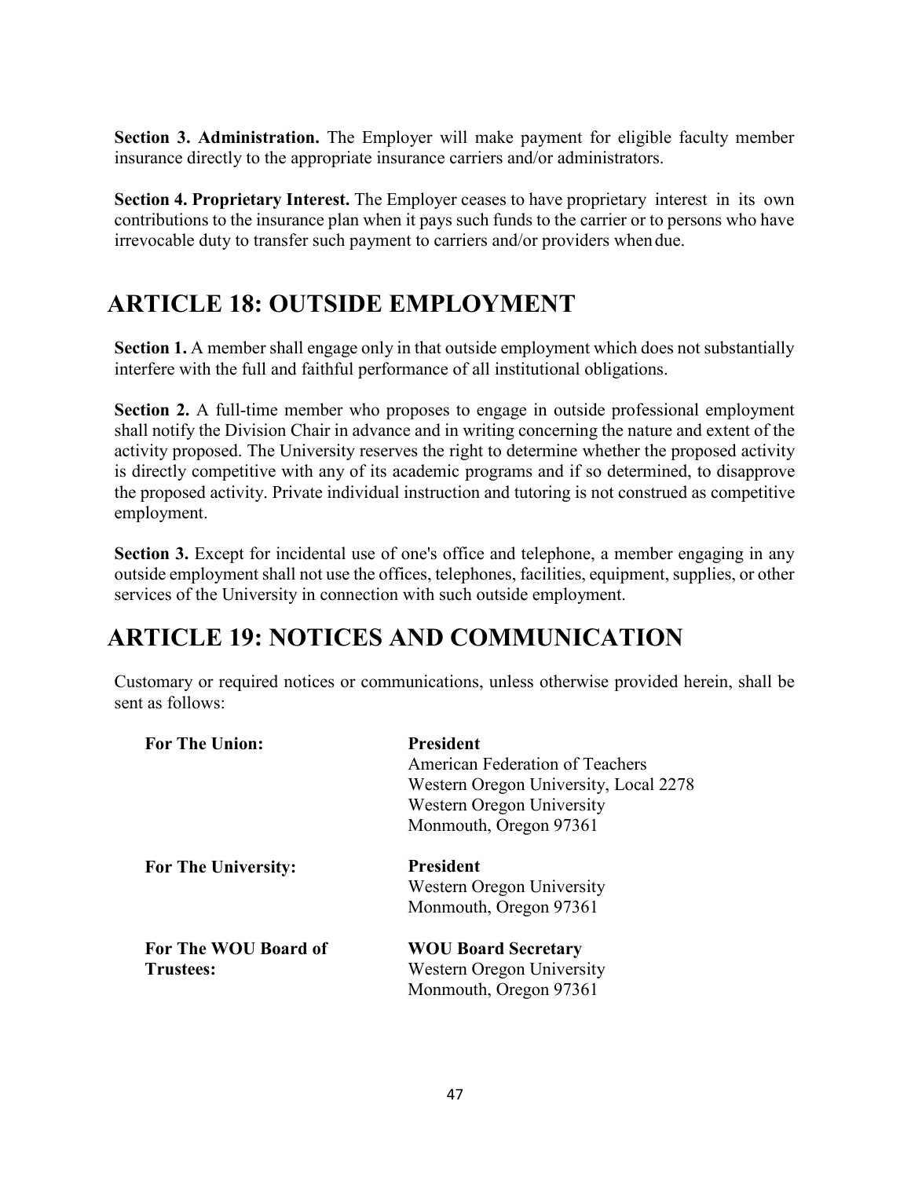**Section 3. Administration.** The Employer will make payment for eligible faculty member insurance directly to the appropriate insurance carriers and/or administrators.

**Section 4. Proprietary Interest.** The Employer ceases to have proprietary interest in its own contributions to the insurance plan when it pays such funds to the carrier or to persons who have irrevocable duty to transfer such payment to carriers and/or providers when due.

# ARTICLE 18: OUTSIDE EMPLOYMENT

**Section 1.** A member shall engage only in that outside employment which does not substantially interfere with the full and faithful performance of all institutional obligations.

**Section 2.** A full-time member who proposes to engage in outside professional employment shall notify the Division Chair in advance and in writing concerning the nature and extent of the activity proposed. The University reserves the right to determine whether the proposed activity is directly competitive with any of its academic programs and if so determined, to disapprove the proposed activity. Private individual instruction and tutoring is not construed as competitive employment.

**Section 3.** Except for incidental use of one's office and telephone, a member engaging in any outside employment shall not use the offices, telephones, facilities, equipment, supplies, or other services of the University in connection with such outside employment.

# ARTICLE 19: NOTICES AND COMMUNICATION

Customary or required notices or communications, unless otherwise provided herein, shall be sent as follows:

**For The Union:**

**President**
American Federation of Teachers
Western Oregon University, Local 2278
Western Oregon University
Monmouth, Oregon 97361

**For The University:**

**President**
Western Oregon University
Monmouth, Oregon 97361

**For The WOU Board of Trustees:**

**WOU Board Secretary**
Western Oregon University
Monmouth, Oregon 97361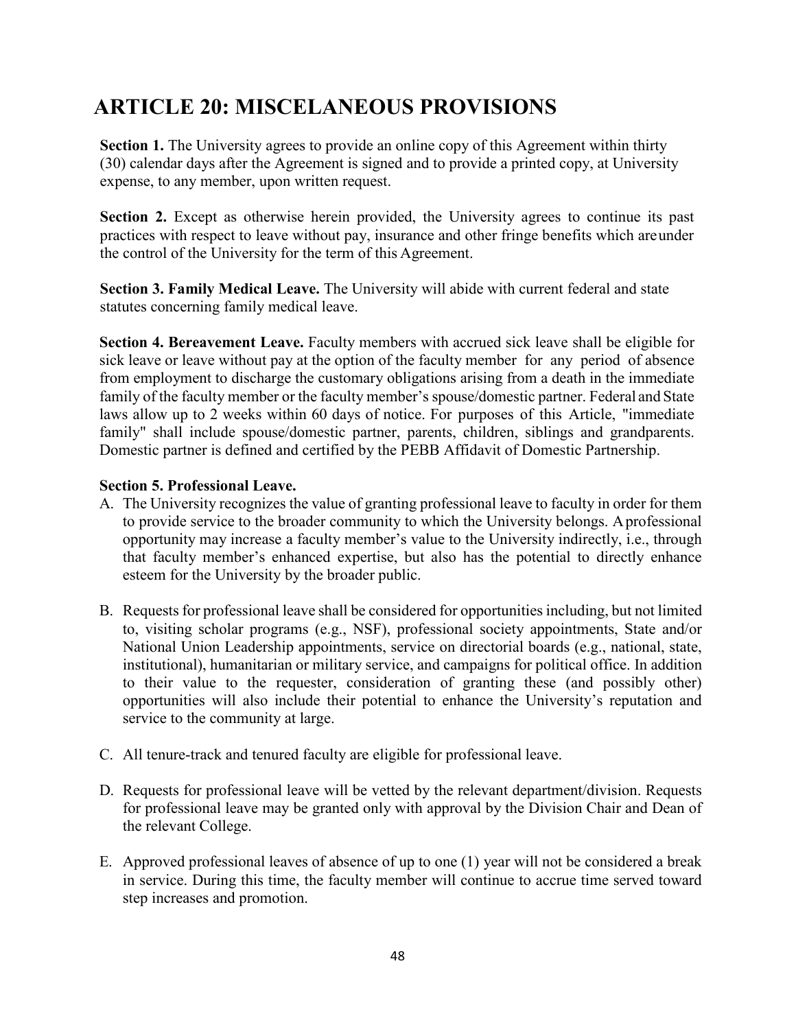# ARTICLE 20: MISCELANEOUS PROVISIONS

**Section 1.** The University agrees to provide an online copy of this Agreement within thirty (30) calendar days after the Agreement is signed and to provide a printed copy, at University expense, to any member, upon written request.

**Section 2.** Except as otherwise herein provided, the University agrees to continue its past practices with respect to leave without pay, insurance and other fringe benefits which are under the control of the University for the term of this Agreement.

**Section 3. Family Medical Leave.** The University will abide with current federal and state statutes concerning family medical leave.

**Section 4. Bereavement Leave.** Faculty members with accrued sick leave shall be eligible for sick leave or leave without pay at the option of the faculty member for any period of absence from employment to discharge the customary obligations arising from a death in the immediate family of the faculty member or the faculty member's spouse/domestic partner. Federal and State laws allow up to 2 weeks within 60 days of notice. For purposes of this Article, "immediate family" shall include spouse/domestic partner, parents, children, siblings and grandparents. Domestic partner is defined and certified by the PEBB Affidavit of Domestic Partnership.

**Section 5. Professional Leave.**

A. The University recognizes the value of granting professional leave to faculty in order for them to provide service to the broader community to which the University belongs. A professional opportunity may increase a faculty member's value to the University indirectly, i.e., through that faculty member's enhanced expertise, but also has the potential to directly enhance esteem for the University by the broader public.

B. Requests for professional leave shall be considered for opportunities including, but not limited to, visiting scholar programs (e.g., NSF), professional society appointments, State and/or National Union Leadership appointments, service on directorial boards (e.g., national, state, institutional), humanitarian or military service, and campaigns for political office. In addition to their value to the requester, consideration of granting these (and possibly other) opportunities will also include their potential to enhance the University's reputation and service to the community at large.

C. All tenure-track and tenured faculty are eligible for professional leave.

D. Requests for professional leave will be vetted by the relevant department/division. Requests for professional leave may be granted only with approval by the Division Chair and Dean of the relevant College.

E. Approved professional leaves of absence of up to one (1) year will not be considered a break in service. During this time, the faculty member will continue to accrue time served toward step increases and promotion.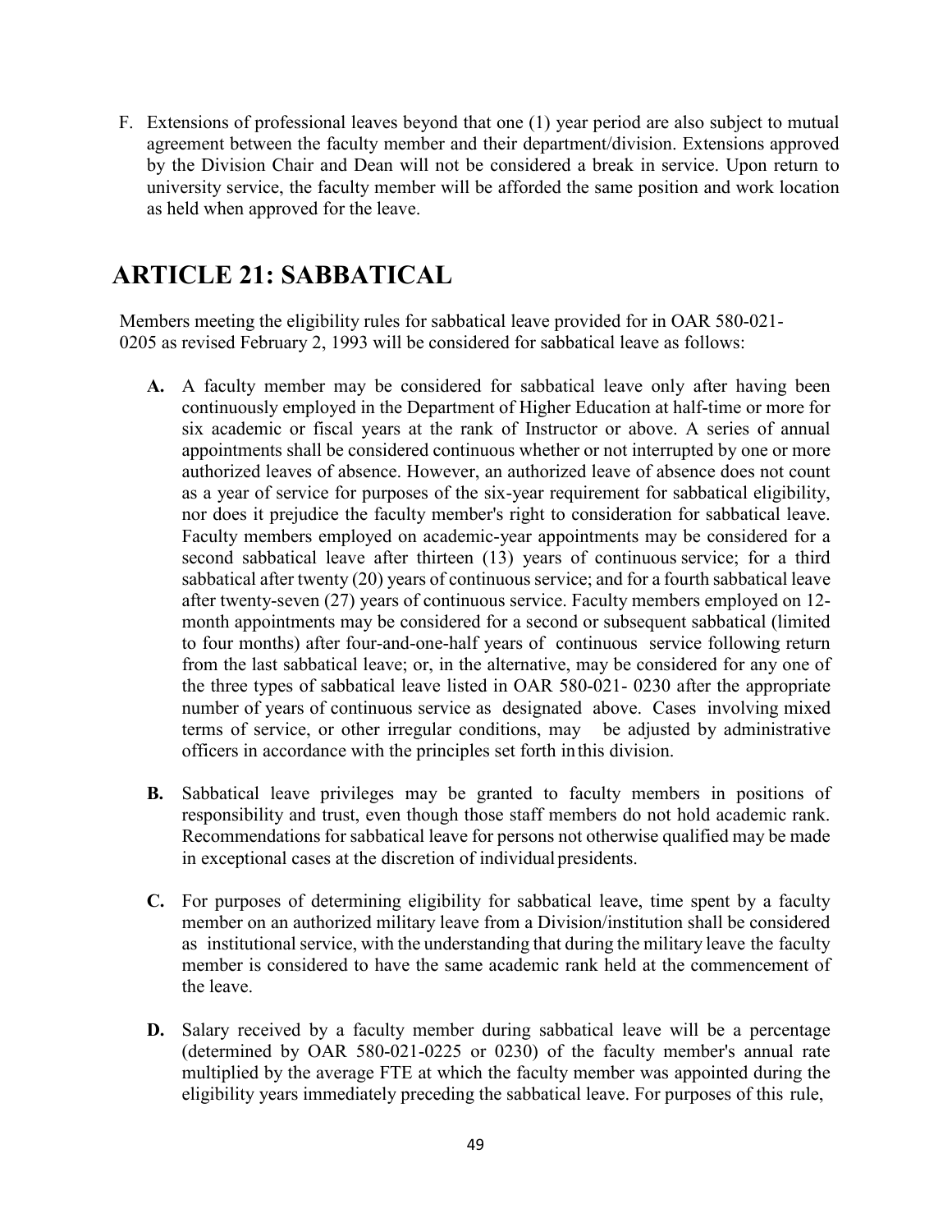F. Extensions of professional leaves beyond that one (1) year period are also subject to mutual agreement between the faculty member and their department/division. Extensions approved by the Division Chair and Dean will not be considered a break in service. Upon return to university service, the faculty member will be afforded the same position and work location as held when approved for the leave.

# ARTICLE 21: SABBATICAL

Members meeting the eligibility rules for sabbatical leave provided for in OAR 580-021-0205 as revised February 2, 1993 will be considered for sabbatical leave as follows:

**A.** A faculty member may be considered for sabbatical leave only after having been continuously employed in the Department of Higher Education at half-time or more for six academic or fiscal years at the rank of Instructor or above. A series of annual appointments shall be considered continuous whether or not interrupted by one or more authorized leaves of absence. However, an authorized leave of absence does not count as a year of service for purposes of the six-year requirement for sabbatical eligibility, nor does it prejudice the faculty member's right to consideration for sabbatical leave. Faculty members employed on academic-year appointments may be considered for a second sabbatical leave after thirteen (13) years of continuous service; for a third sabbatical after twenty (20) years of continuous service; and for a fourth sabbatical leave after twenty-seven (27) years of continuous service. Faculty members employed on 12-month appointments may be considered for a second or subsequent sabbatical (limited to four months) after four-and-one-half years of continuous service following return from the last sabbatical leave; or, in the alternative, may be considered for any one of the three types of sabbatical leave listed in OAR 580-021- 0230 after the appropriate number of years of continuous service as designated above. Cases involving mixed terms of service, or other irregular conditions, may be adjusted by administrative officers in accordance with the principles set forth in this division.

**B.** Sabbatical leave privileges may be granted to faculty members in positions of responsibility and trust, even though those staff members do not hold academic rank. Recommendations for sabbatical leave for persons not otherwise qualified may be made in exceptional cases at the discretion of individual presidents.

**C.** For purposes of determining eligibility for sabbatical leave, time spent by a faculty member on an authorized military leave from a Division/institution shall be considered as institutional service, with the understanding that during the military leave the faculty member is considered to have the same academic rank held at the commencement of the leave.

**D.** Salary received by a faculty member during sabbatical leave will be a percentage (determined by OAR 580-021-0225 or 0230) of the faculty member's annual rate multiplied by the average FTE at which the faculty member was appointed during the eligibility years immediately preceding the sabbatical leave. For purposes of this rule,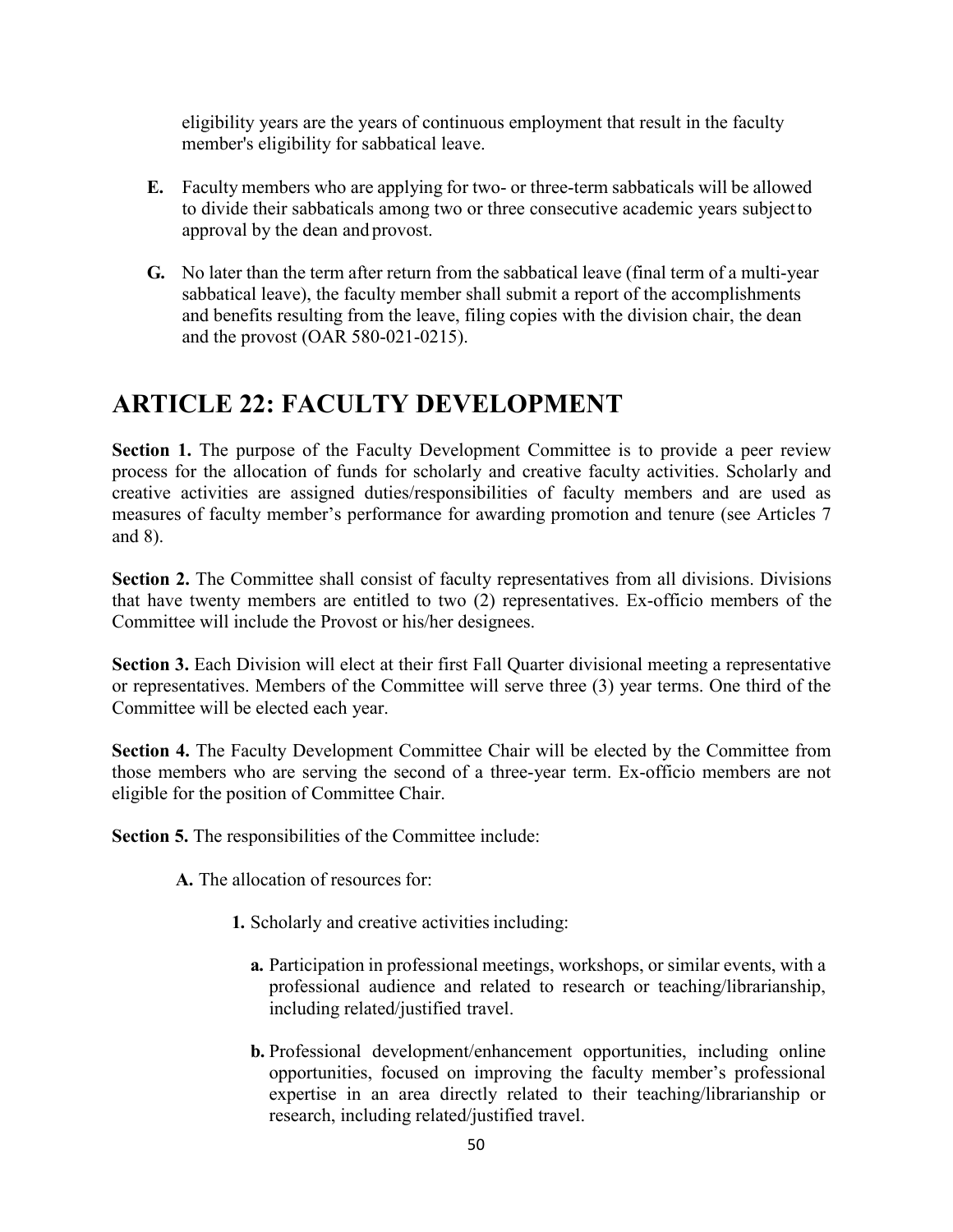eligibility years are the years of continuous employment that result in the faculty member's eligibility for sabbatical leave.

**E.** Faculty members who are applying for two- or three-term sabbaticals will be allowed to divide their sabbaticals among two or three consecutive academic years subject to approval by the dean and provost.

**G.** No later than the term after return from the sabbatical leave (final term of a multi-year sabbatical leave), the faculty member shall submit a report of the accomplishments and benefits resulting from the leave, filing copies with the division chair, the dean and the provost (OAR 580-021-0215).

# ARTICLE 22: FACULTY DEVELOPMENT

**Section 1.** The purpose of the Faculty Development Committee is to provide a peer review process for the allocation of funds for scholarly and creative faculty activities. Scholarly and creative activities are assigned duties/responsibilities of faculty members and are used as measures of faculty member's performance for awarding promotion and tenure (see Articles 7 and 8).

**Section 2.** The Committee shall consist of faculty representatives from all divisions. Divisions that have twenty members are entitled to two (2) representatives. Ex-officio members of the Committee will include the Provost or his/her designees.

**Section 3.** Each Division will elect at their first Fall Quarter divisional meeting a representative or representatives. Members of the Committee will serve three (3) year terms. One third of the Committee will be elected each year.

**Section 4.** The Faculty Development Committee Chair will be elected by the Committee from those members who are serving the second of a three-year term. Ex-officio members are not eligible for the position of Committee Chair.

**Section 5.** The responsibilities of the Committee include:

**A.** The allocation of resources for:

**1.** Scholarly and creative activities including:

**a.** Participation in professional meetings, workshops, or similar events, with a professional audience and related to research or teaching/librarianship, including related/justified travel.

**b.** Professional development/enhancement opportunities, including online opportunities, focused on improving the faculty member's professional expertise in an area directly related to their teaching/librarianship or research, including related/justified travel.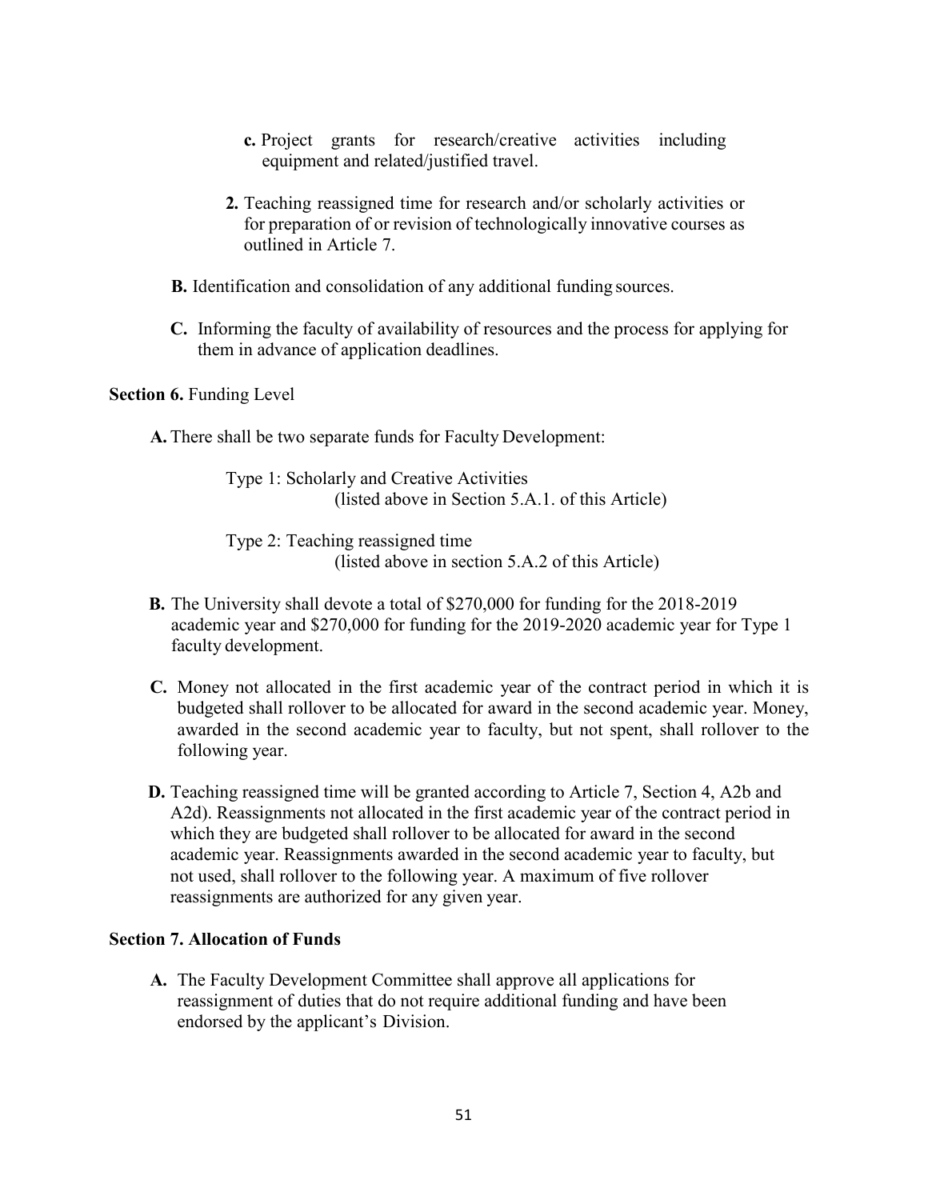**c.** Project grants for research/creative activities including equipment and related/justified travel.

**2.** Teaching reassigned time for research and/or scholarly activities or for preparation of or revision of technologically innovative courses as outlined in Article 7.

**B.** Identification and consolidation of any additional funding sources.

**C.** Informing the faculty of availability of resources and the process for applying for them in advance of application deadlines.

**Section 6.** Funding Level

**A.** There shall be two separate funds for Faculty Development:

Type 1: Scholarly and Creative Activities
(listed above in Section 5.A.1. of this Article)

Type 2: Teaching reassigned time
(listed above in section 5.A.2 of this Article)

**B.** The University shall devote a total of $270,000 for funding for the 2018-2019 academic year and $270,000 for funding for the 2019-2020 academic year for Type 1 faculty development.

**C.** Money not allocated in the first academic year of the contract period in which it is budgeted shall rollover to be allocated for award in the second academic year. Money, awarded in the second academic year to faculty, but not spent, shall rollover to the following year.

**D.** Teaching reassigned time will be granted according to Article 7, Section 4, A2b and A2d). Reassignments not allocated in the first academic year of the contract period in which they are budgeted shall rollover to be allocated for award in the second academic year. Reassignments awarded in the second academic year to faculty, but not used, shall rollover to the following year. A maximum of five rollover reassignments are authorized for any given year.

**Section 7. Allocation of Funds**

**A.** The Faculty Development Committee shall approve all applications for reassignment of duties that do not require additional funding and have been endorsed by the applicant's Division.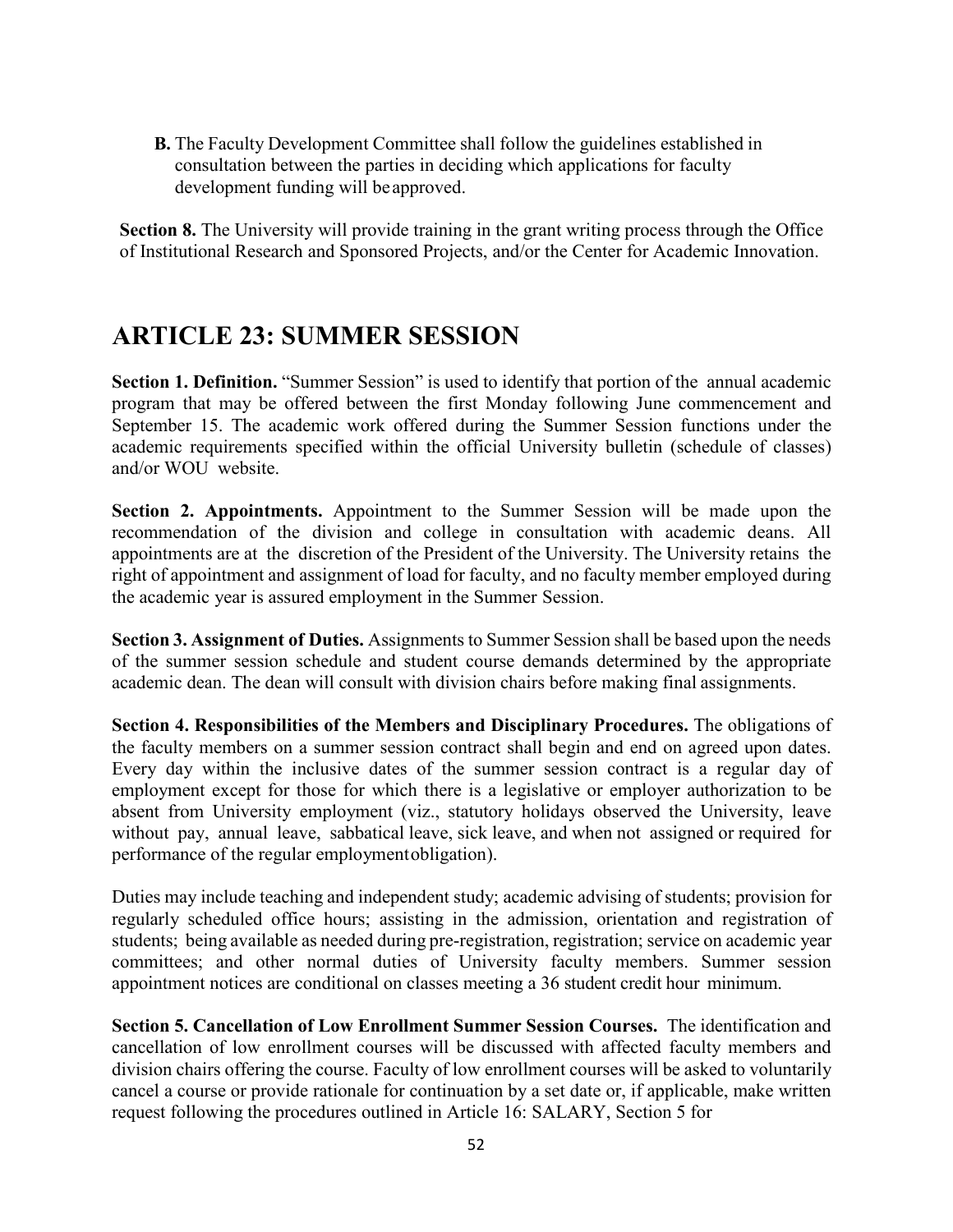**B.** The Faculty Development Committee shall follow the guidelines established in consultation between the parties in deciding which applications for faculty development funding will be approved.

**Section 8.** The University will provide training in the grant writing process through the Office of Institutional Research and Sponsored Projects, and/or the Center for Academic Innovation.

# ARTICLE 23: SUMMER SESSION

**Section 1. Definition.** "Summer Session" is used to identify that portion of the annual academic program that may be offered between the first Monday following June commencement and September 15. The academic work offered during the Summer Session functions under the academic requirements specified within the official University bulletin (schedule of classes) and/or WOU website.

**Section 2. Appointments.** Appointment to the Summer Session will be made upon the recommendation of the division and college in consultation with academic deans. All appointments are at the discretion of the President of the University. The University retains the right of appointment and assignment of load for faculty, and no faculty member employed during the academic year is assured employment in the Summer Session.

**Section 3. Assignment of Duties.** Assignments to Summer Session shall be based upon the needs of the summer session schedule and student course demands determined by the appropriate academic dean. The dean will consult with division chairs before making final assignments.

**Section 4. Responsibilities of the Members and Disciplinary Procedures.** The obligations of the faculty members on a summer session contract shall begin and end on agreed upon dates. Every day within the inclusive dates of the summer session contract is a regular day of employment except for those for which there is a legislative or employer authorization to be absent from University employment (viz., statutory holidays observed the University, leave without pay, annual leave, sabbatical leave, sick leave, and when not assigned or required for performance of the regular employment obligation).

Duties may include teaching and independent study; academic advising of students; provision for regularly scheduled office hours; assisting in the admission, orientation and registration of students; being available as needed during pre-registration, registration; service on academic year committees; and other normal duties of University faculty members. Summer session appointment notices are conditional on classes meeting a 36 student credit hour minimum.

**Section 5. Cancellation of Low Enrollment Summer Session Courses.** The identification and cancellation of low enrollment courses will be discussed with affected faculty members and division chairs offering the course. Faculty of low enrollment courses will be asked to voluntarily cancel a course or provide rationale for continuation by a set date or, if applicable, make written request following the procedures outlined in Article 16: SALARY, Section 5 for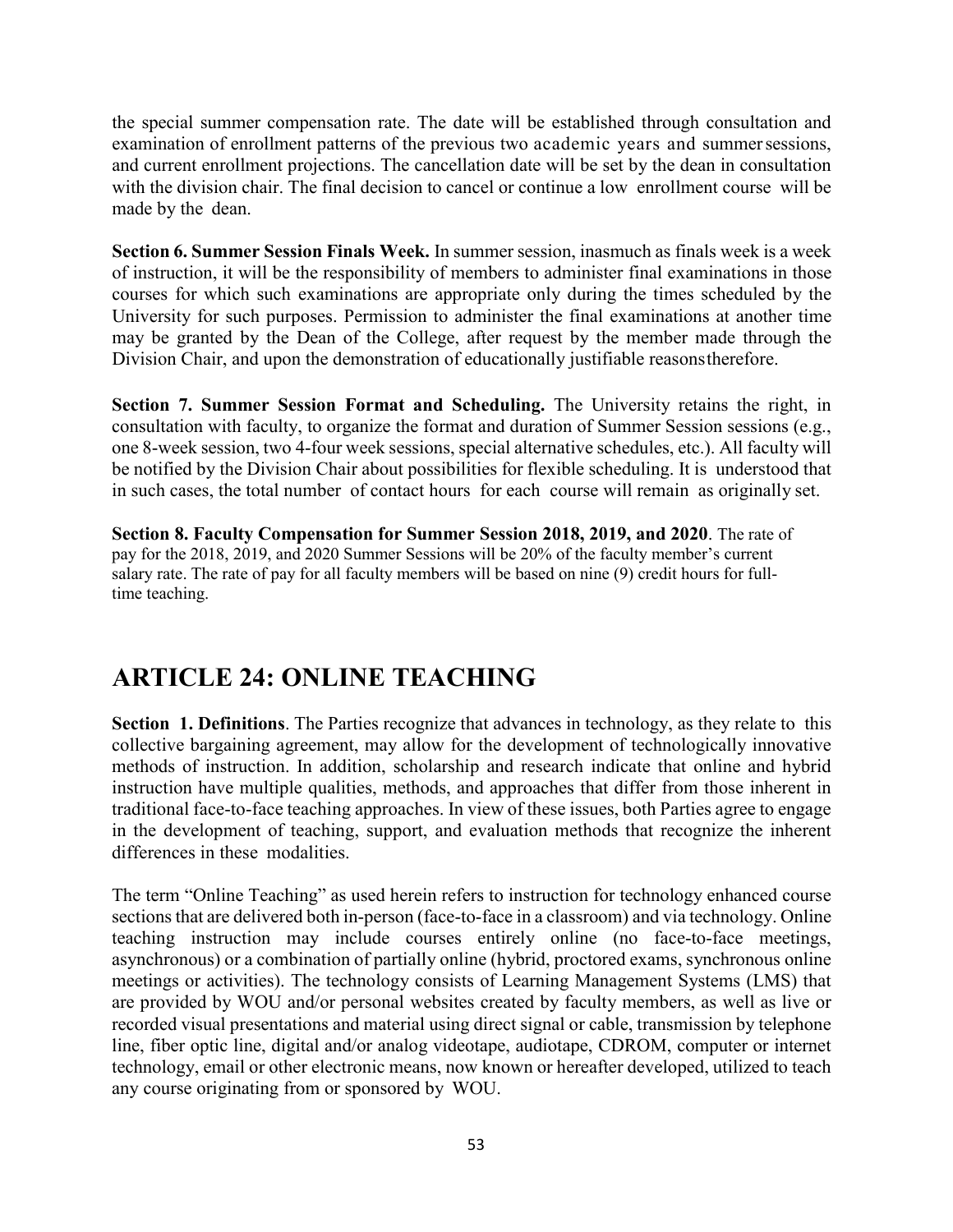the special summer compensation rate. The date will be established through consultation and examination of enrollment patterns of the previous two academic years and summer sessions, and current enrollment projections. The cancellation date will be set by the dean in consultation with the division chair. The final decision to cancel or continue a low enrollment course will be made by the dean.

**Section 6. Summer Session Finals Week.** In summer session, inasmuch as finals week is a week of instruction, it will be the responsibility of members to administer final examinations in those courses for which such examinations are appropriate only during the times scheduled by the University for such purposes. Permission to administer the final examinations at another time may be granted by the Dean of the College, after request by the member made through the Division Chair, and upon the demonstration of educationally justifiable reasons therefore.

**Section 7. Summer Session Format and Scheduling.** The University retains the right, in consultation with faculty, to organize the format and duration of Summer Session sessions (e.g., one 8-week session, two 4-four week sessions, special alternative schedules, etc.). All faculty will be notified by the Division Chair about possibilities for flexible scheduling. It is understood that in such cases, the total number of contact hours for each course will remain as originally set.

**Section 8. Faculty Compensation for Summer Session 2018, 2019, and 2020**. The rate of pay for the 2018, 2019, and 2020 Summer Sessions will be 20% of the faculty member's current salary rate. The rate of pay for all faculty members will be based on nine (9) credit hours for full-time teaching.

# ARTICLE 24: ONLINE TEACHING

**Section 1. Definitions**. The Parties recognize that advances in technology, as they relate to this collective bargaining agreement, may allow for the development of technologically innovative methods of instruction. In addition, scholarship and research indicate that online and hybrid instruction have multiple qualities, methods, and approaches that differ from those inherent in traditional face-to-face teaching approaches. In view of these issues, both Parties agree to engage in the development of teaching, support, and evaluation methods that recognize the inherent differences in these modalities.

The term "Online Teaching" as used herein refers to instruction for technology enhanced course sections that are delivered both in-person (face-to-face in a classroom) and via technology. Online teaching instruction may include courses entirely online (no face-to-face meetings, asynchronous) or a combination of partially online (hybrid, proctored exams, synchronous online meetings or activities). The technology consists of Learning Management Systems (LMS) that are provided by WOU and/or personal websites created by faculty members, as well as live or recorded visual presentations and material using direct signal or cable, transmission by telephone line, fiber optic line, digital and/or analog videotape, audiotape, CDROM, computer or internet technology, email or other electronic means, now known or hereafter developed, utilized to teach any course originating from or sponsored by WOU.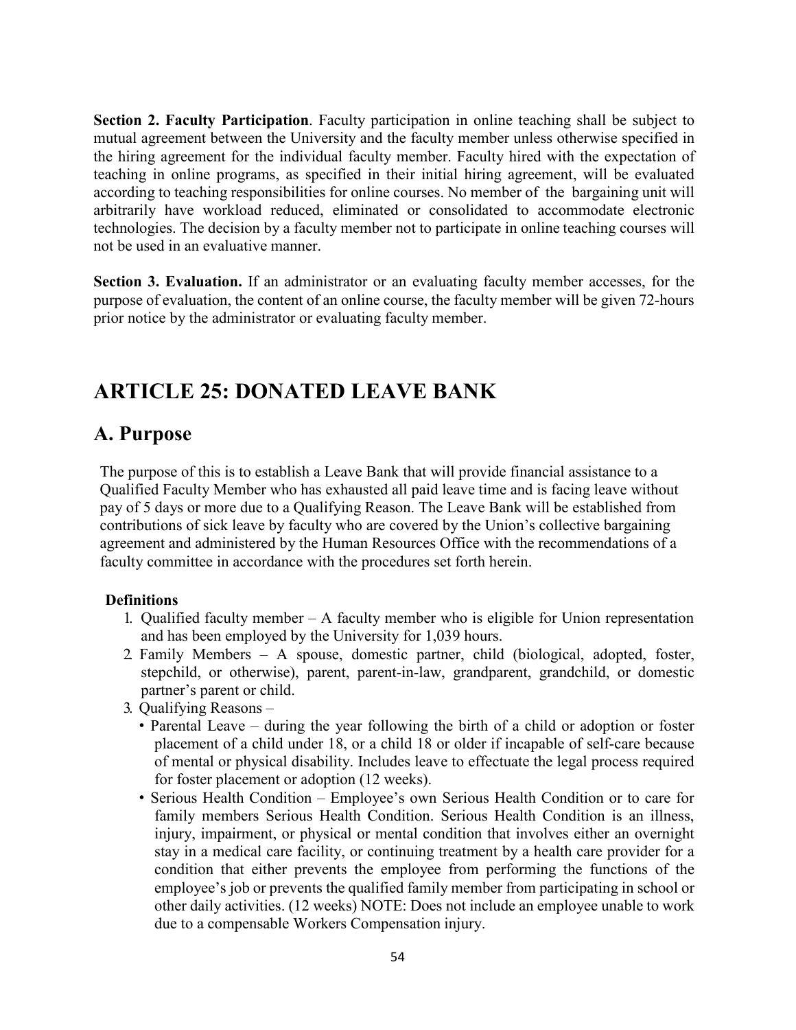**Section 2. Faculty Participation**. Faculty participation in online teaching shall be subject to mutual agreement between the University and the faculty member unless otherwise specified in the hiring agreement for the individual faculty member. Faculty hired with the expectation of teaching in online programs, as specified in their initial hiring agreement, will be evaluated according to teaching responsibilities for online courses. No member of the bargaining unit will arbitrarily have workload reduced, eliminated or consolidated to accommodate electronic technologies. The decision by a faculty member not to participate in online teaching courses will not be used in an evaluative manner.

**Section 3. Evaluation.** If an administrator or an evaluating faculty member accesses, for the purpose of evaluation, the content of an online course, the faculty member will be given 72-hours prior notice by the administrator or evaluating faculty member.

# ARTICLE 25: DONATED LEAVE BANK

## A. Purpose

The purpose of this is to establish a Leave Bank that will provide financial assistance to a Qualified Faculty Member who has exhausted all paid leave time and is facing leave without pay of 5 days or more due to a Qualifying Reason. The Leave Bank will be established from contributions of sick leave by faculty who are covered by the Union's collective bargaining agreement and administered by the Human Resources Office with the recommendations of a faculty committee in accordance with the procedures set forth herein.

**Definitions**

1. Qualified faculty member – A faculty member who is eligible for Union representation and has been employed by the University for 1,039 hours.
2. Family Members – A spouse, domestic partner, child (biological, adopted, foster, stepchild, or otherwise), parent, parent-in-law, grandparent, grandchild, or domestic partner's parent or child.
3. Qualifying Reasons –
   - Parental Leave – during the year following the birth of a child or adoption or foster placement of a child under 18, or a child 18 or older if incapable of self-care because of mental or physical disability. Includes leave to effectuate the legal process required for foster placement or adoption (12 weeks).
   - Serious Health Condition – Employee's own Serious Health Condition or to care for family members Serious Health Condition. Serious Health Condition is an illness, injury, impairment, or physical or mental condition that involves either an overnight stay in a medical care facility, or continuing treatment by a health care provider for a condition that either prevents the employee from performing the functions of the employee's job or prevents the qualified family member from participating in school or other daily activities. (12 weeks) NOTE: Does not include an employee unable to work due to a compensable Workers Compensation injury.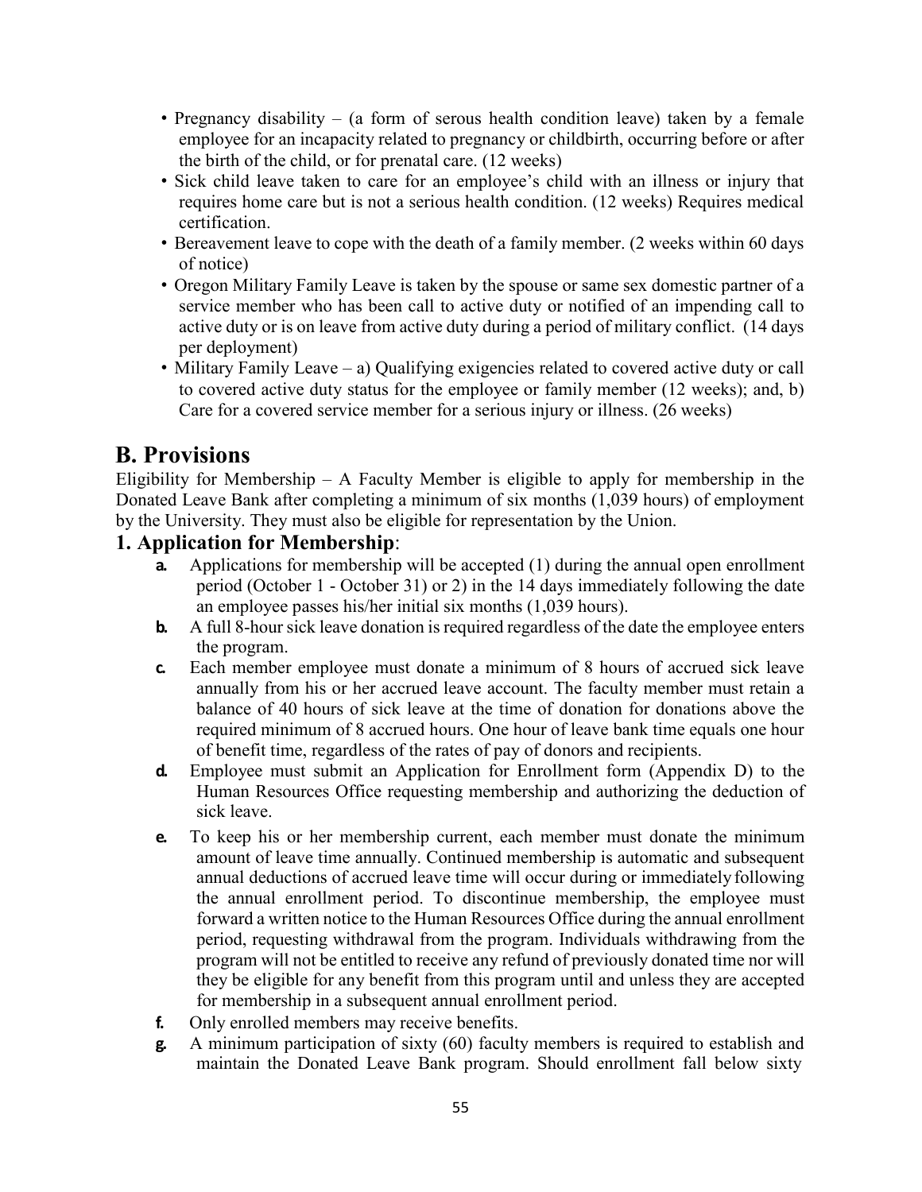- Pregnancy disability – (a form of serous health condition leave) taken by a female employee for an incapacity related to pregnancy or childbirth, occurring before or after the birth of the child, or for prenatal care. (12 weeks)
- Sick child leave taken to care for an employee's child with an illness or injury that requires home care but is not a serious health condition. (12 weeks) Requires medical certification.
- Bereavement leave to cope with the death of a family member. (2 weeks within 60 days of notice)
- Oregon Military Family Leave is taken by the spouse or same sex domestic partner of a service member who has been call to active duty or notified of an impending call to active duty or is on leave from active duty during a period of military conflict. (14 days per deployment)
- Military Family Leave – a) Qualifying exigencies related to covered active duty or call to covered active duty status for the employee or family member (12 weeks); and, b) Care for a covered service member for a serious injury or illness. (26 weeks)

## B. Provisions

Eligibility for Membership – A Faculty Member is eligible to apply for membership in the Donated Leave Bank after completing a minimum of six months (1,039 hours) of employment by the University. They must also be eligible for representation by the Union.

### 1. Application for Membership:

- **a.** Applications for membership will be accepted (1) during the annual open enrollment period (October 1 - October 31) or 2) in the 14 days immediately following the date an employee passes his/her initial six months (1,039 hours).
- **b.** A full 8-hour sick leave donation is required regardless of the date the employee enters the program.
- **c.** Each member employee must donate a minimum of 8 hours of accrued sick leave annually from his or her accrued leave account. The faculty member must retain a balance of 40 hours of sick leave at the time of donation for donations above the required minimum of 8 accrued hours. One hour of leave bank time equals one hour of benefit time, regardless of the rates of pay of donors and recipients.
- **d.** Employee must submit an Application for Enrollment form (Appendix D) to the Human Resources Office requesting membership and authorizing the deduction of sick leave.
- **e.** To keep his or her membership current, each member must donate the minimum amount of leave time annually. Continued membership is automatic and subsequent annual deductions of accrued leave time will occur during or immediately following the annual enrollment period. To discontinue membership, the employee must forward a written notice to the Human Resources Office during the annual enrollment period, requesting withdrawal from the program. Individuals withdrawing from the program will not be entitled to receive any refund of previously donated time nor will they be eligible for any benefit from this program until and unless they are accepted for membership in a subsequent annual enrollment period.
- **f.** Only enrolled members may receive benefits.
- **g.** A minimum participation of sixty (60) faculty members is required to establish and maintain the Donated Leave Bank program. Should enrollment fall below sixty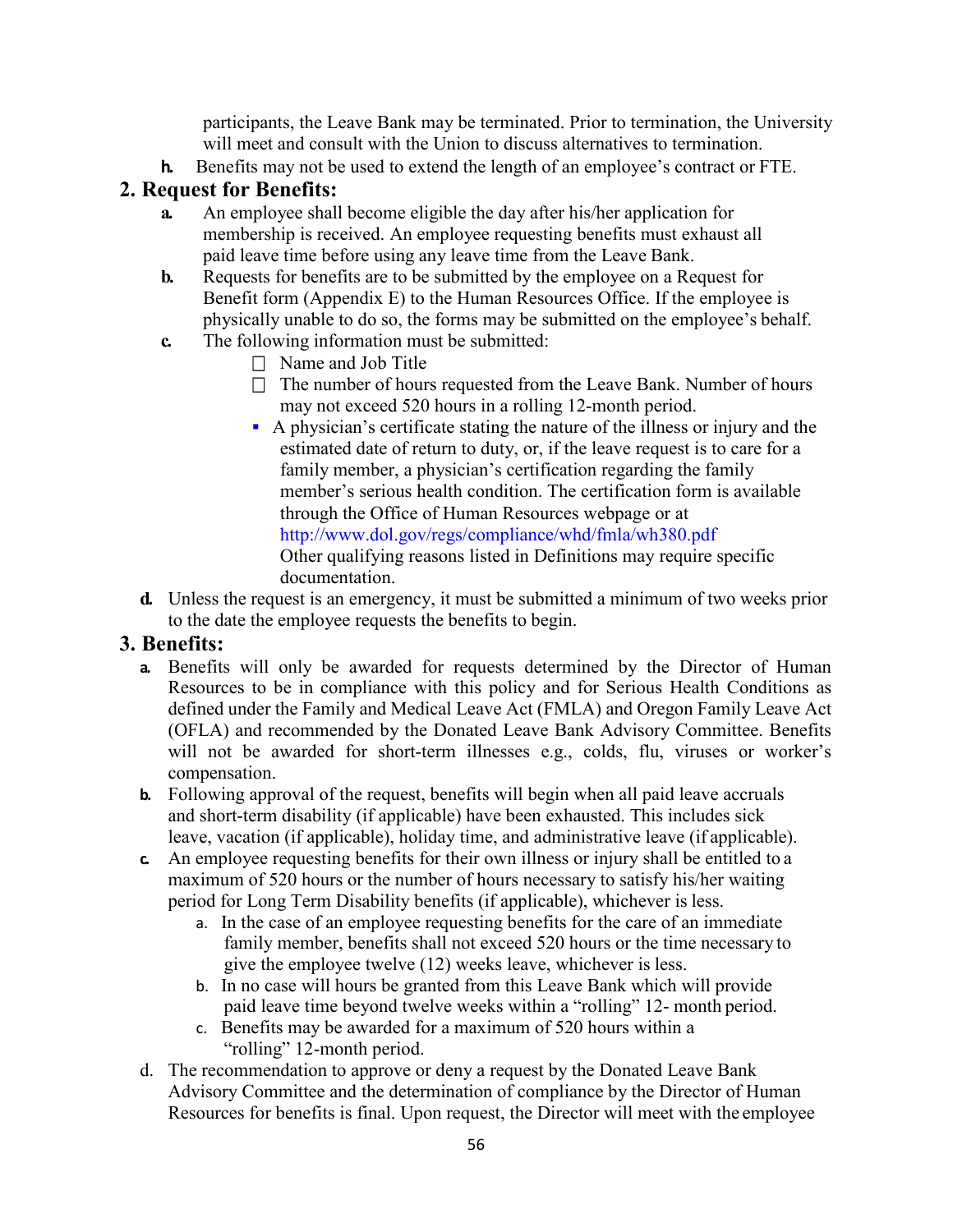participants, the Leave Bank may be terminated. Prior to termination, the University will meet and consult with the Union to discuss alternatives to termination.

h. Benefits may not be used to extend the length of an employee's contract or FTE.

## 2. Request for Benefits:

a. An employee shall become eligible the day after his/her application for membership is received. An employee requesting benefits must exhaust all paid leave time before using any leave time from the Leave Bank.

b. Requests for benefits are to be submitted by the employee on a Request for Benefit form (Appendix E) to the Human Resources Office. If the employee is physically unable to do so, the forms may be submitted on the employee's behalf.

c. The following information must be submitted:
   - Name and Job Title
   - The number of hours requested from the Leave Bank. Number of hours may not exceed 520 hours in a rolling 12-month period.
   - A physician's certificate stating the nature of the illness or injury and the estimated date of return to duty, or, if the leave request is to care for a family member, a physician's certification regarding the family member's serious health condition. The certification form is available through the Office of Human Resources webpage or at http://www.dol.gov/regs/compliance/whd/fmla/wh380.pdf
     Other qualifying reasons listed in Definitions may require specific documentation.

d. Unless the request is an emergency, it must be submitted a minimum of two weeks prior to the date the employee requests the benefits to begin.

## 3. Benefits:

a. Benefits will only be awarded for requests determined by the Director of Human Resources to be in compliance with this policy and for Serious Health Conditions as defined under the Family and Medical Leave Act (FMLA) and Oregon Family Leave Act (OFLA) and recommended by the Donated Leave Bank Advisory Committee. Benefits will not be awarded for short-term illnesses e.g., colds, flu, viruses or worker's compensation.

b. Following approval of the request, benefits will begin when all paid leave accruals and short-term disability (if applicable) have been exhausted. This includes sick leave, vacation (if applicable), holiday time, and administrative leave (if applicable).

c. An employee requesting benefits for their own illness or injury shall be entitled to a maximum of 520 hours or the number of hours necessary to satisfy his/her waiting period for Long Term Disability benefits (if applicable), whichever is less.
   a. In the case of an employee requesting benefits for the care of an immediate family member, benefits shall not exceed 520 hours or the time necessary to give the employee twelve (12) weeks leave, whichever is less.
   b. In no case will hours be granted from this Leave Bank which will provide paid leave time beyond twelve weeks within a "rolling" 12- month period.
   c. Benefits may be awarded for a maximum of 520 hours within a "rolling" 12-month period.

d. The recommendation to approve or deny a request by the Donated Leave Bank Advisory Committee and the determination of compliance by the Director of Human Resources for benefits is final. Upon request, the Director will meet with the employee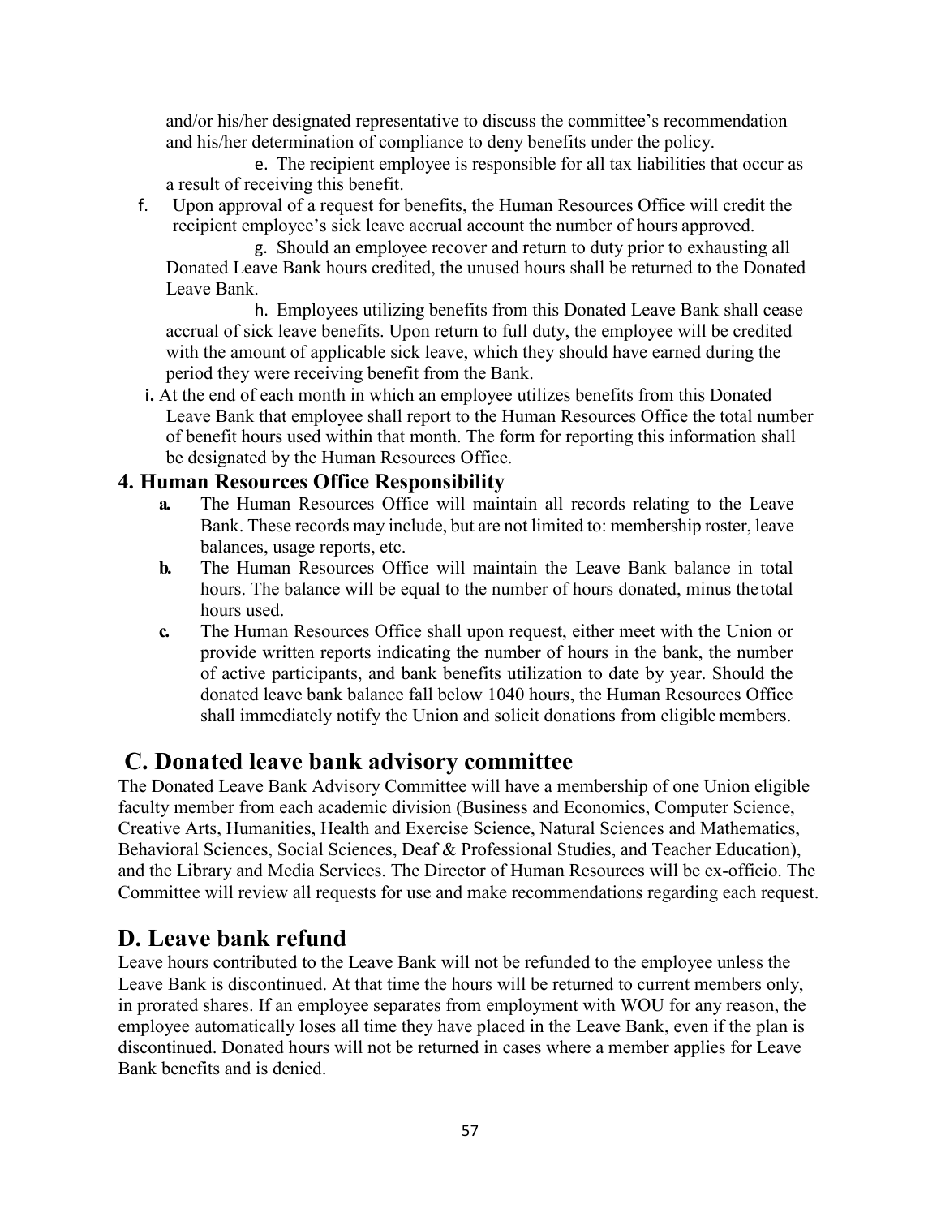and/or his/her designated representative to discuss the committee's recommendation and his/her determination of compliance to deny benefits under the policy.

e. The recipient employee is responsible for all tax liabilities that occur as a result of receiving this benefit.

f. Upon approval of a request for benefits, the Human Resources Office will credit the recipient employee's sick leave accrual account the number of hours approved.

g. Should an employee recover and return to duty prior to exhausting all Donated Leave Bank hours credited, the unused hours shall be returned to the Donated Leave Bank.

h. Employees utilizing benefits from this Donated Leave Bank shall cease accrual of sick leave benefits. Upon return to full duty, the employee will be credited with the amount of applicable sick leave, which they should have earned during the period they were receiving benefit from the Bank.

**i.** At the end of each month in which an employee utilizes benefits from this Donated Leave Bank that employee shall report to the Human Resources Office the total number of benefit hours used within that month. The form for reporting this information shall be designated by the Human Resources Office.

### 4. Human Resources Office Responsibility

**a.** The Human Resources Office will maintain all records relating to the Leave Bank. These records may include, but are not limited to: membership roster, leave balances, usage reports, etc.

**b.** The Human Resources Office will maintain the Leave Bank balance in total hours. The balance will be equal to the number of hours donated, minus the total hours used.

**c.** The Human Resources Office shall upon request, either meet with the Union or provide written reports indicating the number of hours in the bank, the number of active participants, and bank benefits utilization to date by year. Should the donated leave bank balance fall below 1040 hours, the Human Resources Office shall immediately notify the Union and solicit donations from eligible members.

## C. Donated leave bank advisory committee

The Donated Leave Bank Advisory Committee will have a membership of one Union eligible faculty member from each academic division (Business and Economics, Computer Science, Creative Arts, Humanities, Health and Exercise Science, Natural Sciences and Mathematics, Behavioral Sciences, Social Sciences, Deaf & Professional Studies, and Teacher Education), and the Library and Media Services. The Director of Human Resources will be ex-officio. The Committee will review all requests for use and make recommendations regarding each request.

## D. Leave bank refund

Leave hours contributed to the Leave Bank will not be refunded to the employee unless the Leave Bank is discontinued. At that time the hours will be returned to current members only, in prorated shares. If an employee separates from employment with WOU for any reason, the employee automatically loses all time they have placed in the Leave Bank, even if the plan is discontinued. Donated hours will not be returned in cases where a member applies for Leave Bank benefits and is denied.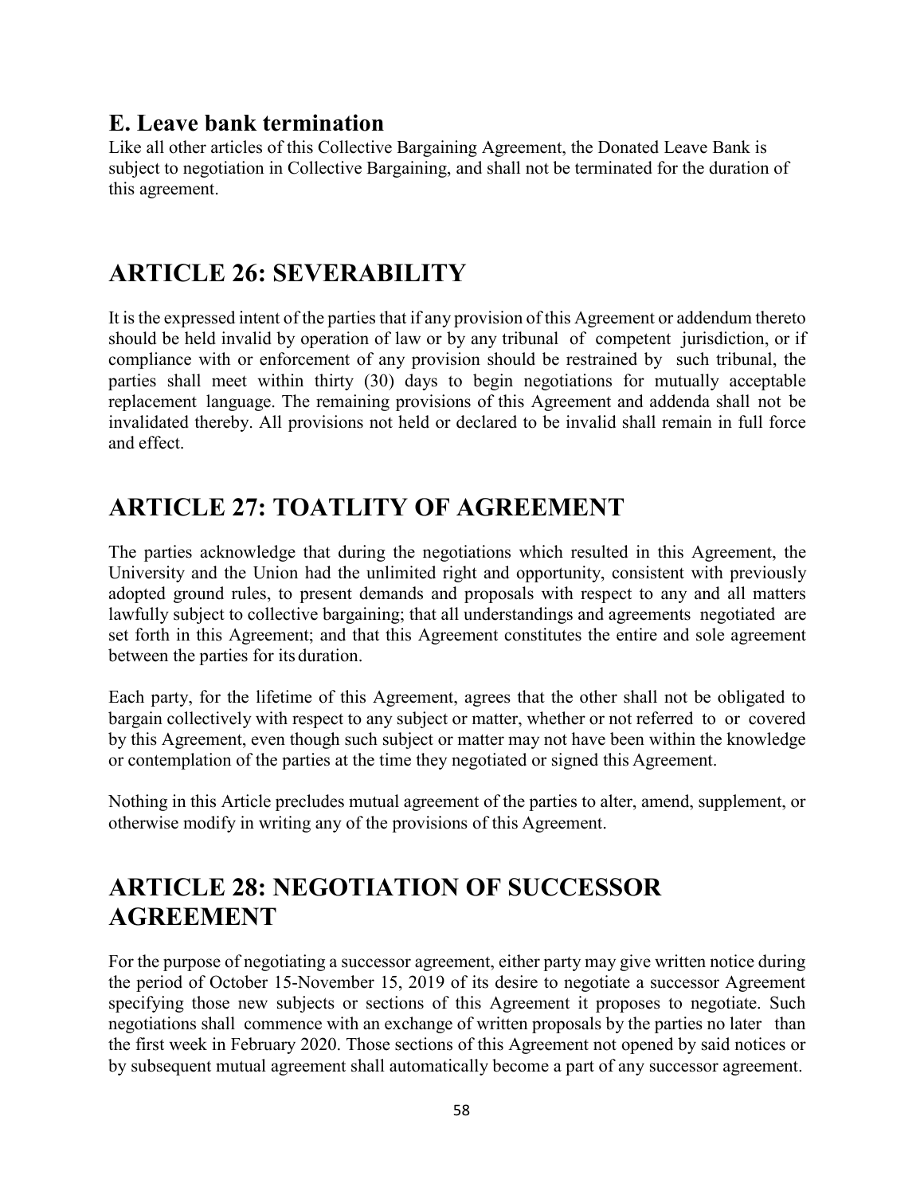### E. Leave bank termination

Like all other articles of this Collective Bargaining Agreement, the Donated Leave Bank is subject to negotiation in Collective Bargaining, and shall not be terminated for the duration of this agreement.

## ARTICLE 26: SEVERABILITY

It is the expressed intent of the parties that if any provision of this Agreement or addendum thereto should be held invalid by operation of law or by any tribunal of competent jurisdiction, or if compliance with or enforcement of any provision should be restrained by such tribunal, the parties shall meet within thirty (30) days to begin negotiations for mutually acceptable replacement language. The remaining provisions of this Agreement and addenda shall not be invalidated thereby. All provisions not held or declared to be invalid shall remain in full force and effect.

## ARTICLE 27: TOATLITY OF AGREEMENT

The parties acknowledge that during the negotiations which resulted in this Agreement, the University and the Union had the unlimited right and opportunity, consistent with previously adopted ground rules, to present demands and proposals with respect to any and all matters lawfully subject to collective bargaining; that all understandings and agreements negotiated are set forth in this Agreement; and that this Agreement constitutes the entire and sole agreement between the parties for its duration.

Each party, for the lifetime of this Agreement, agrees that the other shall not be obligated to bargain collectively with respect to any subject or matter, whether or not referred to or covered by this Agreement, even though such subject or matter may not have been within the knowledge or contemplation of the parties at the time they negotiated or signed this Agreement.

Nothing in this Article precludes mutual agreement of the parties to alter, amend, supplement, or otherwise modify in writing any of the provisions of this Agreement.

## ARTICLE 28: NEGOTIATION OF SUCCESSOR AGREEMENT

For the purpose of negotiating a successor agreement, either party may give written notice during the period of October 15-November 15, 2019 of its desire to negotiate a successor Agreement specifying those new subjects or sections of this Agreement it proposes to negotiate. Such negotiations shall commence with an exchange of written proposals by the parties no later than the first week in February 2020. Those sections of this Agreement not opened by said notices or by subsequent mutual agreement shall automatically become a part of any successor agreement.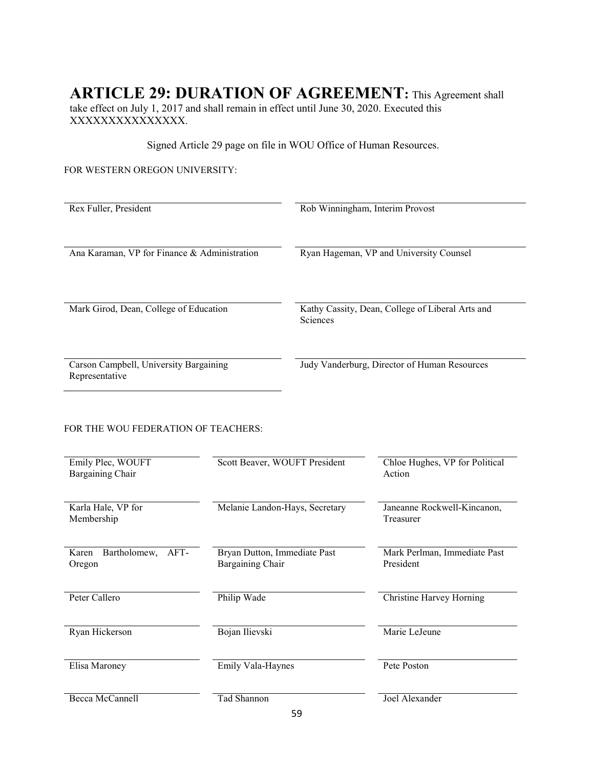## ARTICLE 29: DURATION OF AGREEMENT: This Agreement shall take effect on July 1, 2017 and shall remain in effect until June 30, 2020. Executed this XXXXXXXXXXXXXXX.

Signed Article 29 page on file in WOU Office of Human Resources.

FOR WESTERN OREGON UNIVERSITY:

| | |
|---|---|
| Rex Fuller, President | Rob Winningham, Interim Provost |
| Ana Karaman, VP for Finance & Administration | Ryan Hageman, VP and University Counsel |
| Mark Girod, Dean, College of Education | Kathy Cassity, Dean, College of Liberal Arts and Sciences |
| Carson Campbell, University Bargaining Representative | Judy Vanderburg, Director of Human Resources |

FOR THE WOU FEDERATION OF TEACHERS:

| | | |
|---|---|---|
| Emily Plec, WOUFT Bargaining Chair | Scott Beaver, WOUFT President | Chloe Hughes, VP for Political Action |
| Karla Hale, VP for Membership | Melanie Landon-Hays, Secretary | Janeanne Rockwell-Kincanon, Treasurer |
| Karen Bartholomew, AFT-Oregon | Bryan Dutton, Immediate Past Bargaining Chair | Mark Perlman, Immediate Past President |
| Peter Callero | Philip Wade | Christine Harvey Horning |
| Ryan Hickerson | Bojan Ilievski | Marie LeJeune |
| Elisa Maroney | Emily Vala-Haynes | Pete Poston |
| Becca McCannell | Tad Shannon | Joel Alexander |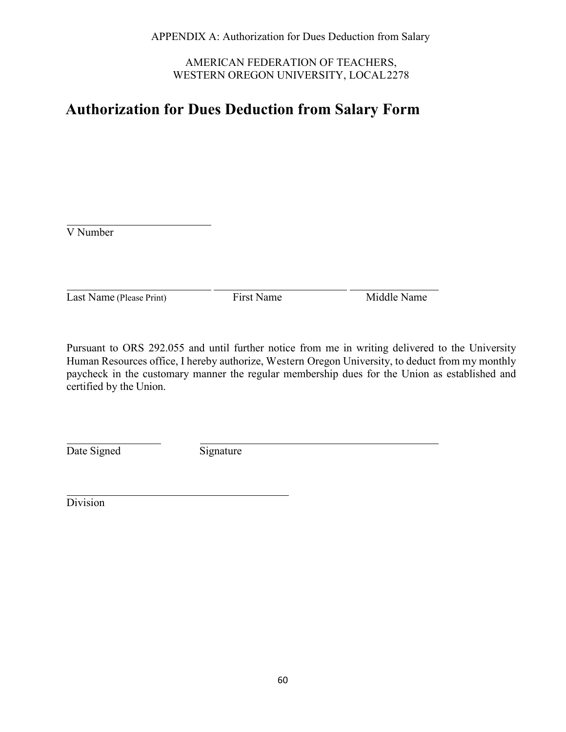APPENDIX A: Authorization for Dues Deduction from Salary

AMERICAN FEDERATION OF TEACHERS,
WESTERN OREGON UNIVERSITY, LOCAL 2278

# Authorization for Dues Deduction from Salary Form

\_\_\_\_\_\_\_\_\_\_\_\_\_\_\_\_\_\_\_\_\_\_\_\_\_\_\_\_
V Number

\_\_\_\_\_\_\_\_\_\_\_\_\_\_\_\_\_\_\_\_\_\_\_\_\_\_\_\_ \_\_\_\_\_\_\_\_\_\_\_\_\_\_\_\_\_\_\_\_\_\_\_\_\_\_ \_\_\_\_\_\_\_\_\_\_\_\_\_\_\_\_\_\_
Last Name (Please Print) First Name Middle Name

Pursuant to ORS 292.055 and until further notice from me in writing delivered to the University Human Resources office, I hereby authorize, Western Oregon University, to deduct from my monthly paycheck in the customary manner the regular membership dues for the Union as established and certified by the Union.

\_\_\_\_\_\_\_\_\_\_\_\_\_\_\_\_\_\_ \_\_\_\_\_\_\_\_\_\_\_\_\_\_\_\_\_\_\_\_\_\_\_\_\_\_\_\_\_\_\_\_\_\_\_\_\_\_\_\_\_\_\_\_
Date Signed Signature

\_\_\_\_\_\_\_\_\_\_\_\_\_\_\_\_\_\_\_\_\_\_\_\_\_\_\_\_\_\_\_\_\_\_\_\_\_\_\_\_\_\_
Division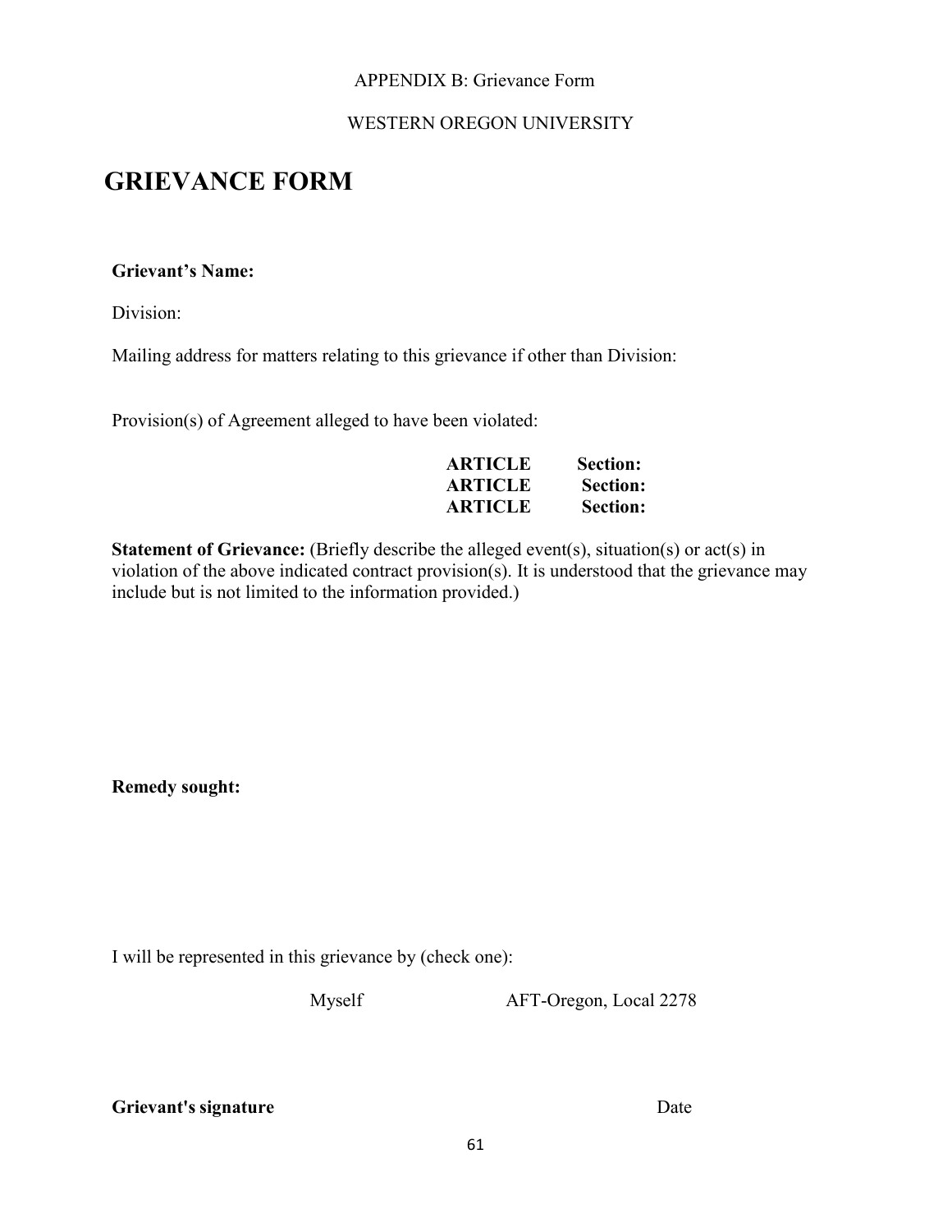APPENDIX B: Grievance Form

WESTERN OREGON UNIVERSITY

# GRIEVANCE FORM

**Grievant's Name:**

Division:

Mailing address for matters relating to this grievance if other than Division:

Provision(s) of Agreement alleged to have been violated:

**ARTICLE Section:**
**ARTICLE Section:**
**ARTICLE Section:**

**Statement of Grievance:** (Briefly describe the alleged event(s), situation(s) or act(s) in violation of the above indicated contract provision(s). It is understood that the grievance may include but is not limited to the information provided.)

**Remedy sought:**

I will be represented in this grievance by (check one):

Myself AFT-Oregon, Local 2278

**Grievant's signature** Date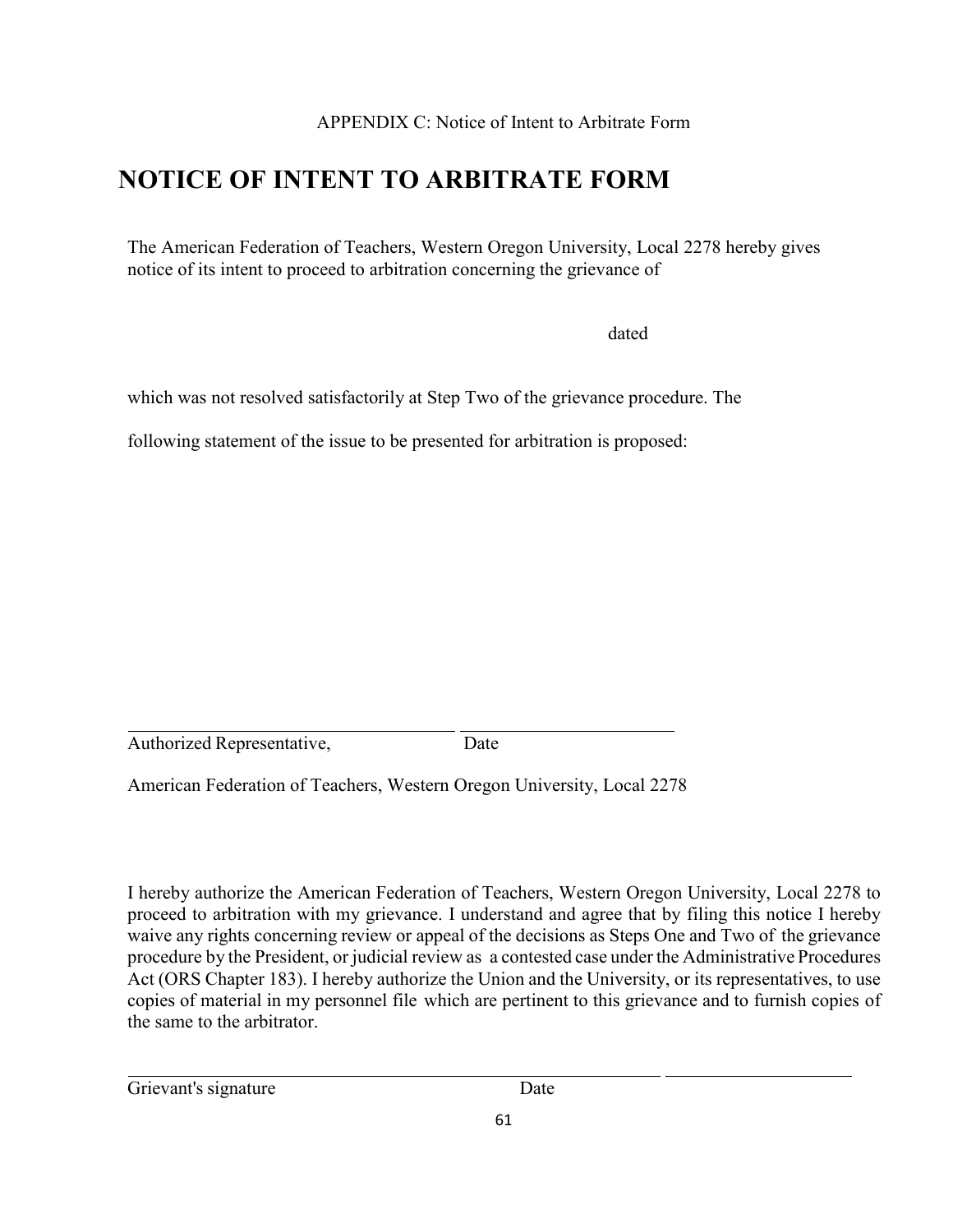APPENDIX C: Notice of Intent to Arbitrate Form

# NOTICE OF INTENT TO ARBITRATE FORM

The American Federation of Teachers, Western Oregon University, Local 2278 hereby gives notice of its intent to proceed to arbitration concerning the grievance of

dated

which was not resolved satisfactorily at Step Two of the grievance procedure. The following statement of the issue to be presented for arbitration is proposed:

\_\_\_\_\_\_\_\_\_\_\_\_\_\_\_\_\_\_\_\_\_\_\_\_\_\_\_\_\_\_\_\_\_\_\_\_ \_\_\_\_\_\_\_\_\_\_\_\_\_\_\_\_\_\_\_\_\_\_\_\_

Authorized Representative, Date

American Federation of Teachers, Western Oregon University, Local 2278

I hereby authorize the American Federation of Teachers, Western Oregon University, Local 2278 to proceed to arbitration with my grievance. I understand and agree that by filing this notice I hereby waive any rights concerning review or appeal of the decisions as Steps One and Two of the grievance procedure by the President, or judicial review as a contested case under the Administrative Procedures Act (ORS Chapter 183). I hereby authorize the Union and the University, or its representatives, to use copies of material in my personnel file which are pertinent to this grievance and to furnish copies of the same to the arbitrator.

\_\_\_\_\_\_\_\_\_\_\_\_\_\_\_\_\_\_\_\_\_\_\_\_\_\_\_\_\_\_\_\_\_\_\_\_\_\_\_\_\_\_\_\_\_\_\_\_\_\_\_\_\_\_ \_\_\_\_\_\_\_\_\_\_\_\_\_\_\_\_\_\_\_\_\_\_\_

Grievant's signature Date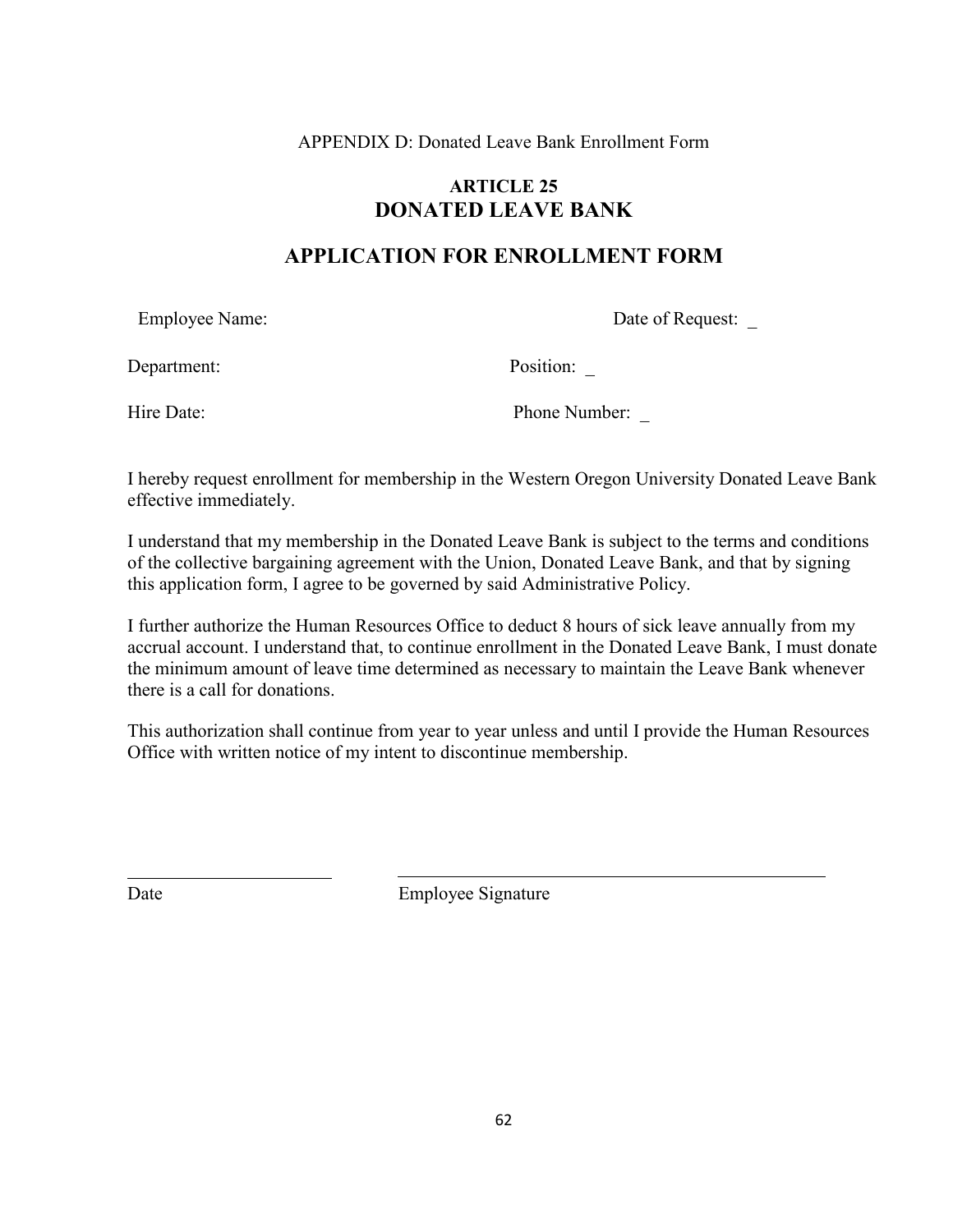APPENDIX D: Donated Leave Bank Enrollment Form

# ARTICLE 25
# DONATED LEAVE BANK

## APPLICATION FOR ENROLLMENT FORM

Employee Name: Date of Request: _

Department: Position: _

Hire Date: Phone Number: _

I hereby request enrollment for membership in the Western Oregon University Donated Leave Bank effective immediately.

I understand that my membership in the Donated Leave Bank is subject to the terms and conditions of the collective bargaining agreement with the Union, Donated Leave Bank, and that by signing this application form, I agree to be governed by said Administrative Policy.

I further authorize the Human Resources Office to deduct 8 hours of sick leave annually from my accrual account. I understand that, to continue enrollment in the Donated Leave Bank, I must donate the minimum amount of leave time determined as necessary to maintain the Leave Bank whenever there is a call for donations.

This authorization shall continue from year to year unless and until I provide the Human Resources Office with written notice of my intent to discontinue membership.

______________________ ______________________________________________

Date Employee Signature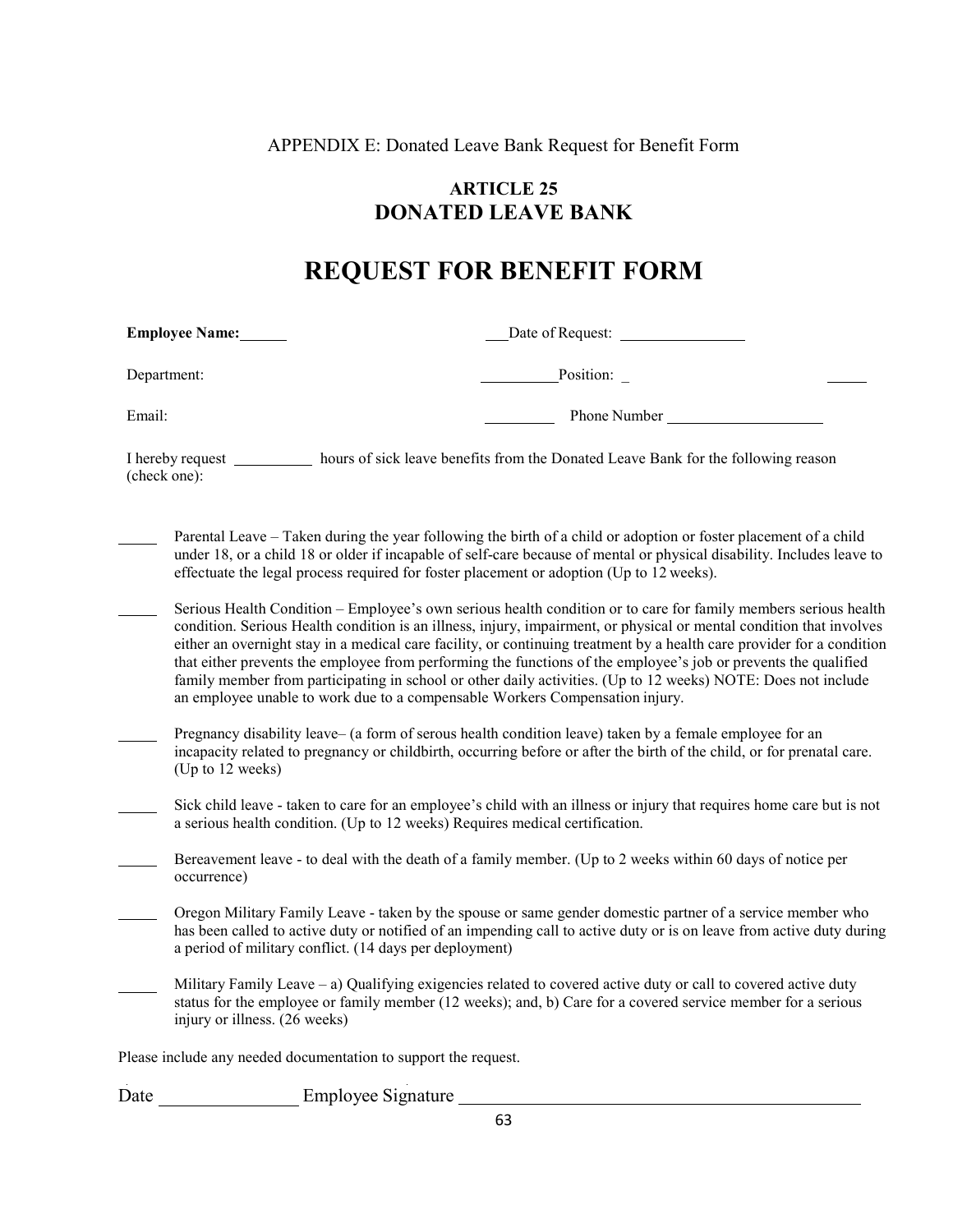APPENDIX E: Donated Leave Bank Request for Benefit Form

## ARTICLE 25
## DONATED LEAVE BANK

# REQUEST FOR BENEFIT FORM

**Employee Name:**______ ___Date of Request: ________________

Department: __________Position: _ _____

Email: _________ Phone Number ____________________

I hereby request __________ hours of sick leave benefits from the Donated Leave Bank for the following reason (check one):

_____ Parental Leave – Taken during the year following the birth of a child or adoption or foster placement of a child under 18, or a child 18 or older if incapable of self-care because of mental or physical disability. Includes leave to effectuate the legal process required for foster placement or adoption (Up to 12 weeks).

_____ Serious Health Condition – Employee's own serious health condition or to care for family members serious health condition. Serious Health condition is an illness, injury, impairment, or physical or mental condition that involves either an overnight stay in a medical care facility, or continuing treatment by a health care provider for a condition that either prevents the employee from performing the functions of the employee's job or prevents the qualified family member from participating in school or other daily activities. (Up to 12 weeks) NOTE: Does not include an employee unable to work due to a compensable Workers Compensation injury.

_____ Pregnancy disability leave– (a form of serous health condition leave) taken by a female employee for an incapacity related to pregnancy or childbirth, occurring before or after the birth of the child, or for prenatal care. (Up to 12 weeks)

_____ Sick child leave - taken to care for an employee's child with an illness or injury that requires home care but is not a serious health condition. (Up to 12 weeks) Requires medical certification.

_____ Bereavement leave - to deal with the death of a family member. (Up to 2 weeks within 60 days of notice per occurrence)

_____ Oregon Military Family Leave - taken by the spouse or same gender domestic partner of a service member who has been called to active duty or notified of an impending call to active duty or is on leave from active duty during a period of military conflict. (14 days per deployment)

_____ Military Family Leave – a) Qualifying exigencies related to covered active duty or call to covered active duty status for the employee or family member (12 weeks); and, b) Care for a covered service member for a serious injury or illness. (26 weeks)

Please include any needed documentation to support the request.

Date _______________ Employee Signature ___________________________________________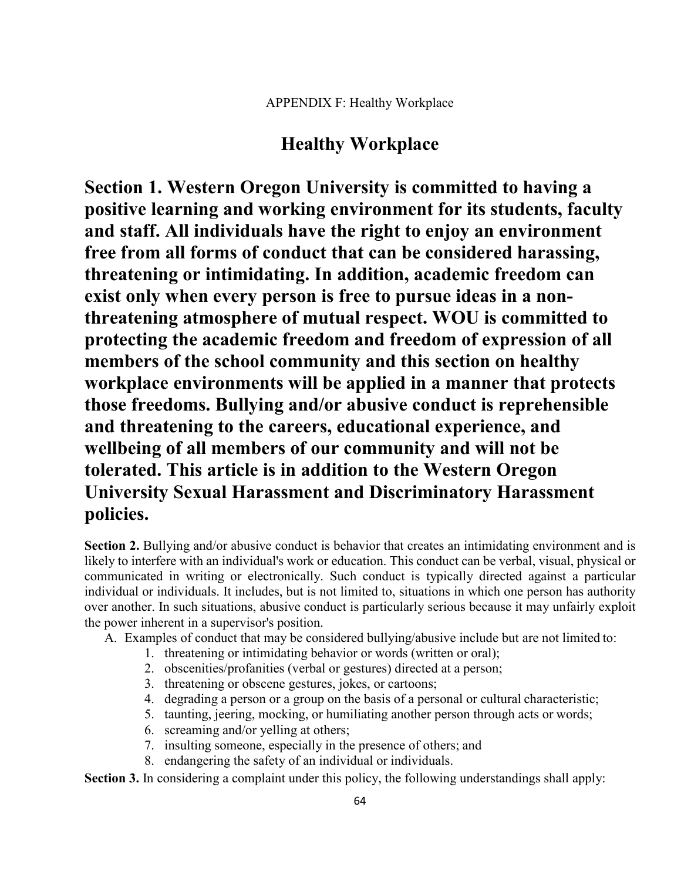APPENDIX F: Healthy Workplace

# Healthy Workplace

**Section 1. Western Oregon University is committed to having a positive learning and working environment for its students, faculty and staff. All individuals have the right to enjoy an environment free from all forms of conduct that can be considered harassing, threatening or intimidating. In addition, academic freedom can exist only when every person is free to pursue ideas in a non-threatening atmosphere of mutual respect. WOU is committed to protecting the academic freedom and freedom of expression of all members of the school community and this section on healthy workplace environments will be applied in a manner that protects those freedoms. Bullying and/or abusive conduct is reprehensible and threatening to the careers, educational experience, and wellbeing of all members of our community and will not be tolerated. This article is in addition to the Western Oregon University Sexual Harassment and Discriminatory Harassment policies.**

**Section 2.** Bullying and/or abusive conduct is behavior that creates an intimidating environment and is likely to interfere with an individual's work or education. This conduct can be verbal, visual, physical or communicated in writing or electronically. Such conduct is typically directed against a particular individual or individuals. It includes, but is not limited to, situations in which one person has authority over another. In such situations, abusive conduct is particularly serious because it may unfairly exploit the power inherent in a supervisor's position.

A. Examples of conduct that may be considered bullying/abusive include but are not limited to:
   1. threatening or intimidating behavior or words (written or oral);
   2. obscenities/profanities (verbal or gestures) directed at a person;
   3. threatening or obscene gestures, jokes, or cartoons;
   4. degrading a person or a group on the basis of a personal or cultural characteristic;
   5. taunting, jeering, mocking, or humiliating another person through acts or words;
   6. screaming and/or yelling at others;
   7. insulting someone, especially in the presence of others; and
   8. endangering the safety of an individual or individuals.

**Section 3.** In considering a complaint under this policy, the following understandings shall apply: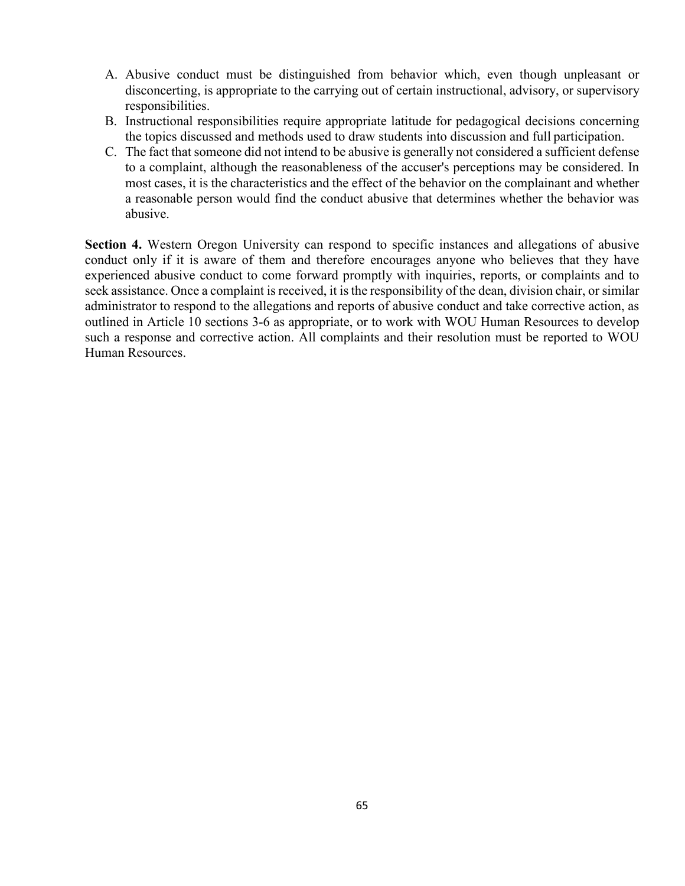A. Abusive conduct must be distinguished from behavior which, even though unpleasant or disconcerting, is appropriate to the carrying out of certain instructional, advisory, or supervisory responsibilities.
B. Instructional responsibilities require appropriate latitude for pedagogical decisions concerning the topics discussed and methods used to draw students into discussion and full participation.
C. The fact that someone did not intend to be abusive is generally not considered a sufficient defense to a complaint, although the reasonableness of the accuser's perceptions may be considered. In most cases, it is the characteristics and the effect of the behavior on the complainant and whether a reasonable person would find the conduct abusive that determines whether the behavior was abusive.

**Section 4.** Western Oregon University can respond to specific instances and allegations of abusive conduct only if it is aware of them and therefore encourages anyone who believes that they have experienced abusive conduct to come forward promptly with inquiries, reports, or complaints and to seek assistance. Once a complaint is received, it is the responsibility of the dean, division chair, or similar administrator to respond to the allegations and reports of abusive conduct and take corrective action, as outlined in Article 10 sections 3-6 as appropriate, or to work with WOU Human Resources to develop such a response and corrective action. All complaints and their resolution must be reported to WOU Human Resources.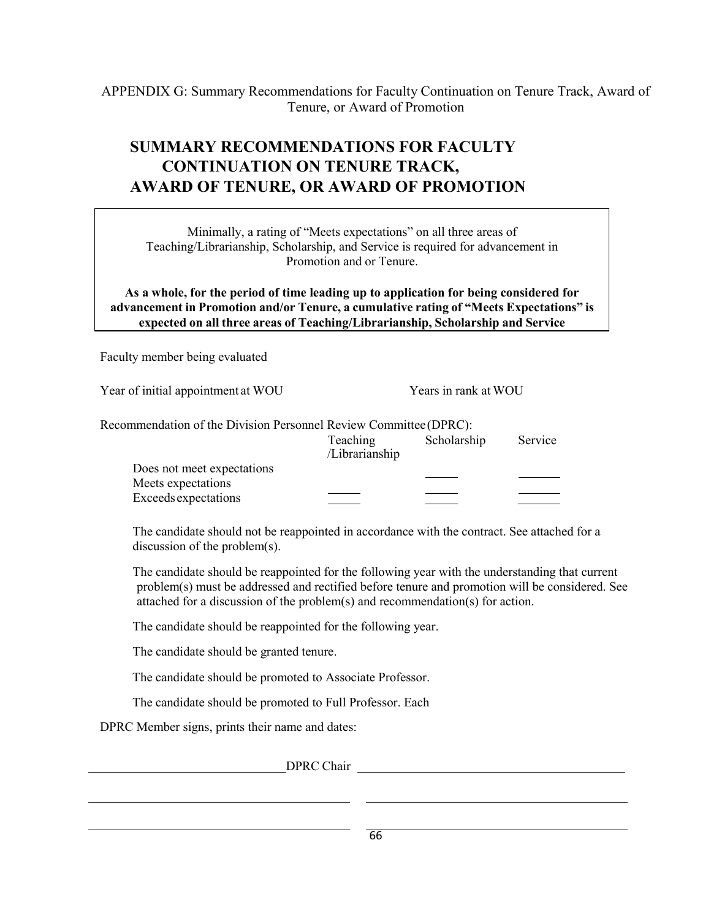APPENDIX G: Summary Recommendations for Faculty Continuation on Tenure Track, Award of Tenure, or Award of Promotion

# SUMMARY RECOMMENDATIONS FOR FACULTY CONTINUATION ON TENURE TRACK, AWARD OF TENURE, OR AWARD OF PROMOTION

Minimally, a rating of "Meets expectations" on all three areas of Teaching/Librarianship, Scholarship, and Service is required for advancement in Promotion and or Tenure.

**As a whole, for the period of time leading up to application for being considered for advancement in Promotion and/or Tenure, a cumulative rating of "Meets Expectations" is expected on all three areas of Teaching/Librarianship, Scholarship and Service**

Faculty member being evaluated

Year of initial appointment at WOU                Years in rank at WOU

Recommendation of the Division Personnel Review Committee (DPRC):

| | Teaching /Librarianship | Scholarship | Service |
|---|---|---|---|
| Does not meet expectations | | _____ | _____ |
| Meets expectations | _____ | _____ | _____ |
| Exceeds expectations | _____ | _____ | _____ |

The candidate should not be reappointed in accordance with the contract. See attached for a discussion of the problem(s).

The candidate should be reappointed for the following year with the understanding that current problem(s) must be addressed and rectified before tenure and promotion will be considered. See attached for a discussion of the problem(s) and recommendation(s) for action.

The candidate should be reappointed for the following year.

The candidate should be granted tenure.

The candidate should be promoted to Associate Professor.

The candidate should be promoted to Full Professor. Each

DPRC Member signs, prints their name and dates:

_______________________________ DPRC Chair _______________________________

_______________________________ _______________________________

_______________________________ _______________________________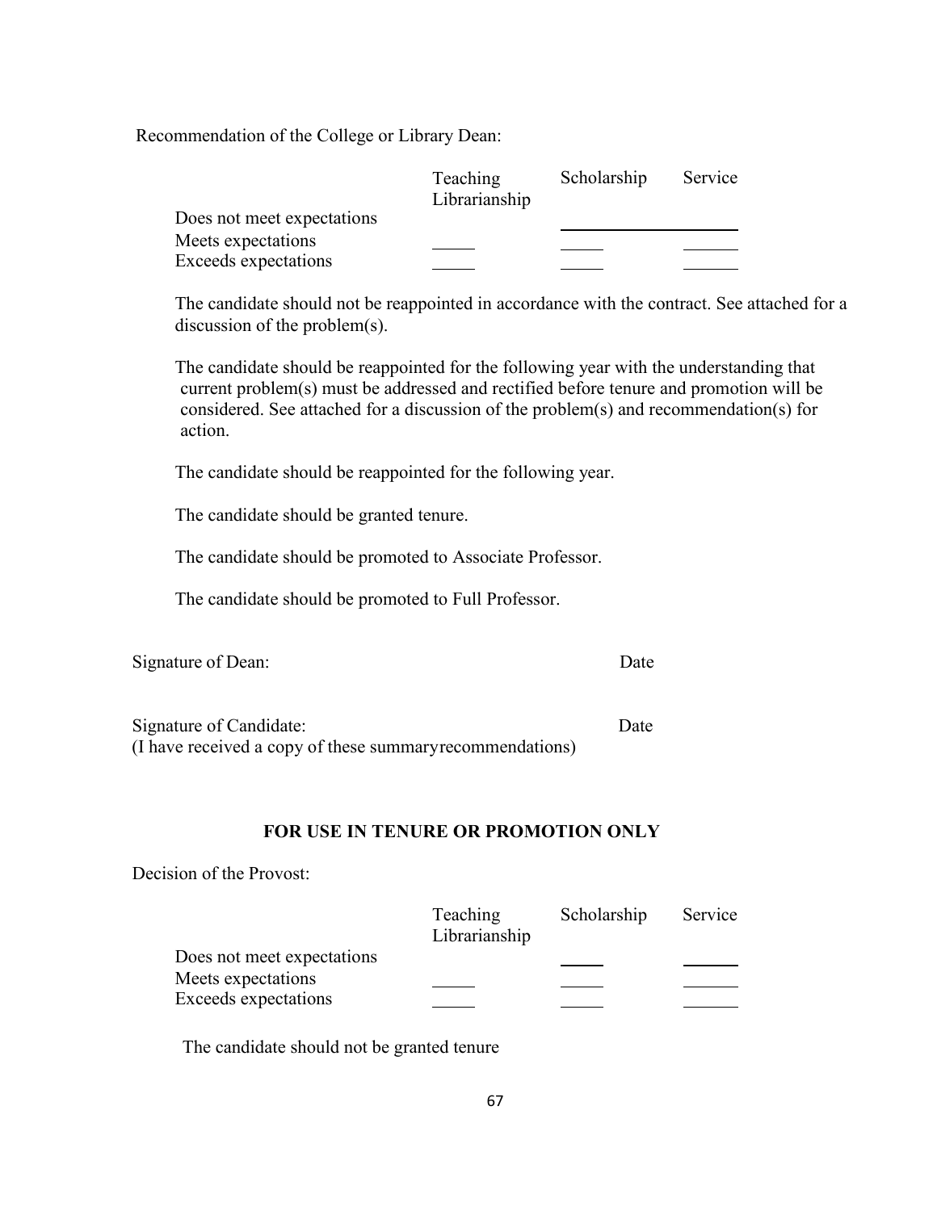Recommendation of the College or Library Dean:

| | Teaching Librarianship | Scholarship | Service |
|---|---|---|---|
| Does not meet expectations | | _____ | _____ |
| Meets expectations | _____ | _____ | _____ |
| Exceeds expectations | _____ | _____ | _____ |

The candidate should not be reappointed in accordance with the contract. See attached for a discussion of the problem(s).

The candidate should be reappointed for the following year with the understanding that current problem(s) must be addressed and rectified before tenure and promotion will be considered. See attached for a discussion of the problem(s) and recommendation(s) for action.

The candidate should be reappointed for the following year.

The candidate should be granted tenure.

The candidate should be promoted to Associate Professor.

The candidate should be promoted to Full Professor.

Signature of Dean: Date

Signature of Candidate: Date
(I have received a copy of these summaryrecommendations)

**FOR USE IN TENURE OR PROMOTION ONLY**

Decision of the Provost:

| | Teaching Librarianship | Scholarship | Service |
|---|---|---|---|
| Does not meet expectations | | _____ | _____ |
| Meets expectations | _____ | _____ | _____ |
| Exceeds expectations | _____ | _____ | _____ |

The candidate should not be granted tenure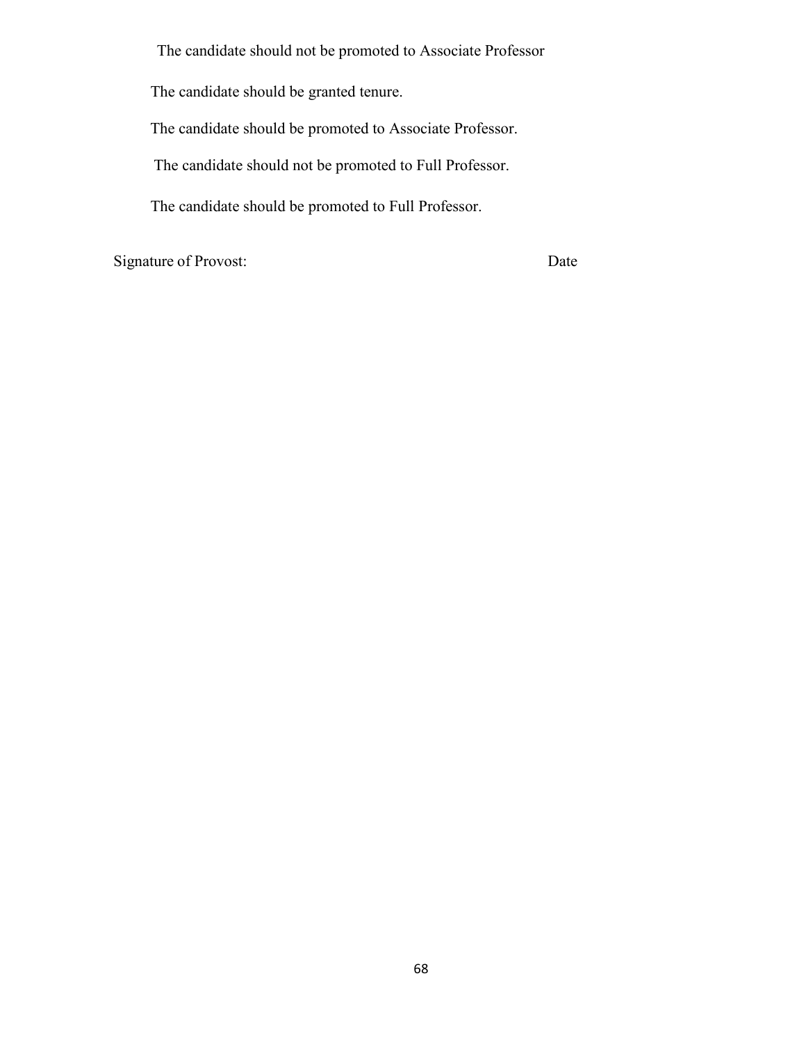The candidate should not be promoted to Associate Professor

The candidate should be granted tenure.

The candidate should be promoted to Associate Professor.

The candidate should not be promoted to Full Professor.

The candidate should be promoted to Full Professor.

Signature of Provost: Date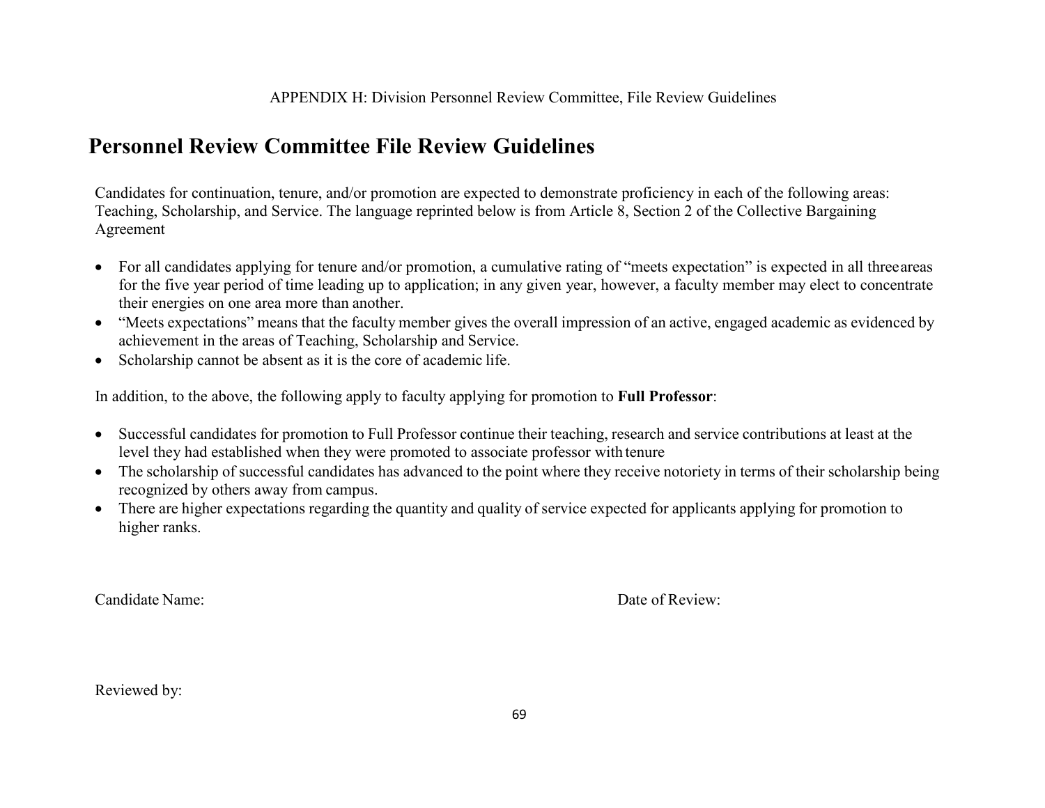APPENDIX H: Division Personnel Review Committee, File Review Guidelines

# Personnel Review Committee File Review Guidelines

Candidates for continuation, tenure, and/or promotion are expected to demonstrate proficiency in each of the following areas: Teaching, Scholarship, and Service. The language reprinted below is from Article 8, Section 2 of the Collective Bargaining Agreement

- For all candidates applying for tenure and/or promotion, a cumulative rating of "meets expectation" is expected in all three areas for the five year period of time leading up to application; in any given year, however, a faculty member may elect to concentrate their energies on one area more than another.
- "Meets expectations" means that the faculty member gives the overall impression of an active, engaged academic as evidenced by achievement in the areas of Teaching, Scholarship and Service.
- Scholarship cannot be absent as it is the core of academic life.

In addition, to the above, the following apply to faculty applying for promotion to **Full Professor**:

- Successful candidates for promotion to Full Professor continue their teaching, research and service contributions at least at the level they had established when they were promoted to associate professor with tenure
- The scholarship of successful candidates has advanced to the point where they receive notoriety in terms of their scholarship being recognized by others away from campus.
- There are higher expectations regarding the quantity and quality of service expected for applicants applying for promotion to higher ranks.

Candidate Name: Date of Review:

Reviewed by: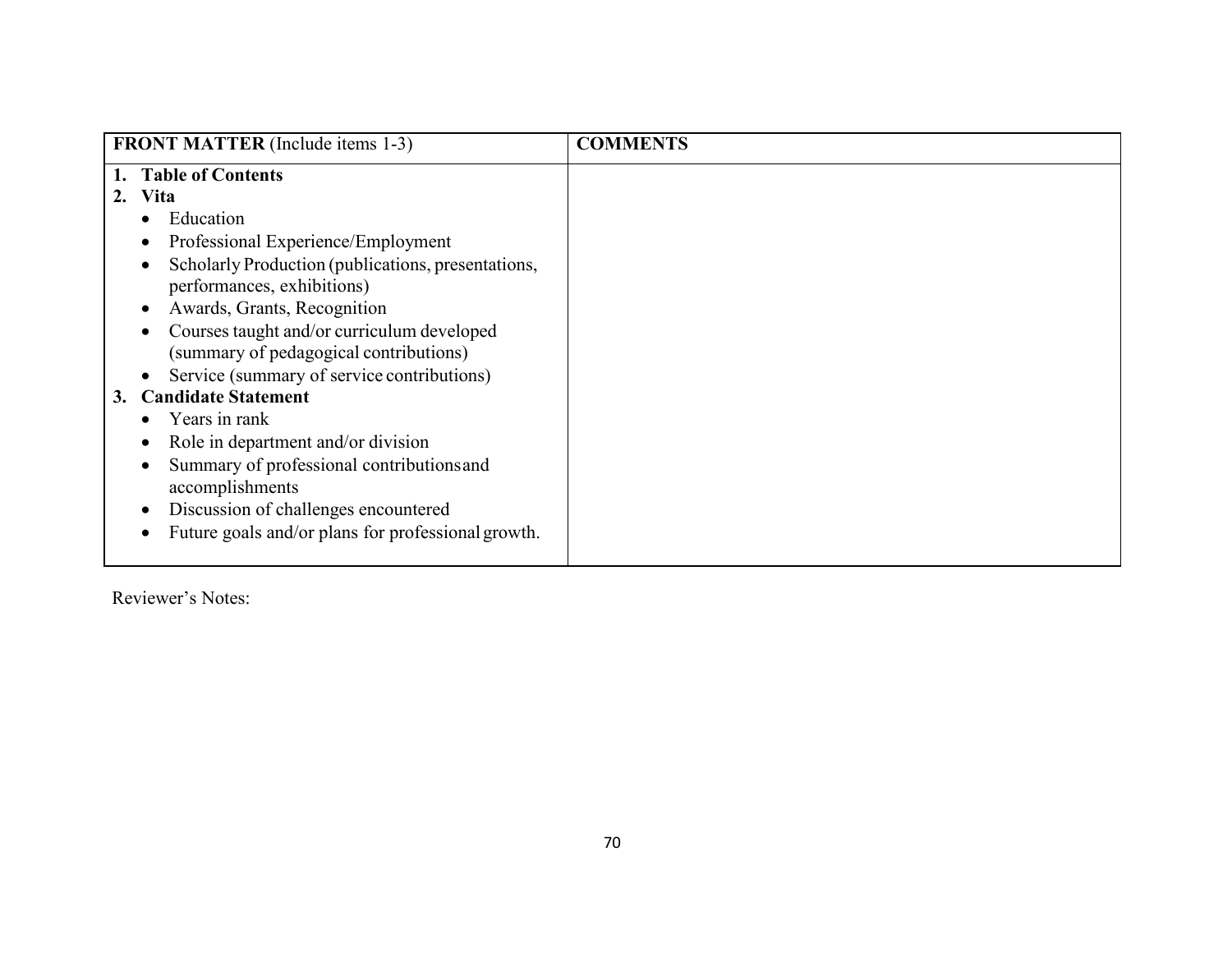| **FRONT MATTER** (Include items 1-3) | **COMMENTS** |
|---|---|
| **1. Table of Contents**<br>**2. Vita**<br>• Education<br>• Professional Experience/Employment<br>• Scholarly Production (publications, presentations, performances, exhibitions)<br>• Awards, Grants, Recognition<br>• Courses taught and/or curriculum developed (summary of pedagogical contributions)<br>• Service (summary of service contributions)<br>**3. Candidate Statement**<br>• Years in rank<br>• Role in department and/or division<br>• Summary of professional contributions and accomplishments<br>• Discussion of challenges encountered<br>• Future goals and/or plans for professional growth. | |

Reviewer's Notes: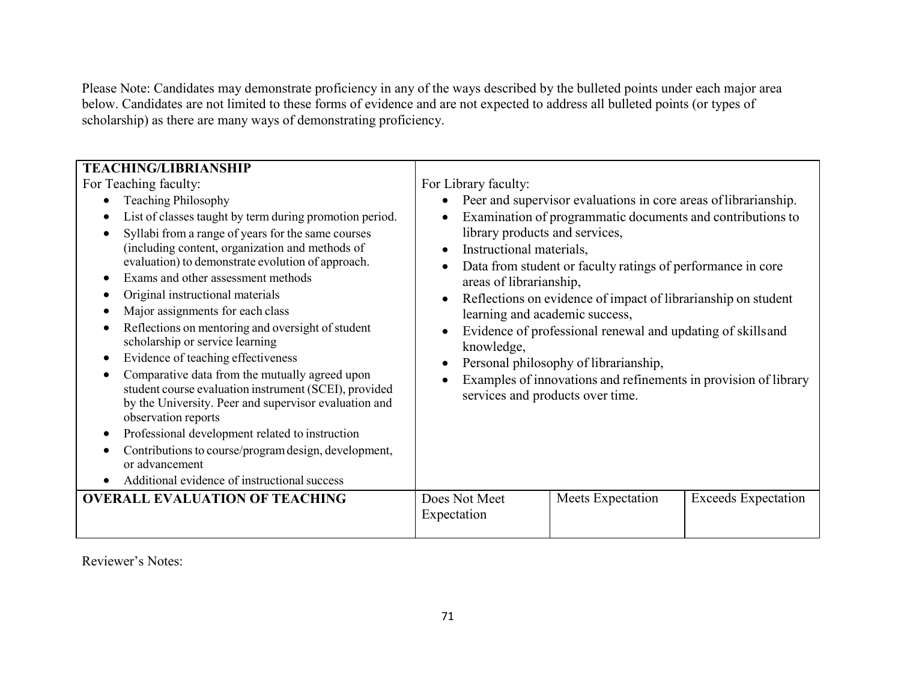Please Note: Candidates may demonstrate proficiency in any of the ways described by the bulleted points under each major area below. Candidates are not limited to these forms of evidence and are not expected to address all bulleted points (or types of scholarship) as there are many ways of demonstrating proficiency.

<table>
<tr>
<td>
<strong>TEACHING/LIBRIANSHIP</strong><br>
For Teaching faculty:
<ul>
<li>Teaching Philosophy</li>
<li>List of classes taught by term during promotion period.</li>
<li>Syllabi from a range of years for the same courses (including content, organization and methods of evaluation) to demonstrate evolution of approach.</li>
<li>Exams and other assessment methods</li>
<li>Original instructional materials</li>
<li>Major assignments for each class</li>
<li>Reflections on mentoring and oversight of student scholarship or service learning</li>
<li>Evidence of teaching effectiveness</li>
<li>Comparative data from the mutually agreed upon student course evaluation instrument (SCEI), provided by the University. Peer and supervisor evaluation and observation reports</li>
<li>Professional development related to instruction</li>
<li>Contributions to course/program design, development, or advancement</li>
<li>Additional evidence of instructional success</li>
</ul>
</td>
<td colspan="3">
For Library faculty:
<ul>
<li>Peer and supervisor evaluations in core areas of librarianship.</li>
<li>Examination of programmatic documents and contributions to library products and services,</li>
<li>Instructional materials,</li>
<li>Data from student or faculty ratings of performance in core areas of librarianship,</li>
<li>Reflections on evidence of impact of librarianship on student learning and academic success,</li>
<li>Evidence of professional renewal and updating of skills and knowledge,</li>
<li>Personal philosophy of librarianship,</li>
<li>Examples of innovations and refinements in provision of library services and products over time.</li>
</ul>
</td>
</tr>
<tr>
<td><strong>OVERALL EVALUATION OF TEACHING</strong></td>
<td>Does Not Meet Expectation</td>
<td>Meets Expectation</td>
<td>Exceeds Expectation</td>
</tr>
</table>

Reviewer's Notes: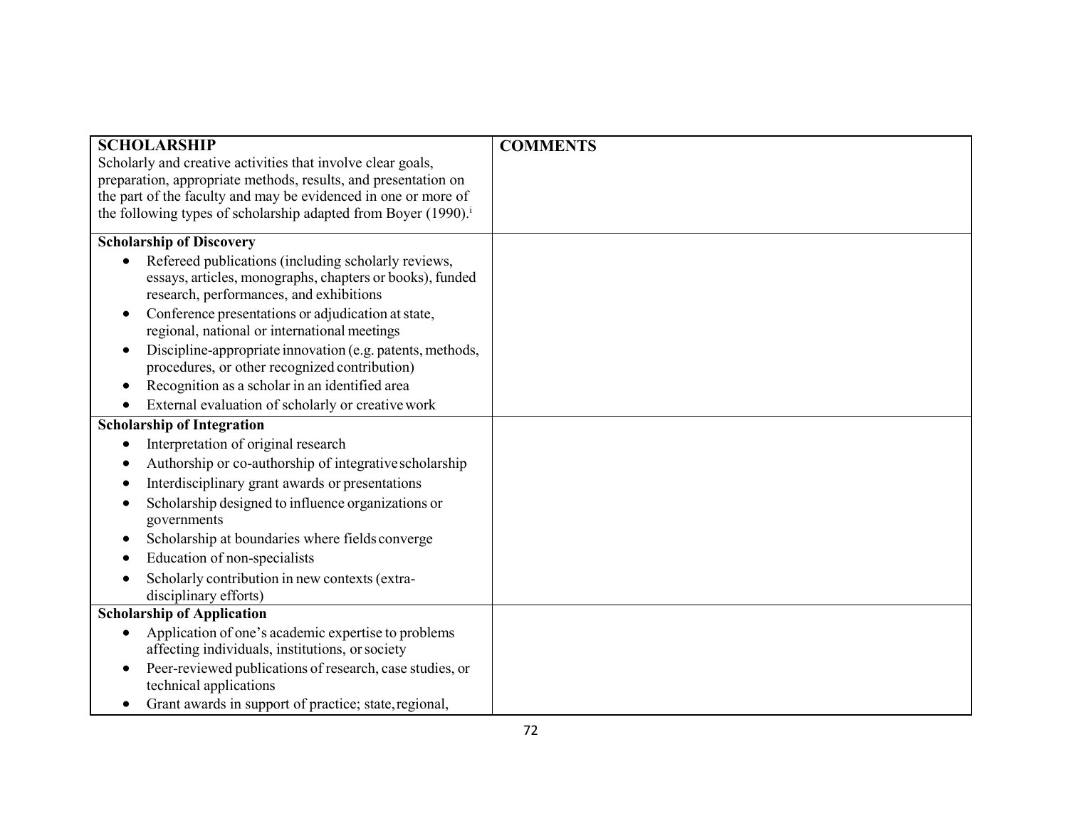| **SCHOLARSHIP**<br>Scholarly and creative activities that involve clear goals, preparation, appropriate methods, results, and presentation on the part of the faculty and may be evidenced in one or more of the following types of scholarship adapted from Boyer (1990).[i] | **COMMENTS** |
|---|---|
| **Scholarship of Discovery**<br>• Refereed publications (including scholarly reviews, essays, articles, monographs, chapters or books), funded research, performances, and exhibitions<br>• Conference presentations or adjudication at state, regional, national or international meetings<br>• Discipline-appropriate innovation (e.g. patents, methods, procedures, or other recognized contribution)<br>• Recognition as a scholar in an identified area<br>• External evaluation of scholarly or creative work | |
| **Scholarship of Integration**<br>• Interpretation of original research<br>• Authorship or co-authorship of integrative scholarship<br>• Interdisciplinary grant awards or presentations<br>• Scholarship designed to influence organizations or governments<br>• Scholarship at boundaries where fields converge<br>• Education of non-specialists<br>• Scholarly contribution in new contexts (extra-disciplinary efforts) | |
| **Scholarship of Application**<br>• Application of one's academic expertise to problems affecting individuals, institutions, or society<br>• Peer-reviewed publications of research, case studies, or technical applications<br>• Grant awards in support of practice; state, regional, | |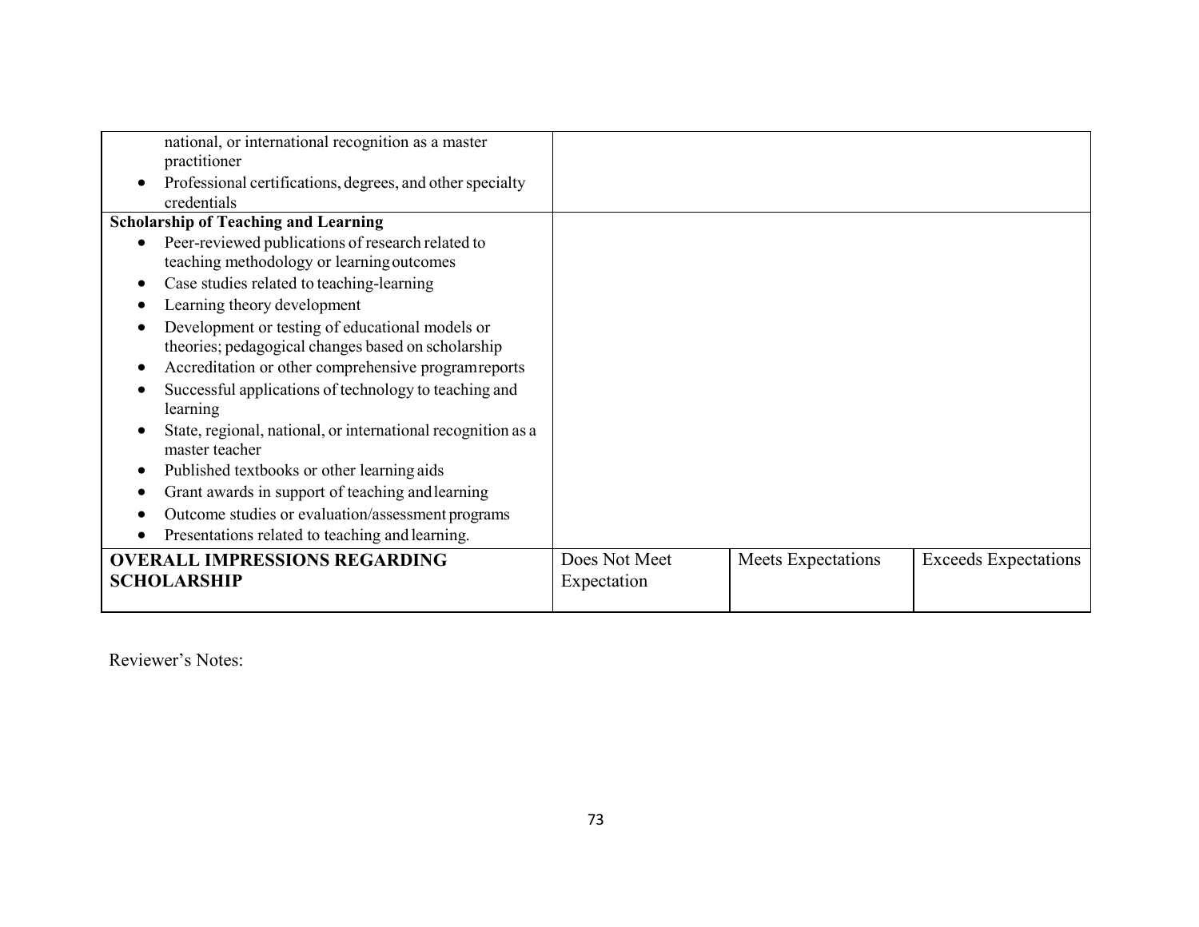| | | | |
|---|---|---|---|
| national, or international recognition as a master practitioner<br>• Professional certifications, degrees, and other specialty credentials | | | |
| **Scholarship of Teaching and Learning**<br>• Peer-reviewed publications of research related to teaching methodology or learning outcomes<br>• Case studies related to teaching-learning<br>• Learning theory development<br>• Development or testing of educational models or theories; pedagogical changes based on scholarship<br>• Accreditation or other comprehensive program reports<br>• Successful applications of technology to teaching and learning<br>• State, regional, national, or international recognition as a master teacher<br>• Published textbooks or other learning aids<br>• Grant awards in support of teaching and learning<br>• Outcome studies or evaluation/assessment programs<br>• Presentations related to teaching and learning. | | | |
| **OVERALL IMPRESSIONS REGARDING SCHOLARSHIP** | Does Not Meet Expectation | Meets Expectations | Exceeds Expectations |

Reviewer's Notes: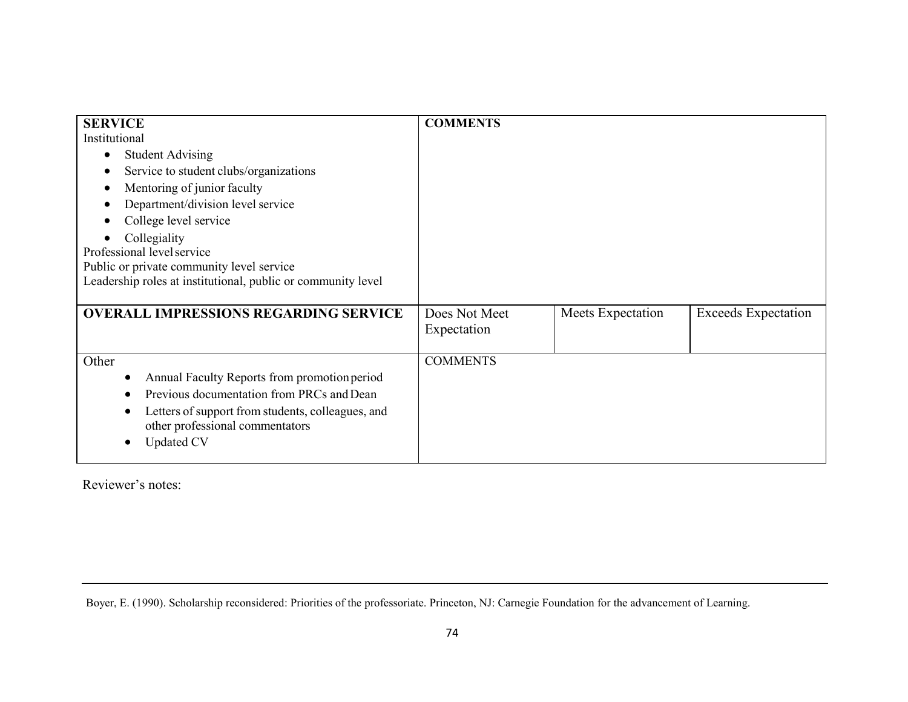| **SERVICE**<br>Institutional<br>• Student Advising<br>• Service to student clubs/organizations<br>• Mentoring of junior faculty<br>• Department/division level service<br>• College level service<br>• Collegiality<br>Professional level service<br>Public or private community level service<br>Leadership roles at institutional, public or community level | **COMMENTS** | | |
|---|---|---|---|
| **OVERALL IMPRESSIONS REGARDING SERVICE** | Does Not Meet Expectation | Meets Expectation | Exceeds Expectation |
| Other<br>• Annual Faculty Reports from promotion period<br>• Previous documentation from PRCs and Dean<br>• Letters of support from students, colleagues, and other professional commentators<br>• Updated CV | COMMENTS | | |

Reviewer's notes:

---

Boyer, E. (1990). Scholarship reconsidered: Priorities of the professoriate. Princeton, NJ: Carnegie Foundation for the advancement of Learning.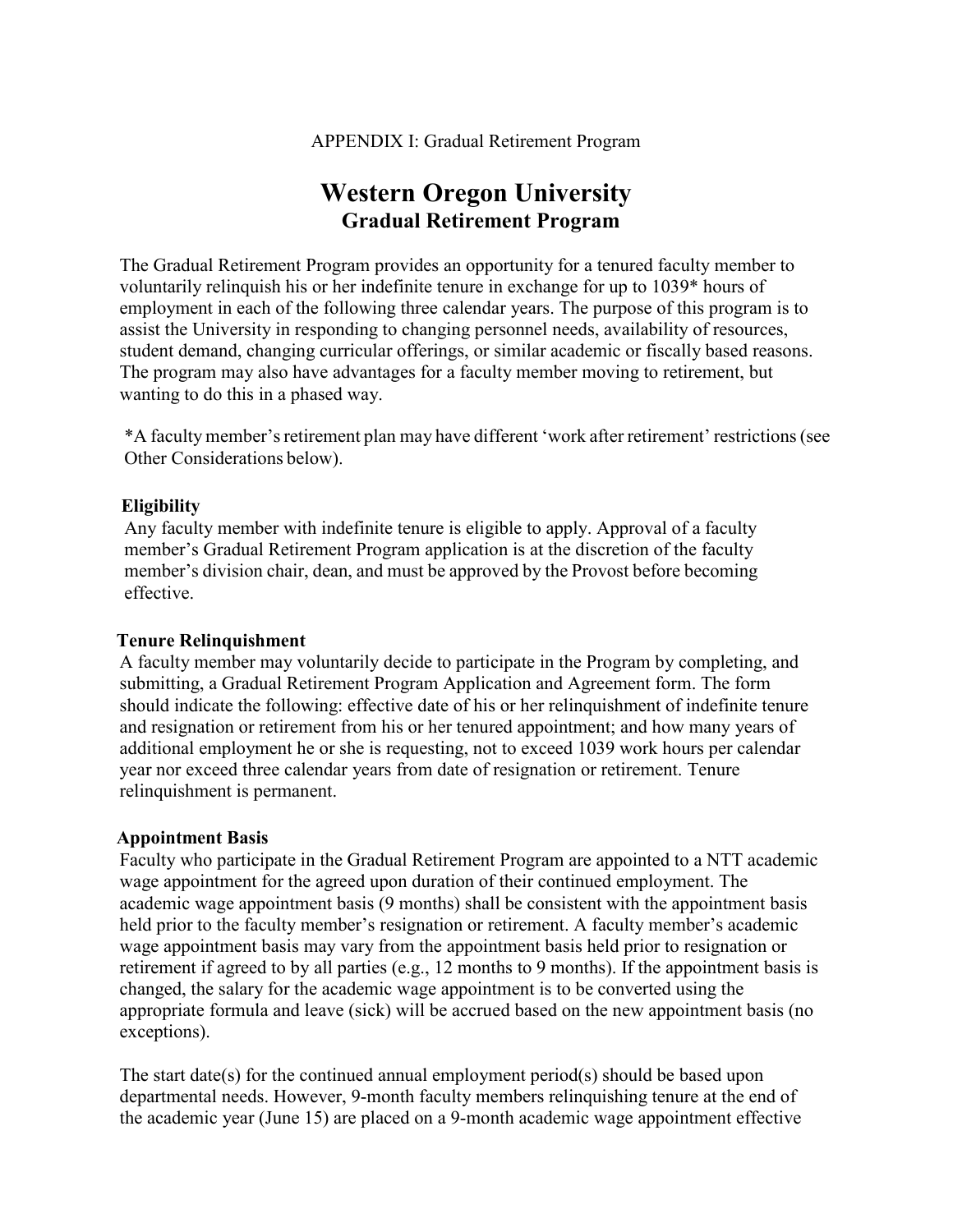APPENDIX I: Gradual Retirement Program

# Western Oregon University
## Gradual Retirement Program

The Gradual Retirement Program provides an opportunity for a tenured faculty member to voluntarily relinquish his or her indefinite tenure in exchange for up to 1039* hours of employment in each of the following three calendar years. The purpose of this program is to assist the University in responding to changing personnel needs, availability of resources, student demand, changing curricular offerings, or similar academic or fiscally based reasons. The program may also have advantages for a faculty member moving to retirement, but wanting to do this in a phased way.

*A faculty member's retirement plan may have different 'work after retirement' restrictions (see Other Considerations below).

**Eligibility**
Any faculty member with indefinite tenure is eligible to apply. Approval of a faculty member's Gradual Retirement Program application is at the discretion of the faculty member's division chair, dean, and must be approved by the Provost before becoming effective.

**Tenure Relinquishment**
A faculty member may voluntarily decide to participate in the Program by completing, and submitting, a Gradual Retirement Program Application and Agreement form. The form should indicate the following: effective date of his or her relinquishment of indefinite tenure and resignation or retirement from his or her tenured appointment; and how many years of additional employment he or she is requesting, not to exceed 1039 work hours per calendar year nor exceed three calendar years from date of resignation or retirement. Tenure relinquishment is permanent.

**Appointment Basis**
Faculty who participate in the Gradual Retirement Program are appointed to a NTT academic wage appointment for the agreed upon duration of their continued employment. The academic wage appointment basis (9 months) shall be consistent with the appointment basis held prior to the faculty member's resignation or retirement. A faculty member's academic wage appointment basis may vary from the appointment basis held prior to resignation or retirement if agreed to by all parties (e.g., 12 months to 9 months). If the appointment basis is changed, the salary for the academic wage appointment is to be converted using the appropriate formula and leave (sick) will be accrued based on the new appointment basis (no exceptions).

The start date(s) for the continued annual employment period(s) should be based upon departmental needs. However, 9-month faculty members relinquishing tenure at the end of the academic year (June 15) are placed on a 9-month academic wage appointment effective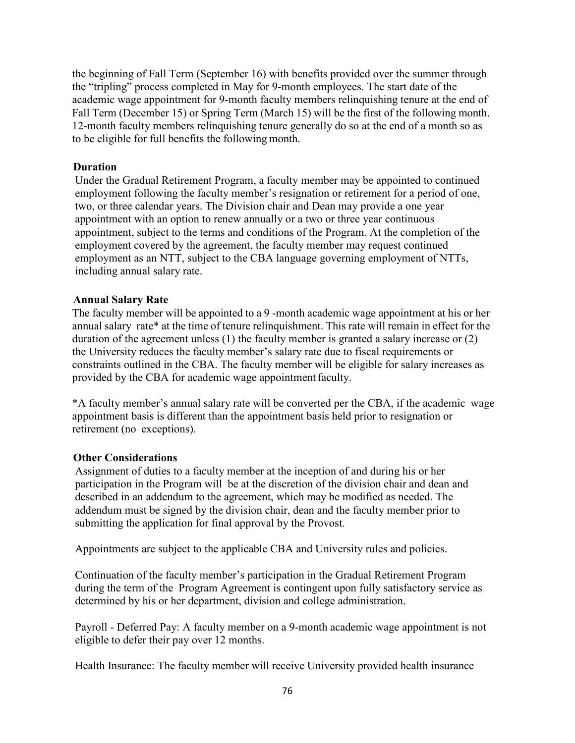the beginning of Fall Term (September 16) with benefits provided over the summer through the "tripling" process completed in May for 9-month employees. The start date of the academic wage appointment for 9-month faculty members relinquishing tenure at the end of Fall Term (December 15) or Spring Term (March 15) will be the first of the following month. 12-month faculty members relinquishing tenure generally do so at the end of a month so as to be eligible for full benefits the following month.

**Duration**

Under the Gradual Retirement Program, a faculty member may be appointed to continued employment following the faculty member's resignation or retirement for a period of one, two, or three calendar years. The Division chair and Dean may provide a one year appointment with an option to renew annually or a two or three year continuous appointment, subject to the terms and conditions of the Program. At the completion of the employment covered by the agreement, the faculty member may request continued employment as an NTT, subject to the CBA language governing employment of NTTs, including annual salary rate.

**Annual Salary Rate**

The faculty member will be appointed to a 9 -month academic wage appointment at his or her annual salary rate* at the time of tenure relinquishment. This rate will remain in effect for the duration of the agreement unless (1) the faculty member is granted a salary increase or (2) the University reduces the faculty member's salary rate due to fiscal requirements or constraints outlined in the CBA. The faculty member will be eligible for salary increases as provided by the CBA for academic wage appointment faculty.

*A faculty member's annual salary rate will be converted per the CBA, if the academic wage appointment basis is different than the appointment basis held prior to resignation or retirement (no exceptions).

**Other Considerations**

Assignment of duties to a faculty member at the inception of and during his or her participation in the Program will be at the discretion of the division chair and dean and described in an addendum to the agreement, which may be modified as needed. The addendum must be signed by the division chair, dean and the faculty member prior to submitting the application for final approval by the Provost.

Appointments are subject to the applicable CBA and University rules and policies.

Continuation of the faculty member's participation in the Gradual Retirement Program during the term of the Program Agreement is contingent upon fully satisfactory service as determined by his or her department, division and college administration.

Payroll - Deferred Pay: A faculty member on a 9-month academic wage appointment is not eligible to defer their pay over 12 months.

Health Insurance: The faculty member will receive University provided health insurance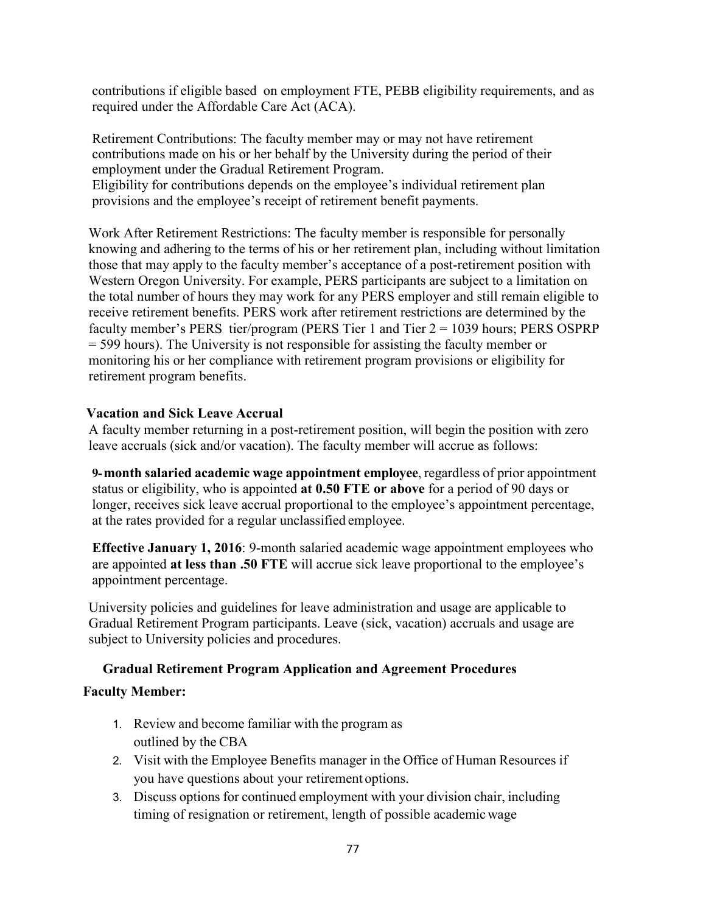contributions if eligible based on employment FTE, PEBB eligibility requirements, and as required under the Affordable Care Act (ACA).

Retirement Contributions: The faculty member may or may not have retirement contributions made on his or her behalf by the University during the period of their employment under the Gradual Retirement Program.
Eligibility for contributions depends on the employee's individual retirement plan provisions and the employee's receipt of retirement benefit payments.

Work After Retirement Restrictions: The faculty member is responsible for personally knowing and adhering to the terms of his or her retirement plan, including without limitation those that may apply to the faculty member's acceptance of a post-retirement position with Western Oregon University. For example, PERS participants are subject to a limitation on the total number of hours they may work for any PERS employer and still remain eligible to receive retirement benefits. PERS work after retirement restrictions are determined by the faculty member's PERS tier/program (PERS Tier 1 and Tier 2 = 1039 hours; PERS OSPRP = 599 hours). The University is not responsible for assisting the faculty member or monitoring his or her compliance with retirement program provisions or eligibility for retirement program benefits.

**Vacation and Sick Leave Accrual**

A faculty member returning in a post-retirement position, will begin the position with zero leave accruals (sick and/or vacation). The faculty member will accrue as follows:

**9-month salaried academic wage appointment employee**, regardless of prior appointment status or eligibility, who is appointed **at 0.50 FTE or above** for a period of 90 days or longer, receives sick leave accrual proportional to the employee's appointment percentage, at the rates provided for a regular unclassified employee.

**Effective January 1, 2016**: 9-month salaried academic wage appointment employees who are appointed **at less than .50 FTE** will accrue sick leave proportional to the employee's appointment percentage.

University policies and guidelines for leave administration and usage are applicable to Gradual Retirement Program participants. Leave (sick, vacation) accruals and usage are subject to University policies and procedures.

**Gradual Retirement Program Application and Agreement Procedures**

**Faculty Member:**

1. Review and become familiar with the program as outlined by the CBA
2. Visit with the Employee Benefits manager in the Office of Human Resources if you have questions about your retirement options.
3. Discuss options for continued employment with your division chair, including timing of resignation or retirement, length of possible academic wage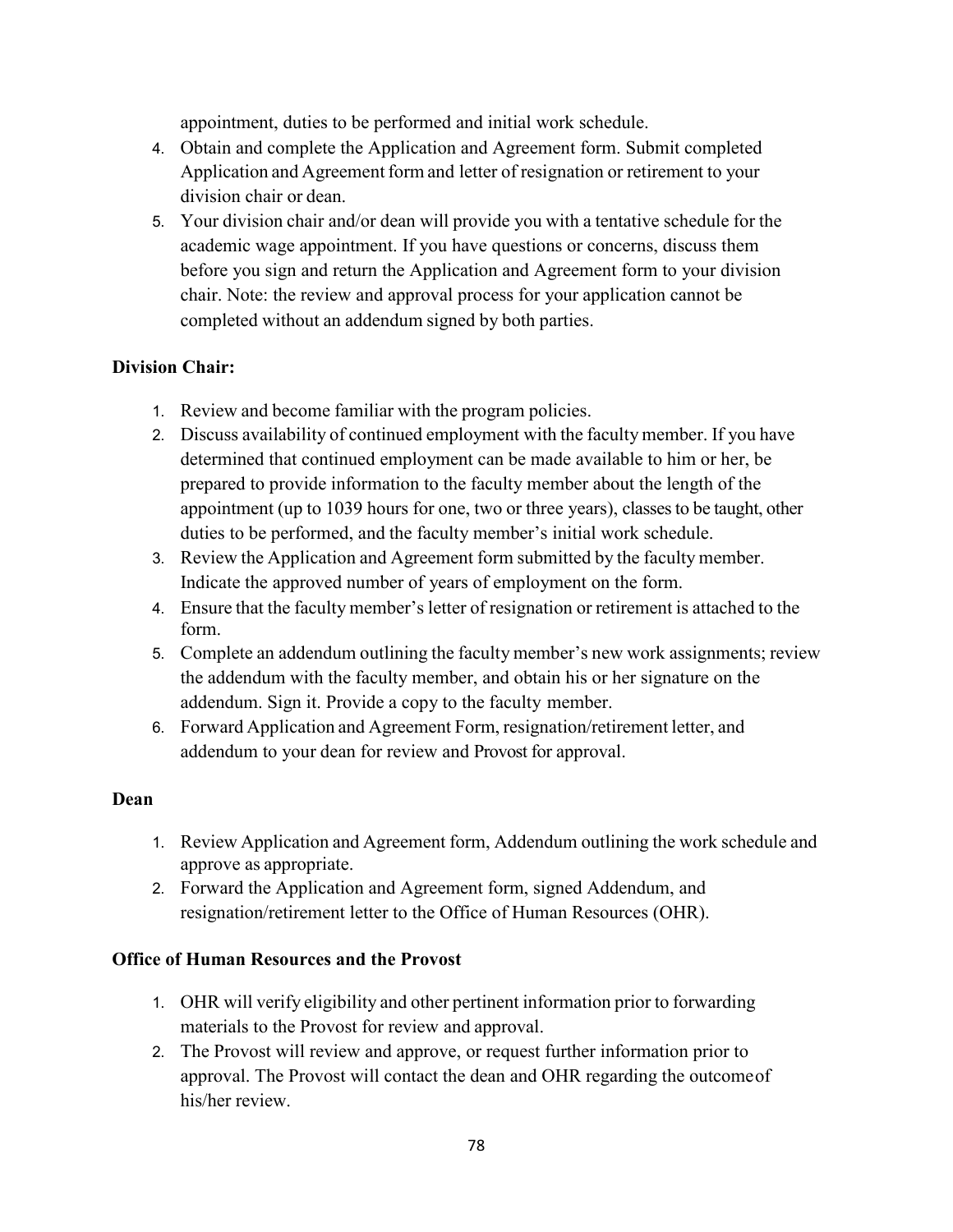appointment, duties to be performed and initial work schedule.

4. Obtain and complete the Application and Agreement form. Submit completed Application and Agreement form and letter of resignation or retirement to your division chair or dean.
5. Your division chair and/or dean will provide you with a tentative schedule for the academic wage appointment. If you have questions or concerns, discuss them before you sign and return the Application and Agreement form to your division chair. Note: the review and approval process for your application cannot be completed without an addendum signed by both parties.

**Division Chair:**

1. Review and become familiar with the program policies.
2. Discuss availability of continued employment with the faculty member. If you have determined that continued employment can be made available to him or her, be prepared to provide information to the faculty member about the length of the appointment (up to 1039 hours for one, two or three years), classes to be taught, other duties to be performed, and the faculty member's initial work schedule.
3. Review the Application and Agreement form submitted by the faculty member. Indicate the approved number of years of employment on the form.
4. Ensure that the faculty member's letter of resignation or retirement is attached to the form.
5. Complete an addendum outlining the faculty member's new work assignments; review the addendum with the faculty member, and obtain his or her signature on the addendum. Sign it. Provide a copy to the faculty member.
6. Forward Application and Agreement Form, resignation/retirement letter, and addendum to your dean for review and Provost for approval.

**Dean**

1. Review Application and Agreement form, Addendum outlining the work schedule and approve as appropriate.
2. Forward the Application and Agreement form, signed Addendum, and resignation/retirement letter to the Office of Human Resources (OHR).

**Office of Human Resources and the Provost**

1. OHR will verify eligibility and other pertinent information prior to forwarding materials to the Provost for review and approval.
2. The Provost will review and approve, or request further information prior to approval. The Provost will contact the dean and OHR regarding the outcome of his/her review.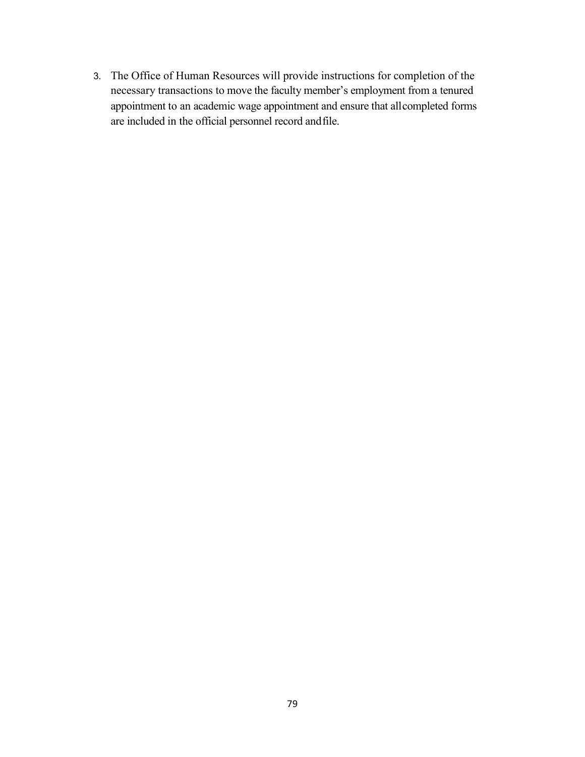3. The Office of Human Resources will provide instructions for completion of the necessary transactions to move the faculty member's employment from a tenured appointment to an academic wage appointment and ensure that all completed forms are included in the official personnel record and file.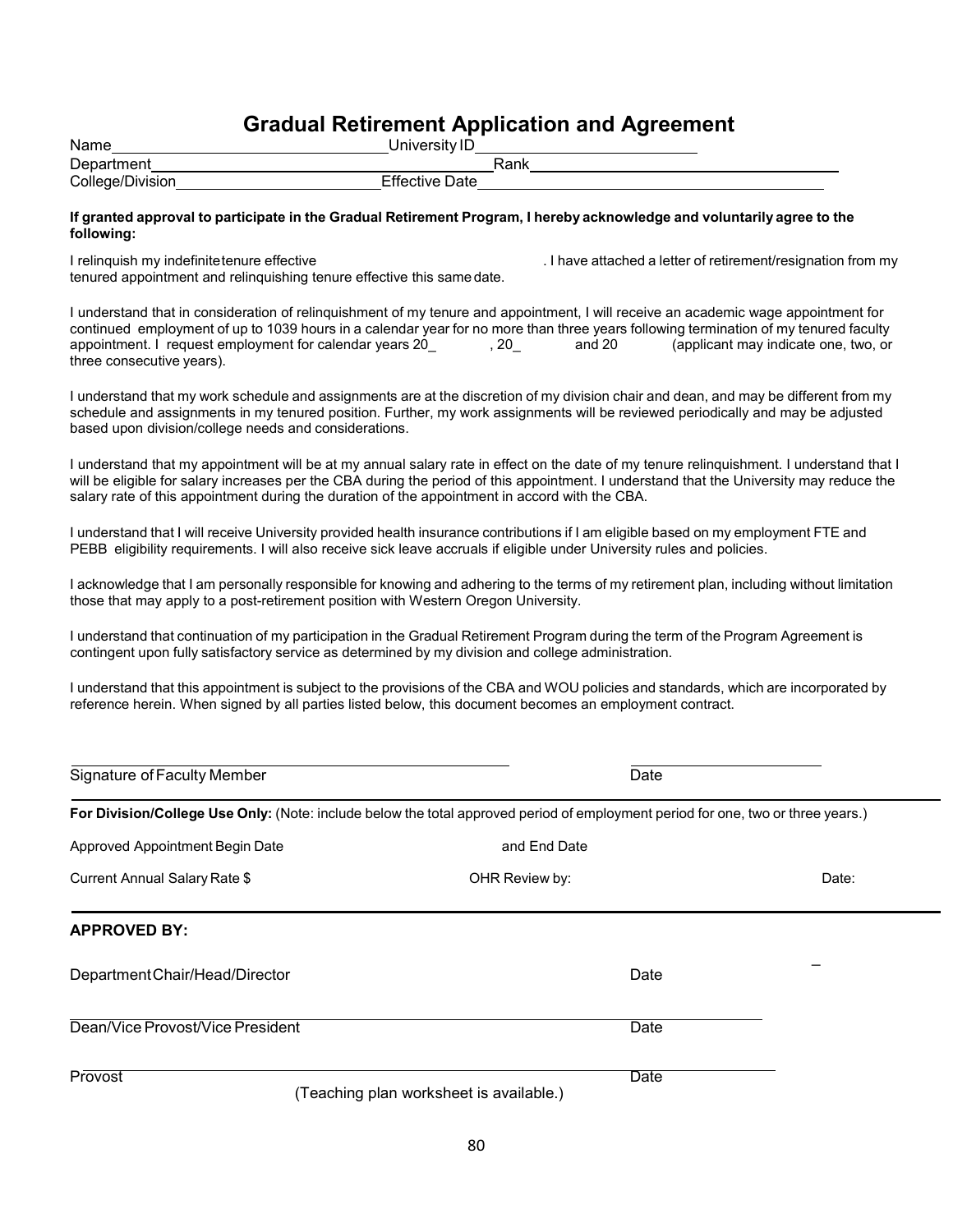# Gradual Retirement Application and Agreement

Name\_\_\_\_\_\_\_\_\_\_\_\_\_\_\_\_\_\_\_\_\_\_\_\_\_\_\_\_\_\_ University ID\_\_\_\_\_\_\_\_\_\_\_\_\_\_\_\_\_\_\_\_\_\_\_

Department\_\_\_\_\_\_\_\_\_\_\_\_\_\_\_\_\_\_\_\_\_\_\_\_\_\_\_\_\_\_\_\_\_\_\_\_\_\_\_ Rank\_\_\_\_\_\_\_\_\_\_\_\_\_\_\_\_\_\_\_\_\_\_\_\_\_\_\_\_\_\_\_\_\_\_\_\_

College/Division\_\_\_\_\_\_\_\_\_\_\_\_\_\_\_\_\_\_\_\_\_\_ Effective Date\_\_\_\_\_\_\_\_\_\_\_\_\_\_\_\_\_\_\_\_\_\_\_\_\_\_\_\_\_\_\_\_\_\_\_\_\_\_

**If granted approval to participate in the Gradual Retirement Program, I hereby acknowledge and voluntarily agree to the following:**

I relinquish my indefinite tenure effective \_\_\_\_\_\_\_\_\_\_\_\_\_\_\_\_\_\_\_\_\_\_\_\_\_\_. I have attached a letter of retirement/resignation from my tenured appointment and relinquishing tenure effective this same date.

I understand that in consideration of relinquishment of my tenure and appointment, I will receive an academic wage appointment for continued employment of up to 1039 hours in a calendar year for no more than three years following termination of my tenured faculty appointment. I request employment for calendar years 20\_ \_\_\_\_, 20\_ \_\_\_\_ and 20 \_\_\_\_ (applicant may indicate one, two, or three consecutive years).

I understand that my work schedule and assignments are at the discretion of my division chair and dean, and may be different from my schedule and assignments in my tenured position. Further, my work assignments will be reviewed periodically and may be adjusted based upon division/college needs and considerations.

I understand that my appointment will be at my annual salary rate in effect on the date of my tenure relinquishment. I understand that I will be eligible for salary increases per the CBA during the period of this appointment. I understand that the University may reduce the salary rate of this appointment during the duration of the appointment in accord with the CBA.

I understand that I will receive University provided health insurance contributions if I am eligible based on my employment FTE and PEBB eligibility requirements. I will also receive sick leave accruals if eligible under University rules and policies.

I acknowledge that I am personally responsible for knowing and adhering to the terms of my retirement plan, including without limitation those that may apply to a post-retirement position with Western Oregon University.

I understand that continuation of my participation in the Gradual Retirement Program during the term of the Program Agreement is contingent upon fully satisfactory service as determined by my division and college administration.

I understand that this appointment is subject to the provisions of the CBA and WOU policies and standards, which are incorporated by reference herein. When signed by all parties listed below, this document becomes an employment contract.

\_\_\_\_\_\_\_\_\_\_\_\_\_\_\_\_\_\_\_\_\_\_\_\_\_\_\_\_\_\_\_\_\_\_\_\_\_\_\_\_\_\_\_ \_\_\_\_\_\_\_\_\_\_\_\_\_\_\_\_\_\_\_\_

Signature of Faculty Member Date

---

**For Division/College Use Only:** (Note: include below the total approved period of employment period for one, two or three years.)

Approved Appointment Begin Date \_\_\_\_\_\_\_\_\_\_\_\_ and End Date \_\_\_\_\_\_\_\_\_\_\_\_

Current Annual Salary Rate $ \_\_\_\_\_\_\_\_\_\_\_\_ OHR Review by: \_\_\_\_\_\_\_\_\_\_\_\_ Date: \_\_\_\_\_\_\_\_\_\_\_\_

---

**APPROVED BY:**

\_\_\_\_\_\_\_\_\_\_\_\_\_\_\_\_\_\_\_\_\_\_\_\_\_\_\_\_\_\_\_\_\_\_\_\_\_\_\_\_\_\_\_ \_\_\_\_\_\_\_\_\_\_\_\_\_\_\_\_\_\_\_\_

Department Chair/Head/Director Date

\_\_\_\_\_\_\_\_\_\_\_\_\_\_\_\_\_\_\_\_\_\_\_\_\_\_\_\_\_\_\_\_\_\_\_\_\_\_\_\_\_\_\_ \_\_\_\_\_\_\_\_\_\_\_\_\_\_\_\_\_\_\_\_

Dean/Vice Provost/Vice President Date

\_\_\_\_\_\_\_\_\_\_\_\_\_\_\_\_\_\_\_\_\_\_\_\_\_\_\_\_\_\_\_\_\_\_\_\_\_\_\_\_\_\_\_ \_\_\_\_\_\_\_\_\_\_\_\_\_\_\_\_\_\_\_\_

Provost Date

(Teaching plan worksheet is available.)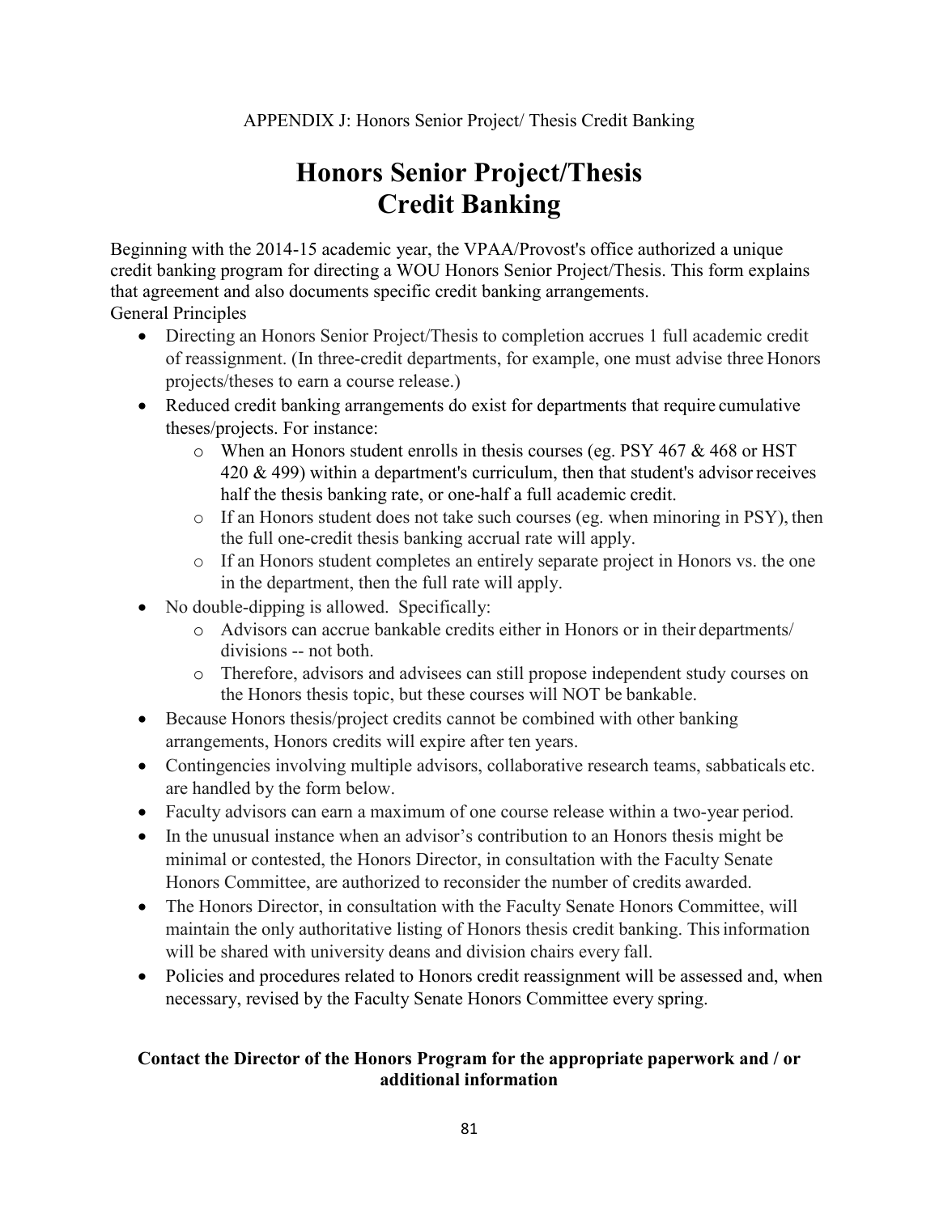APPENDIX J: Honors Senior Project/ Thesis Credit Banking

# Honors Senior Project/Thesis Credit Banking

Beginning with the 2014-15 academic year, the VPAA/Provost's office authorized a unique credit banking program for directing a WOU Honors Senior Project/Thesis. This form explains that agreement and also documents specific credit banking arrangements.

General Principles

- Directing an Honors Senior Project/Thesis to completion accrues 1 full academic credit of reassignment. (In three-credit departments, for example, one must advise three Honors projects/theses to earn a course release.)
- Reduced credit banking arrangements do exist for departments that require cumulative theses/projects. For instance:
  - When an Honors student enrolls in thesis courses (eg. PSY 467 & 468 or HST 420 & 499) within a department's curriculum, then that student's advisor receives half the thesis banking rate, or one-half a full academic credit.
  - If an Honors student does not take such courses (eg. when minoring in PSY), then the full one-credit thesis banking accrual rate will apply.
  - If an Honors student completes an entirely separate project in Honors vs. the one in the department, then the full rate will apply.
- No double-dipping is allowed. Specifically:
  - Advisors can accrue bankable credits either in Honors or in their departments/ divisions -- not both.
  - Therefore, advisors and advisees can still propose independent study courses on the Honors thesis topic, but these courses will NOT be bankable.
- Because Honors thesis/project credits cannot be combined with other banking arrangements, Honors credits will expire after ten years.
- Contingencies involving multiple advisors, collaborative research teams, sabbaticals etc. are handled by the form below.
- Faculty advisors can earn a maximum of one course release within a two-year period.
- In the unusual instance when an advisor's contribution to an Honors thesis might be minimal or contested, the Honors Director, in consultation with the Faculty Senate Honors Committee, are authorized to reconsider the number of credits awarded.
- The Honors Director, in consultation with the Faculty Senate Honors Committee, will maintain the only authoritative listing of Honors thesis credit banking. This information will be shared with university deans and division chairs every fall.
- Policies and procedures related to Honors credit reassignment will be assessed and, when necessary, revised by the Faculty Senate Honors Committee every spring.

**Contact the Director of the Honors Program for the appropriate paperwork and / or additional information**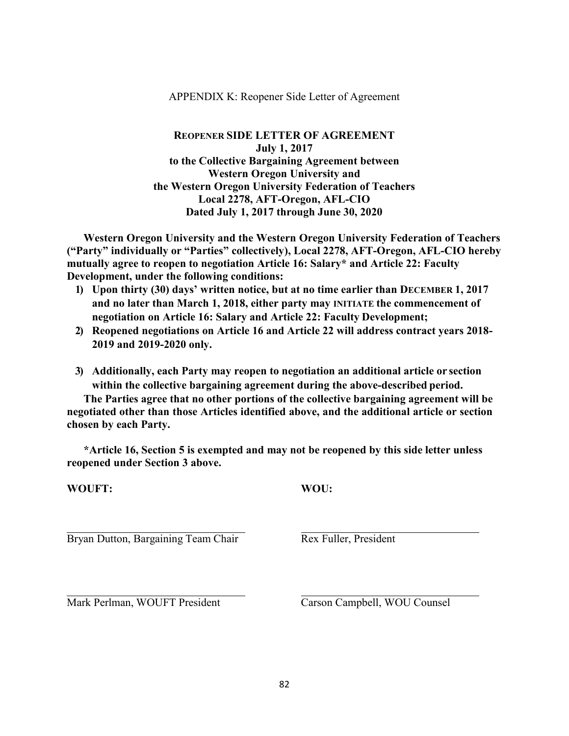APPENDIX K: Reopener Side Letter of Agreement

**REOPENER SIDE LETTER OF AGREEMENT**
**July 1, 2017**
**to the Collective Bargaining Agreement between**
**Western Oregon University and**
**the Western Oregon University Federation of Teachers**
**Local 2278, AFT-Oregon, AFL-CIO**
**Dated July 1, 2017 through June 30, 2020**

**Western Oregon University and the Western Oregon University Federation of Teachers ("Party" individually or "Parties" collectively), Local 2278, AFT-Oregon, AFL-CIO hereby mutually agree to reopen to negotiation Article 16: Salary* and Article 22: Faculty Development, under the following conditions:**

1) **Upon thirty (30) days' written notice, but at no time earlier than DECEMBER 1, 2017 and no later than March 1, 2018, either party may INITIATE the commencement of negotiation on Article 16: Salary and Article 22: Faculty Development;**
2) **Reopened negotiations on Article 16 and Article 22 will address contract years 2018-2019 and 2019-2020 only.**
3) **Additionally, each Party may reopen to negotiation an additional article or section within the collective bargaining agreement during the above-described period.**

**The Parties agree that no other portions of the collective bargaining agreement will be negotiated other than those Articles identified above, and the additional article or section chosen by each Party.**

**\*Article 16, Section 5 is exempted and may not be reopened by this side letter unless reopened under Section 3 above.**

| **WOUFT:** | **WOU:** |
|---|---|
| Bryan Dutton, Bargaining Team Chair | Rex Fuller, President |
| Mark Perlman, WOUFT President | Carson Campbell, WOU Counsel |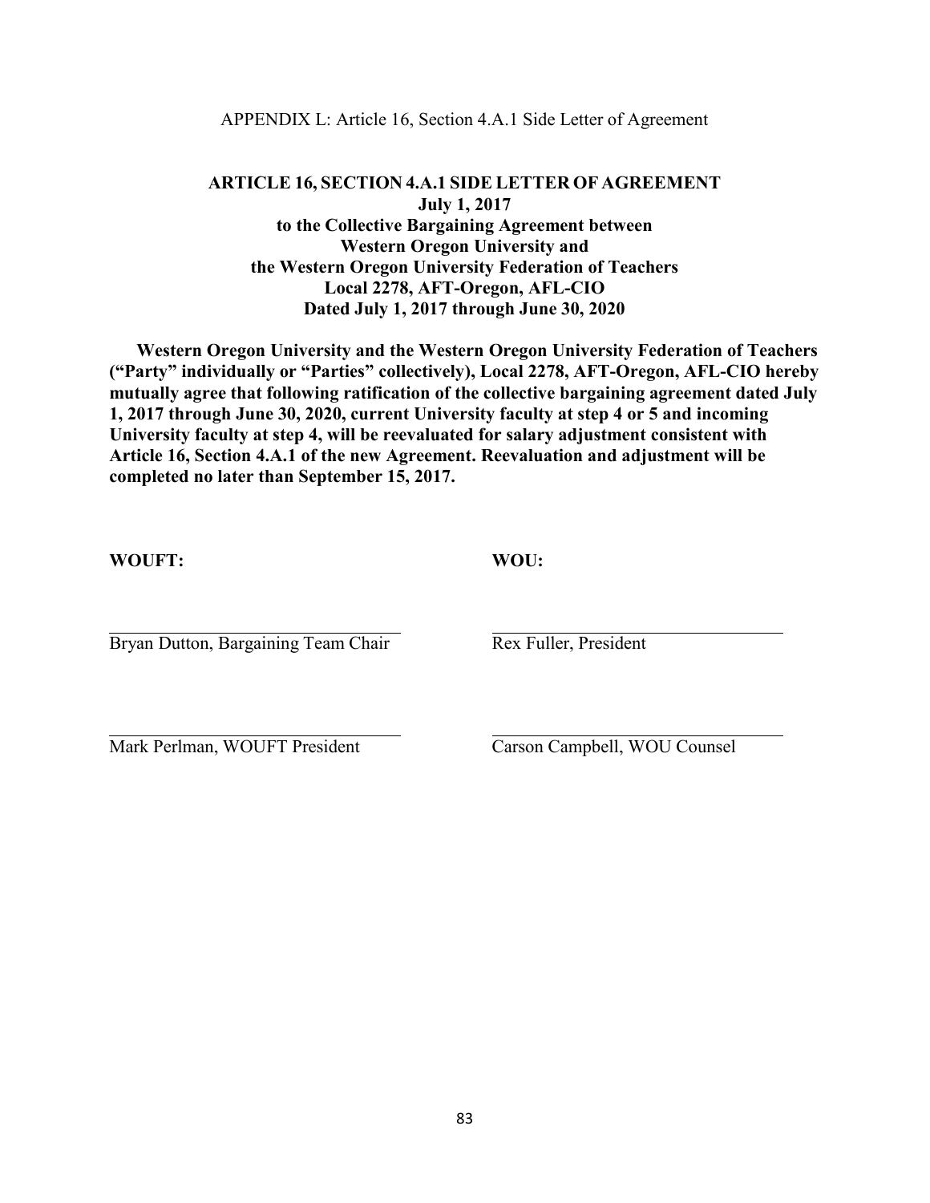APPENDIX L: Article 16, Section 4.A.1 Side Letter of Agreement

**ARTICLE 16, SECTION 4.A.1 SIDE LETTER OF AGREEMENT**
**July 1, 2017**
**to the Collective Bargaining Agreement between**
**Western Oregon University and**
**the Western Oregon University Federation of Teachers**
**Local 2278, AFT-Oregon, AFL-CIO**
**Dated July 1, 2017 through June 30, 2020**

**Western Oregon University and the Western Oregon University Federation of Teachers ("Party" individually or "Parties" collectively), Local 2278, AFT-Oregon, AFL-CIO hereby mutually agree that following ratification of the collective bargaining agreement dated July 1, 2017 through June 30, 2020, current University faculty at step 4 or 5 and incoming University faculty at step 4, will be reevaluated for salary adjustment consistent with Article 16, Section 4.A.1 of the new Agreement. Reevaluation and adjustment will be completed no later than September 15, 2017.**

| **WOUFT:** | **WOU:** |
|---|---|
| ______________________________ | ______________________________ |
| Bryan Dutton, Bargaining Team Chair | Rex Fuller, President |
| ______________________________ | ______________________________ |
| Mark Perlman, WOUFT President | Carson Campbell, WOU Counsel |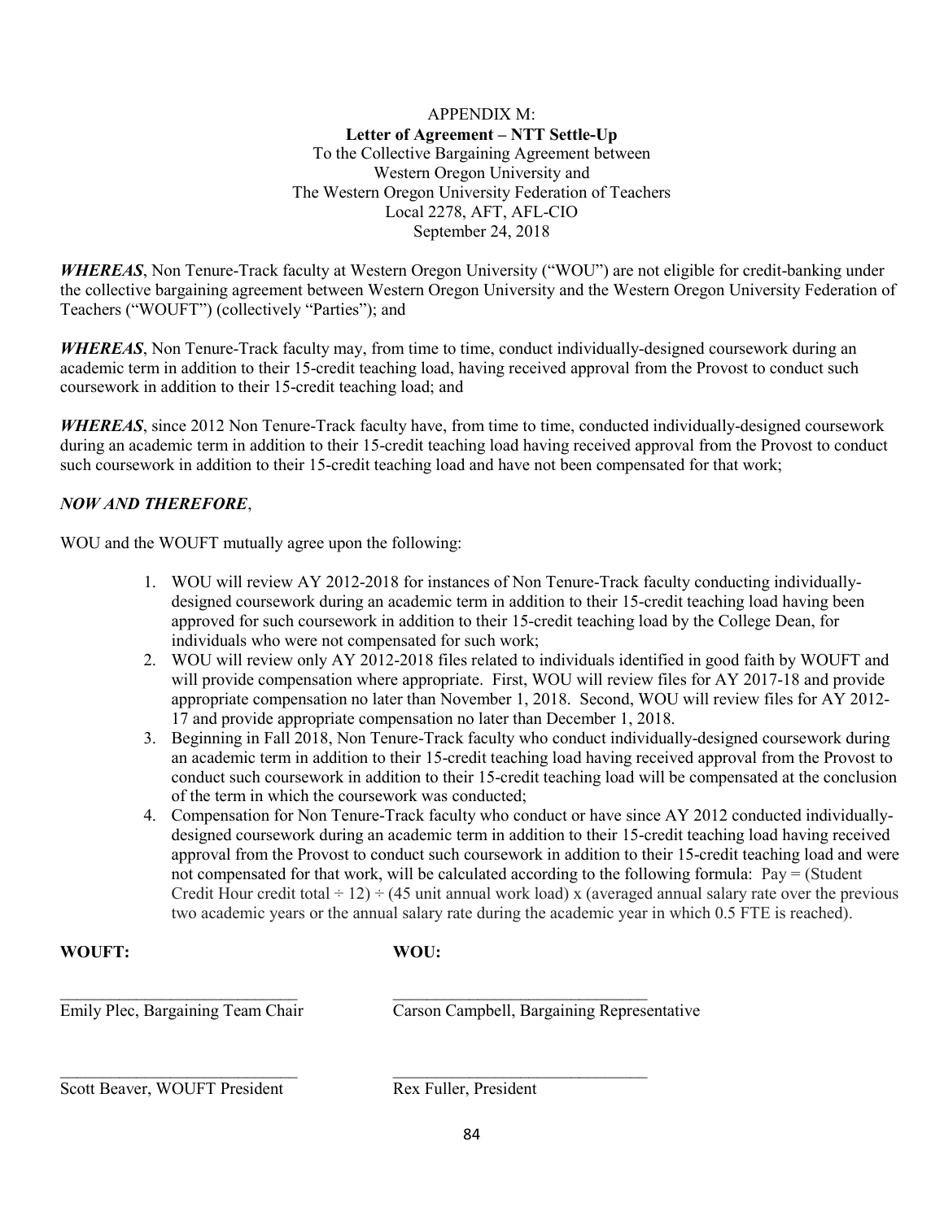APPENDIX M:

**Letter of Agreement – NTT Settle-Up**

To the Collective Bargaining Agreement between
Western Oregon University and
The Western Oregon University Federation of Teachers
Local 2278, AFT, AFL-CIO
September 24, 2018

***WHEREAS***, Non Tenure-Track faculty at Western Oregon University ("WOU") are not eligible for credit-banking under the collective bargaining agreement between Western Oregon University and the Western Oregon University Federation of Teachers ("WOUFT") (collectively "Parties"); and

***WHEREAS***, Non Tenure-Track faculty may, from time to time, conduct individually-designed coursework during an academic term in addition to their 15-credit teaching load, having received approval from the Provost to conduct such coursework in addition to their 15-credit teaching load; and

***WHEREAS***, since 2012 Non Tenure-Track faculty have, from time to time, conducted individually-designed coursework during an academic term in addition to their 15-credit teaching load having received approval from the Provost to conduct such coursework in addition to their 15-credit teaching load and have not been compensated for that work;

***NOW AND THEREFORE***,

WOU and the WOUFT mutually agree upon the following:

1. WOU will review AY 2012-2018 for instances of Non Tenure-Track faculty conducting individually-designed coursework during an academic term in addition to their 15-credit teaching load having been approved for such coursework in addition to their 15-credit teaching load by the College Dean, for individuals who were not compensated for such work;
2. WOU will review only AY 2012-2018 files related to individuals identified in good faith by WOUFT and will provide compensation where appropriate. First, WOU will review files for AY 2017-18 and provide appropriate compensation no later than November 1, 2018. Second, WOU will review files for AY 2012-17 and provide appropriate compensation no later than December 1, 2018.
3. Beginning in Fall 2018, Non Tenure-Track faculty who conduct individually-designed coursework during an academic term in addition to their 15-credit teaching load having received approval from the Provost to conduct such coursework in addition to their 15-credit teaching load will be compensated at the conclusion of the term in which the coursework was conducted;
4. Compensation for Non Tenure-Track faculty who conduct or have since AY 2012 conducted individually-designed coursework during an academic term in addition to their 15-credit teaching load having received approval from the Provost to conduct such coursework in addition to their 15-credit teaching load and were not compensated for that work, will be calculated according to the following formula: Pay = (Student Credit Hour credit total ÷ 12) ÷ (45 unit annual work load) x (averaged annual salary rate over the previous two academic years or the annual salary rate during the academic year in which 0.5 FTE is reached).

| **WOUFT:** | **WOU:** |
|---|---|
| ______________________________ | ______________________________ |
| Emily Plec, Bargaining Team Chair | Carson Campbell, Bargaining Representative |
| ______________________________ | ______________________________ |
| Scott Beaver, WOUFT President | Rex Fuller, President |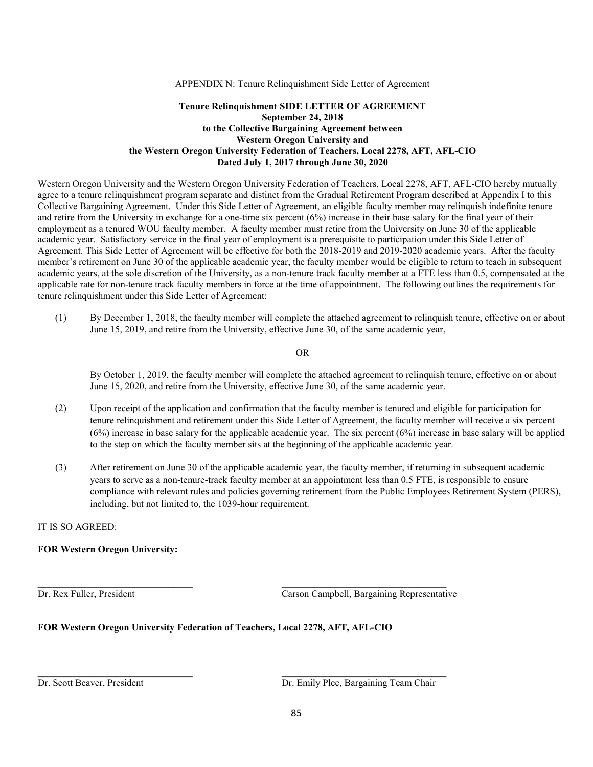APPENDIX N: Tenure Relinquishment Side Letter of Agreement

**Tenure Relinquishment SIDE LETTER OF AGREEMENT**
**September 24, 2018**
**to the Collective Bargaining Agreement between**
**Western Oregon University and**
**the Western Oregon University Federation of Teachers, Local 2278, AFT, AFL-CIO**
**Dated July 1, 2017 through June 30, 2020**

Western Oregon University and the Western Oregon University Federation of Teachers, Local 2278, AFT, AFL-CIO hereby mutually agree to a tenure relinquishment program separate and distinct from the Gradual Retirement Program described at Appendix I to this Collective Bargaining Agreement. Under this Side Letter of Agreement, an eligible faculty member may relinquish indefinite tenure and retire from the University in exchange for a one-time six percent (6%) increase in their base salary for the final year of their employment as a tenured WOU faculty member. A faculty member must retire from the University on June 30 of the applicable academic year. Satisfactory service in the final year of employment is a prerequisite to participation under this Side Letter of Agreement. This Side Letter of Agreement will be effective for both the 2018-2019 and 2019-2020 academic years. After the faculty member's retirement on June 30 of the applicable academic year, the faculty member would be eligible to return to teach in subsequent academic years, at the sole discretion of the University, as a non-tenure track faculty member at a FTE less than 0.5, compensated at the applicable rate for non-tenure track faculty members in force at the time of appointment. The following outlines the requirements for tenure relinquishment under this Side Letter of Agreement:

(1) By December 1, 2018, the faculty member will complete the attached agreement to relinquish tenure, effective on or about June 15, 2019, and retire from the University, effective June 30, of the same academic year,

OR

By October 1, 2019, the faculty member will complete the attached agreement to relinquish tenure, effective on or about June 15, 2020, and retire from the University, effective June 30, of the same academic year.

(2) Upon receipt of the application and confirmation that the faculty member is tenured and eligible for participation for tenure relinquishment and retirement under this Side Letter of Agreement, the faculty member will receive a six percent (6%) increase in base salary for the applicable academic year. The six percent (6%) increase in base salary will be applied to the step on which the faculty member sits at the beginning of the applicable academic year.

(3) After retirement on June 30 of the applicable academic year, the faculty member, if returning in subsequent academic years to serve as a non-tenure-track faculty member at an appointment less than 0.5 FTE, is responsible to ensure compliance with relevant rules and policies governing retirement from the Public Employees Retirement System (PERS), including, but not limited to, the 1039-hour requirement.

IT IS SO AGREED:

**FOR Western Oregon University:**

\_\_\_\_\_\_\_\_\_\_\_\_\_\_\_\_\_\_\_\_\_\_\_\_\_\_\_\_\_\_\_\_
Dr. Rex Fuller, President

\_\_\_\_\_\_\_\_\_\_\_\_\_\_\_\_\_\_\_\_\_\_\_\_\_\_\_\_\_\_\_\_
Carson Campbell, Bargaining Representative

**FOR Western Oregon University Federation of Teachers, Local 2278, AFT, AFL-CIO**

\_\_\_\_\_\_\_\_\_\_\_\_\_\_\_\_\_\_\_\_\_\_\_\_\_\_\_\_\_\_\_\_
Dr. Scott Beaver, President

\_\_\_\_\_\_\_\_\_\_\_\_\_\_\_\_\_\_\_\_\_\_\_\_\_\_\_\_\_\_\_\_
Dr. Emily Plec, Bargaining Team Chair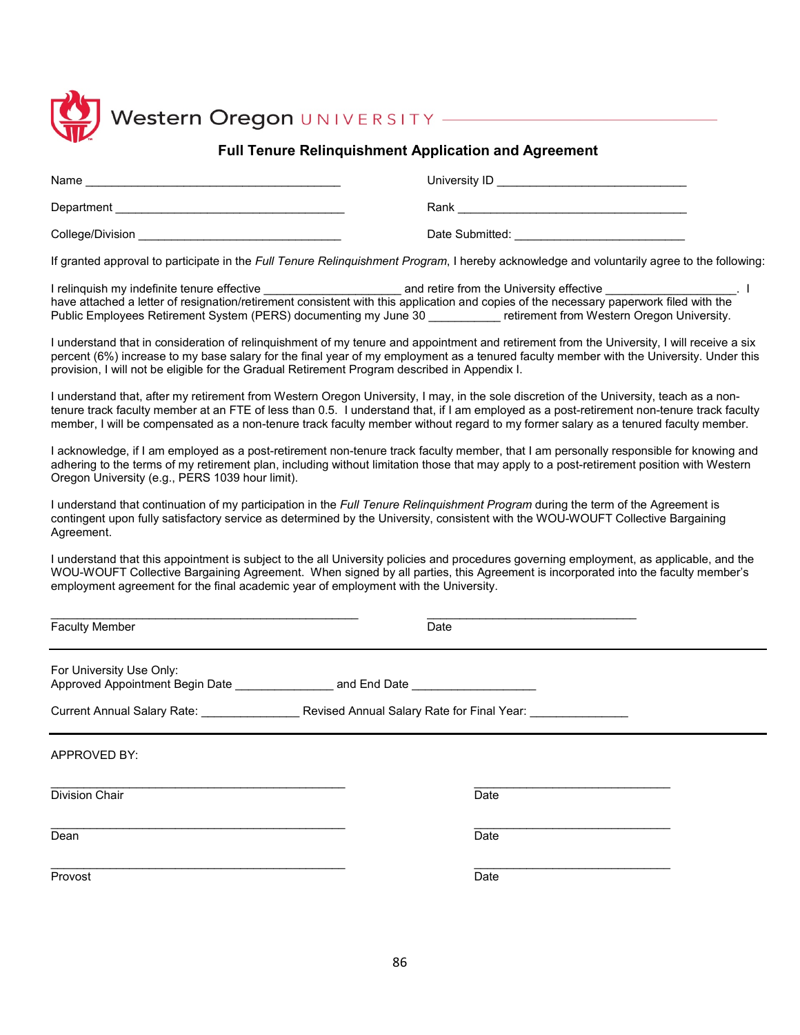Western Oregon UNIVERSITY

## Full Tenure Relinquishment Application and Agreement

Name ______________________________________ University ID ____________________________

Department __________________________________ Rank __________________________________

College/Division ______________________________ Date Submitted: _________________________

If granted approval to participate in the *Full Tenure Relinquishment Program*, I hereby acknowledge and voluntarily agree to the following:

I relinquish my indefinite tenure effective ____________________ and retire from the University effective ___________________. I have attached a letter of resignation/retirement consistent with this application and copies of the necessary paperwork filed with the Public Employees Retirement System (PERS) documenting my June 30 __________ retirement from Western Oregon University.

I understand that in consideration of relinquishment of my tenure and appointment and retirement from the University, I will receive a six percent (6%) increase to my base salary for the final year of my employment as a tenured faculty member with the University. Under this provision, I will not be eligible for the Gradual Retirement Program described in Appendix I.

I understand that, after my retirement from Western Oregon University, I may, in the sole discretion of the University, teach as a non-tenure track faculty member at an FTE of less than 0.5. I understand that, if I am employed as a post-retirement non-tenure track faculty member, I will be compensated as a non-tenure track faculty member without regard to my former salary as a tenured faculty member.

I acknowledge, if I am employed as a post-retirement non-tenure track faculty member, that I am personally responsible for knowing and adhering to the terms of my retirement plan, including without limitation those that may apply to a post-retirement position with Western Oregon University (e.g., PERS 1039 hour limit).

I understand that continuation of my participation in the *Full Tenure Relinquishment Program* during the term of the Agreement is contingent upon fully satisfactory service as determined by the University, consistent with the WOU-WOUFT Collective Bargaining Agreement.

I understand that this appointment is subject to the all University policies and procedures governing employment, as applicable, and the WOU-WOUFT Collective Bargaining Agreement. When signed by all parties, this Agreement is incorporated into the faculty member's employment agreement for the final academic year of employment with the University.

_____________________________________________ ______________________________

Faculty Member Date

---

For University Use Only:
Approved Appointment Begin Date ______________ and End Date __________________

Current Annual Salary Rate: ______________ Revised Annual Salary Rate for Final Year: ______________

---

APPROVED BY:

_____________________________________________ ______________________________

Division Chair Date

_____________________________________________ ______________________________

Dean Date

_____________________________________________ ______________________________

Provost Date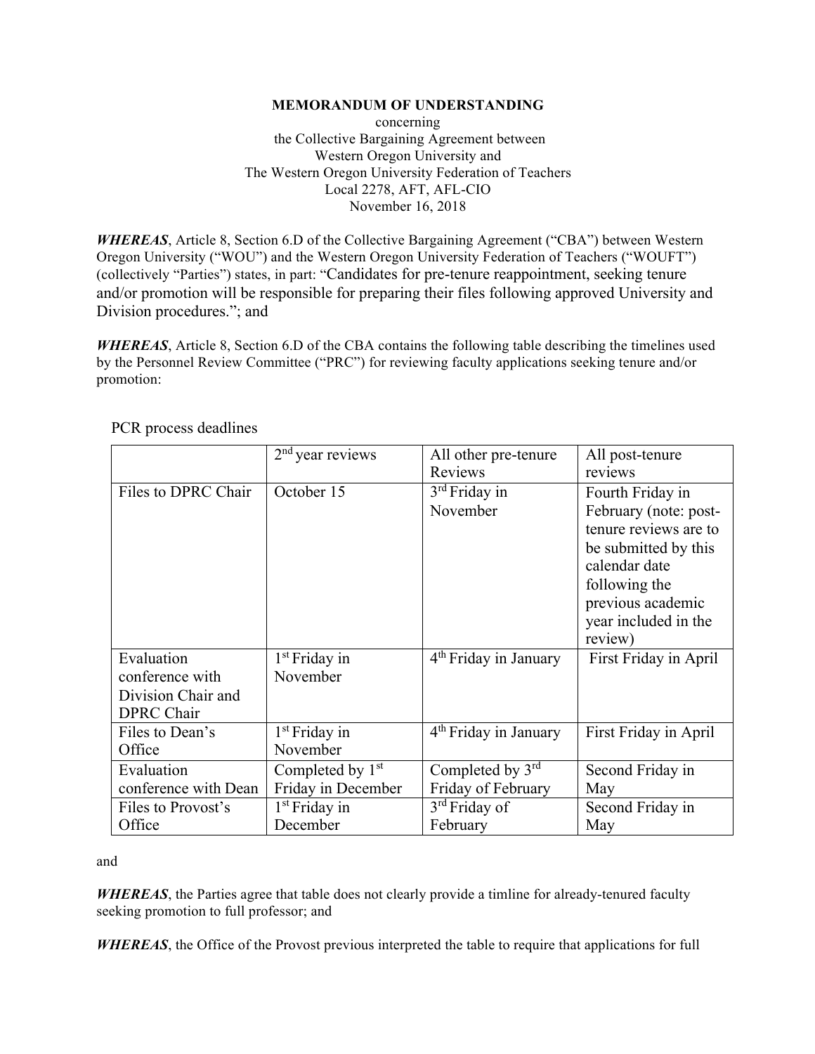**MEMORANDUM OF UNDERSTANDING**
concerning
the Collective Bargaining Agreement between
Western Oregon University and
The Western Oregon University Federation of Teachers
Local 2278, AFT, AFL-CIO
November 16, 2018

***WHEREAS***, Article 8, Section 6.D of the Collective Bargaining Agreement ("CBA") between Western Oregon University ("WOU") and the Western Oregon University Federation of Teachers ("WOUFT") (collectively "Parties") states, in part: "Candidates for pre-tenure reappointment, seeking tenure and/or promotion will be responsible for preparing their files following approved University and Division procedures."; and

***WHEREAS***, Article 8, Section 6.D of the CBA contains the following table describing the timelines used by the Personnel Review Committee ("PRC") for reviewing faculty applications seeking tenure and/or promotion:

PCR process deadlines

| | 2nd year reviews | All other pre-tenure Reviews | All post-tenure reviews |
|---|---|---|---|
| Files to DPRC Chair | October 15 | 3rd Friday in November | Fourth Friday in February (note: post-tenure reviews are to be submitted by this calendar date following the previous academic year included in the review) |
| Evaluation conference with Division Chair and DPRC Chair | 1st Friday in November | 4th Friday in January | First Friday in April |
| Files to Dean's Office | 1st Friday in November | 4th Friday in January | First Friday in April |
| Evaluation conference with Dean | Completed by 1st Friday in December | Completed by 3rd Friday of February | Second Friday in May |
| Files to Provost's Office | 1st Friday in December | 3rd Friday of February | Second Friday in May |

and

***WHEREAS***, the Parties agree that table does not clearly provide a timline for already-tenured faculty seeking promotion to full professor; and

***WHEREAS***, the Office of the Provost previous interpreted the table to require that applications for full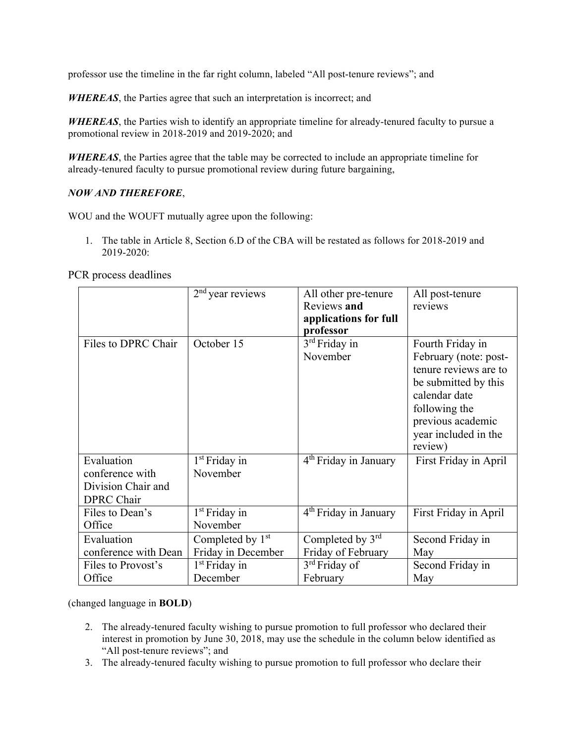professor use the timeline in the far right column, labeled "All post-tenure reviews"; and

***WHEREAS***, the Parties agree that such an interpretation is incorrect; and

***WHEREAS***, the Parties wish to identify an appropriate timeline for already-tenured faculty to pursue a promotional review in 2018-2019 and 2019-2020; and

***WHEREAS***, the Parties agree that the table may be corrected to include an appropriate timeline for already-tenured faculty to pursue promotional review during future bargaining,

***NOW AND THEREFORE***,

WOU and the WOUFT mutually agree upon the following:

1. The table in Article 8, Section 6.D of the CBA will be restated as follows for 2018-2019 and 2019-2020:

PCR process deadlines

| | 2nd year reviews | All other pre-tenure Reviews **and applications for full professor** | All post-tenure reviews |
|---|---|---|---|
| Files to DPRC Chair | October 15 | 3rd Friday in November | Fourth Friday in February (note: post-tenure reviews are to be submitted by this calendar date following the previous academic year included in the review) |
| Evaluation conference with Division Chair and DPRC Chair | 1st Friday in November | 4th Friday in January | First Friday in April |
| Files to Dean's Office | 1st Friday in November | 4th Friday in January | First Friday in April |
| Evaluation conference with Dean | Completed by 1st Friday in December | Completed by 3rd Friday of February | Second Friday in May |
| Files to Provost's Office | 1st Friday in December | 3rd Friday of February | Second Friday in May |

(changed language in **BOLD**)

2. The already-tenured faculty wishing to pursue promotion to full professor who declared their interest in promotion by June 30, 2018, may use the schedule in the column below identified as "All post-tenure reviews"; and
3. The already-tenured faculty wishing to pursue promotion to full professor who declare their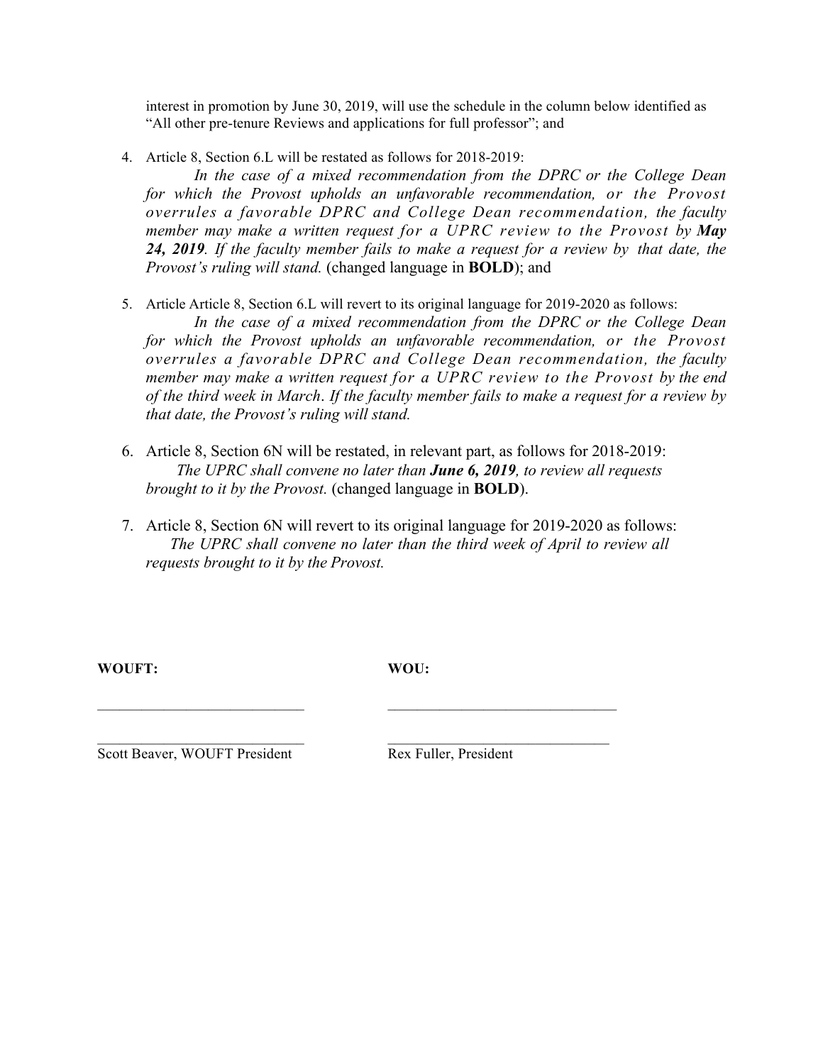interest in promotion by June 30, 2019, will use the schedule in the column below identified as "All other pre-tenure Reviews and applications for full professor"; and

4. Article 8, Section 6.L will be restated as follows for 2018-2019:

   *In the case of a mixed recommendation from the DPRC or the College Dean for which the Provost upholds an unfavorable recommendation, or the Provost overrules a favorable DPRC and College Dean recommendation, the faculty member may make a written request for a UPRC review to the Provost by* ***May 24, 2019****. If the faculty member fails to make a request for a review by that date, the Provost's ruling will stand.* (changed language in **BOLD**); and

5. Article Article 8, Section 6.L will revert to its original language for 2019-2020 as follows:

   *In the case of a mixed recommendation from the DPRC or the College Dean for which the Provost upholds an unfavorable recommendation, or the Provost overrules a favorable DPRC and College Dean recommendation, the faculty member may make a written request for a UPRC review to the Provost by the end of the third week in March. If the faculty member fails to make a request for a review by that date, the Provost's ruling will stand.*

6. Article 8, Section 6N will be restated, in relevant part, as follows for 2018-2019:

   *The UPRC shall convene no later than* ***June 6, 2019****, to review all requests brought to it by the Provost.* (changed language in **BOLD**).

7. Article 8, Section 6N will revert to its original language for 2019-2020 as follows:

   *The UPRC shall convene no later than the third week of April to review all requests brought to it by the Provost.*

| **WOUFT:** | **WOU:** |
| --- | --- |
| ____________________________ | ________________________________ |
| ____________________________ | ________________________________ |
| Scott Beaver, WOUFT President | Rex Fuller, President |